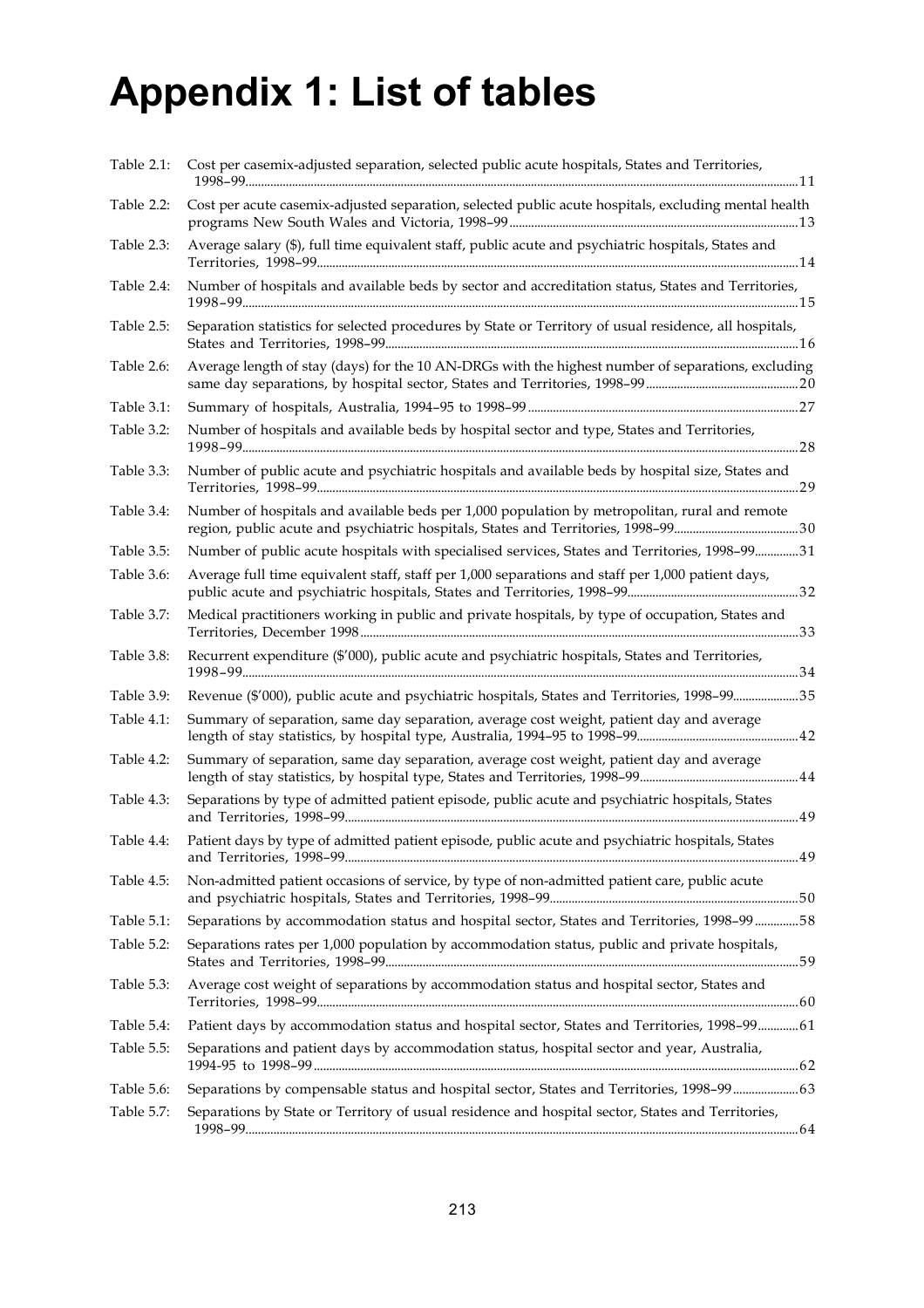# Appendix 1: List of tables

| | | |
|---|---|---|
| Table 2.1: | Cost per casemix-adjusted separation, selected public acute hospitals, States and Territories, 1998–99 | 11 |
| Table 2.2: | Cost per acute casemix-adjusted separation, selected public acute hospitals, excluding mental health programs New South Wales and Victoria, 1998–99 | 13 |
| Table 2.3: | Average salary ($), full time equivalent staff, public acute and psychiatric hospitals, States and Territories, 1998–99 | 14 |
| Table 2.4: | Number of hospitals and available beds by sector and accreditation status, States and Territories, 1998–99 | 15 |
| Table 2.5: | Separation statistics for selected procedures by State or Territory of usual residence, all hospitals, States and Territories, 1998–99 | 16 |
| Table 2.6: | Average length of stay (days) for the 10 AN-DRGs with the highest number of separations, excluding same day separations, by hospital sector, States and Territories, 1998–99 | 20 |
| Table 3.1: | Summary of hospitals, Australia, 1994–95 to 1998–99 | 27 |
| Table 3.2: | Number of hospitals and available beds by hospital sector and type, States and Territories, 1998–99 | 28 |
| Table 3.3: | Number of public acute and psychiatric hospitals and available beds by hospital size, States and Territories, 1998–99 | 29 |
| Table 3.4: | Number of hospitals and available beds per 1,000 population by metropolitan, rural and remote region, public acute and psychiatric hospitals, States and Territories, 1998–99 | 30 |
| Table 3.5: | Number of public acute hospitals with specialised services, States and Territories, 1998–99 | 31 |
| Table 3.6: | Average full time equivalent staff, staff per 1,000 separations and staff per 1,000 patient days, public acute and psychiatric hospitals, States and Territories, 1998–99 | 32 |
| Table 3.7: | Medical practitioners working in public and private hospitals, by type of occupation, States and Territories, December 1998 | 33 |
| Table 3.8: | Recurrent expenditure ($'000), public acute and psychiatric hospitals, States and Territories, 1998–99 | 34 |
| Table 3.9: | Revenue ($'000), public acute and psychiatric hospitals, States and Territories, 1998–99 | 35 |
| Table 4.1: | Summary of separation, same day separation, average cost weight, patient day and average length of stay statistics, by hospital type, Australia, 1994–95 to 1998–99 | 42 |
| Table 4.2: | Summary of separation, same day separation, average cost weight, patient day and average length of stay statistics, by hospital type, States and Territories, 1998–99 | 44 |
| Table 4.3: | Separations by type of admitted patient episode, public acute and psychiatric hospitals, States and Territories, 1998–99 | 49 |
| Table 4.4: | Patient days by type of admitted patient episode, public acute and psychiatric hospitals, States and Territories, 1998–99 | 49 |
| Table 4.5: | Non-admitted patient occasions of service, by type of non-admitted patient care, public acute and psychiatric hospitals, States and Territories, 1998–99 | 50 |
| Table 5.1: | Separations by accommodation status and hospital sector, States and Territories, 1998–99 | 58 |
| Table 5.2: | Separations rates per 1,000 population by accommodation status, public and private hospitals, States and Territories, 1998–99 | 59 |
| Table 5.3: | Average cost weight of separations by accommodation status and hospital sector, States and Territories, 1998–99 | 60 |
| Table 5.4: | Patient days by accommodation status and hospital sector, States and Territories, 1998–99 | 61 |
| Table 5.5: | Separations and patient days by accommodation status, hospital sector and year, Australia, 1994-95 to 1998–99 | 62 |
| Table 5.6: | Separations by compensable status and hospital sector, States and Territories, 1998–99 | 63 |
| Table 5.7: | Separations by State or Territory of usual residence and hospital sector, States and Territories, 1998–99 | 64 |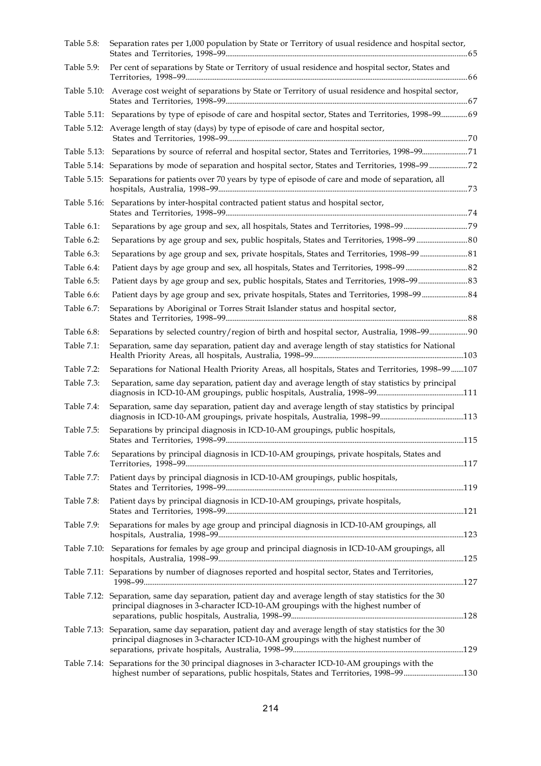| | | |
|---|---|---|
| Table 5.8: | Separation rates per 1,000 population by State or Territory of usual residence and hospital sector, States and Territories, 1998–99 | 65 |
| Table 5.9: | Per cent of separations by State or Territory of usual residence and hospital sector, States and Territories, 1998–99 | 66 |
| Table 5.10: | Average cost weight of separations by State or Territory of usual residence and hospital sector, States and Territories, 1998–99 | 67 |
| Table 5.11: | Separations by type of episode of care and hospital sector, States and Territories, 1998–99 | 69 |
| Table 5.12: | Average length of stay (days) by type of episode of care and hospital sector, States and Territories, 1998–99 | 70 |
| Table 5.13: | Separations by source of referral and hospital sector, States and Territories, 1998–99 | 71 |
| Table 5.14: | Separations by mode of separation and hospital sector, States and Territories, 1998–99 | 72 |
| Table 5.15: | Separations for patients over 70 years by type of episode of care and mode of separation, all hospitals, Australia, 1998–99 | 73 |
| Table 5.16: | Separations by inter-hospital contracted patient status and hospital sector, States and Territories, 1998–99 | 74 |
| Table 6.1: | Separations by age group and sex, all hospitals, States and Territories, 1998–99 | 79 |
| Table 6.2: | Separations by age group and sex, public hospitals, States and Territories, 1998–99 | 80 |
| Table 6.3: | Separations by age group and sex, private hospitals, States and Territories, 1998–99 | 81 |
| Table 6.4: | Patient days by age group and sex, all hospitals, States and Territories, 1998–99 | 82 |
| Table 6.5: | Patient days by age group and sex, public hospitals, States and Territories, 1998–99 | 83 |
| Table 6.6: | Patient days by age group and sex, private hospitals, States and Territories, 1998–99 | 84 |
| Table 6.7: | Separations by Aboriginal or Torres Strait Islander status and hospital sector, States and Territories, 1998–99 | 88 |
| Table 6.8: | Separations by selected country/region of birth and hospital sector, Australia, 1998–99 | 90 |
| Table 7.1: | Separation, same day separation, patient day and average length of stay statistics for National Health Priority Areas, all hospitals, Australia, 1998–99 | 103 |
| Table 7.2: | Separations for National Health Priority Areas, all hospitals, States and Territories, 1998–99 | 107 |
| Table 7.3: | Separation, same day separation, patient day and average length of stay statistics by principal diagnosis in ICD-10-AM groupings, public hospitals, Australia, 1998–99 | 111 |
| Table 7.4: | Separation, same day separation, patient day and average length of stay statistics by principal diagnosis in ICD-10-AM groupings, private hospitals, Australia, 1998–99 | 113 |
| Table 7.5: | Separations by principal diagnosis in ICD-10-AM groupings, public hospitals, States and Territories, 1998–99 | 115 |
| Table 7.6: | Separations by principal diagnosis in ICD-10-AM groupings, private hospitals, States and Territories, 1998–99 | 117 |
| Table 7.7: | Patient days by principal diagnosis in ICD-10-AM groupings, public hospitals, States and Territories, 1998–99 | 119 |
| Table 7.8: | Patient days by principal diagnosis in ICD-10-AM groupings, private hospitals, States and Territories, 1998–99 | 121 |
| Table 7.9: | Separations for males by age group and principal diagnosis in ICD-10-AM groupings, all hospitals, Australia, 1998–99 | 123 |
| Table 7.10: | Separations for females by age group and principal diagnosis in ICD-10-AM groupings, all hospitals, Australia, 1998–99 | 125 |
| Table 7.11: | Separations by number of diagnoses reported and hospital sector, States and Territories, 1998–99 | 127 |
| Table 7.12: | Separation, same day separation, patient day and average length of stay statistics for the 30 principal diagnoses in 3-character ICD-10-AM groupings with the highest number of separations, public hospitals, Australia, 1998–99 | 128 |
| Table 7.13: | Separation, same day separation, patient day and average length of stay statistics for the 30 principal diagnoses in 3-character ICD-10-AM groupings with the highest number of separations, private hospitals, Australia, 1998–99 | 129 |
| Table 7.14: | Separations for the 30 principal diagnoses in 3-character ICD-10-AM groupings with the highest number of separations, public hospitals, States and Territories, 1998–99 | 130 |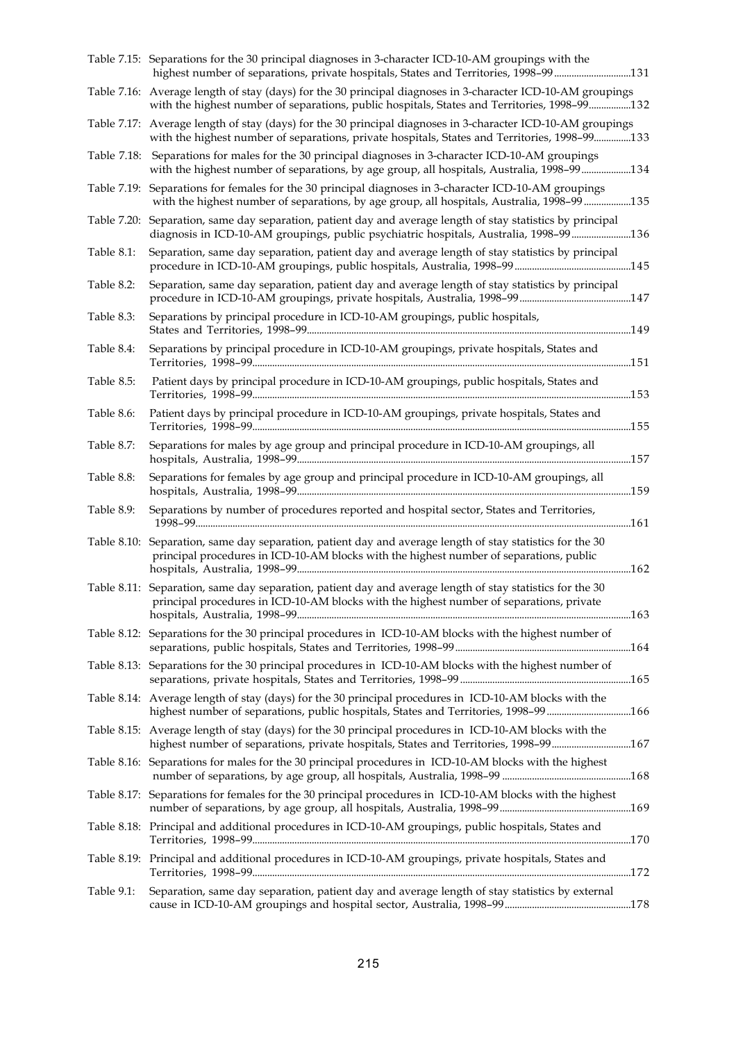Table 7.15: Separations for the 30 principal diagnoses in 3-character ICD-10-AM groupings with the highest number of separations, private hospitals, States and Territories, 1998–99 ....131

Table 7.16: Average length of stay (days) for the 30 principal diagnoses in 3-character ICD-10-AM groupings with the highest number of separations, public hospitals, States and Territories, 1998–99 ....132

Table 7.17: Average length of stay (days) for the 30 principal diagnoses in 3-character ICD-10-AM groupings with the highest number of separations, private hospitals, States and Territories, 1998–99 ....133

Table 7.18: Separations for males for the 30 principal diagnoses in 3-character ICD-10-AM groupings with the highest number of separations, by age group, all hospitals, Australia, 1998–99 ....134

Table 7.19: Separations for females for the 30 principal diagnoses in 3-character ICD-10-AM groupings with the highest number of separations, by age group, all hospitals, Australia, 1998–99 ....135

Table 7.20: Separation, same day separation, patient day and average length of stay statistics by principal diagnosis in ICD-10-AM groupings, public psychiatric hospitals, Australia, 1998–99 ....136

Table 8.1: Separation, same day separation, patient day and average length of stay statistics by principal procedure in ICD-10-AM groupings, public hospitals, Australia, 1998–99 ....145

Table 8.2: Separation, same day separation, patient day and average length of stay statistics by principal procedure in ICD-10-AM groupings, private hospitals, Australia, 1998–99 ....147

Table 8.3: Separations by principal procedure in ICD-10-AM groupings, public hospitals, States and Territories, 1998–99 ....149

Table 8.4: Separations by principal procedure in ICD-10-AM groupings, private hospitals, States and Territories, 1998–99 ....151

Table 8.5: Patient days by principal procedure in ICD-10-AM groupings, public hospitals, States and Territories, 1998–99 ....153

Table 8.6: Patient days by principal procedure in ICD-10-AM groupings, private hospitals, States and Territories, 1998–99 ....155

Table 8.7: Separations for males by age group and principal procedure in ICD-10-AM groupings, all hospitals, Australia, 1998–99 ....157

Table 8.8: Separations for females by age group and principal procedure in ICD-10-AM groupings, all hospitals, Australia, 1998–99 ....159

Table 8.9: Separations by number of procedures reported and hospital sector, States and Territories, 1998–99 ....161

Table 8.10: Separation, same day separation, patient day and average length of stay statistics for the 30 principal procedures in ICD-10-AM blocks with the highest number of separations, public hospitals, Australia, 1998–99 ....162

Table 8.11: Separation, same day separation, patient day and average length of stay statistics for the 30 principal procedures in ICD-10-AM blocks with the highest number of separations, private hospitals, Australia, 1998–99 ....163

Table 8.12: Separations for the 30 principal procedures in ICD-10-AM blocks with the highest number of separations, public hospitals, States and Territories, 1998–99 ....164

Table 8.13: Separations for the 30 principal procedures in ICD-10-AM blocks with the highest number of separations, private hospitals, States and Territories, 1998–99 ....165

Table 8.14: Average length of stay (days) for the 30 principal procedures in ICD-10-AM blocks with the highest number of separations, public hospitals, States and Territories, 1998–99 ....166

Table 8.15: Average length of stay (days) for the 30 principal procedures in ICD-10-AM blocks with the highest number of separations, private hospitals, States and Territories, 1998–99 ....167

Table 8.16: Separations for males for the 30 principal procedures in ICD-10-AM blocks with the highest number of separations, by age group, all hospitals, Australia, 1998–99 ....168

Table 8.17: Separations for females for the 30 principal procedures in ICD-10-AM blocks with the highest number of separations, by age group, all hospitals, Australia, 1998–99 ....169

Table 8.18: Principal and additional procedures in ICD-10-AM groupings, public hospitals, States and Territories, 1998–99 ....170

Table 8.19: Principal and additional procedures in ICD-10-AM groupings, private hospitals, States and Territories, 1998–99 ....172

Table 9.1: Separation, same day separation, patient day and average length of stay statistics by external cause in ICD-10-AM groupings and hospital sector, Australia, 1998–99 ....178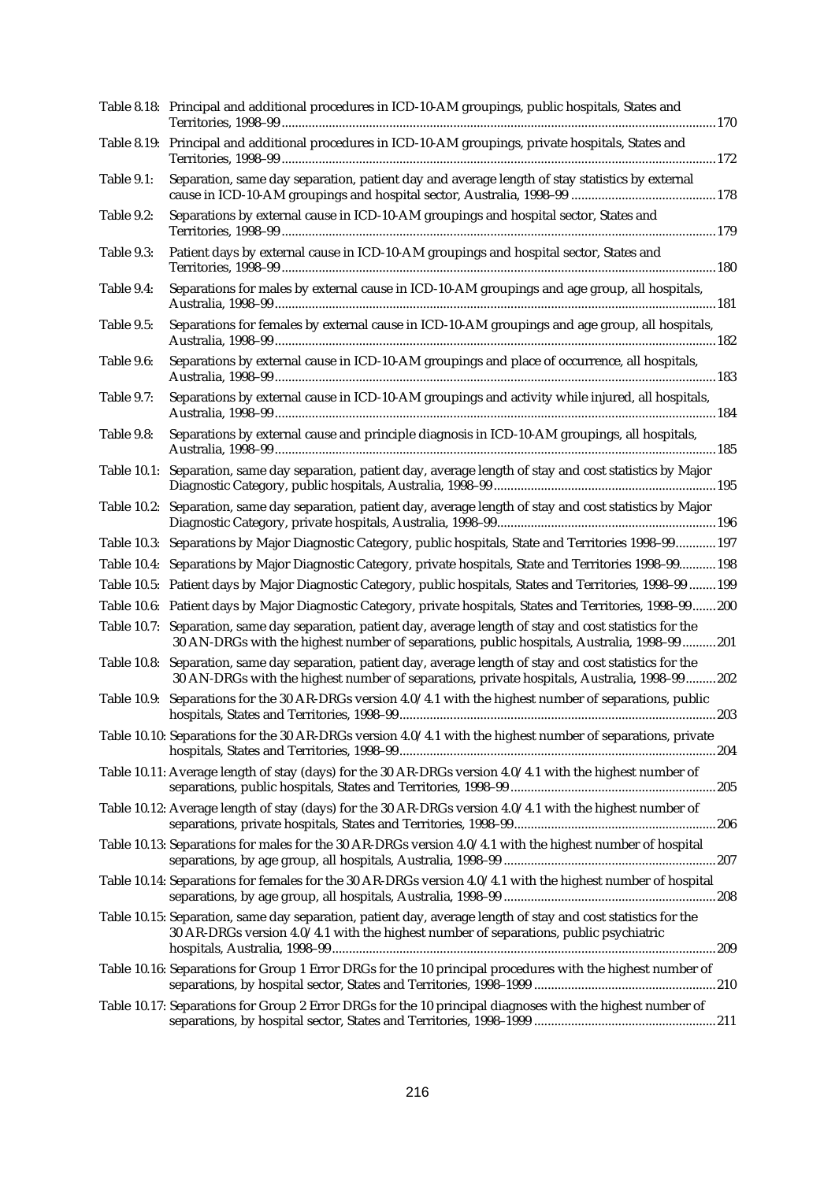Table 8.18: Principal and additional procedures in ICD-10-AM groupings, public hospitals, States and Territories, 1998–99 ........ 170

Table 8.19: Principal and additional procedures in ICD-10-AM groupings, private hospitals, States and Territories, 1998–99 ........ 172

Table 9.1: Separation, same day separation, patient day and average length of stay statistics by external cause in ICD-10-AM groupings and hospital sector, Australia, 1998–99 ........ 178

Table 9.2: Separations by external cause in ICD-10-AM groupings and hospital sector, States and Territories, 1998–99 ........ 179

Table 9.3: Patient days by external cause in ICD-10-AM groupings and hospital sector, States and Territories, 1998–99 ........ 180

Table 9.4: Separations for males by external cause in ICD-10-AM groupings and age group, all hospitals, Australia, 1998–99 ........ 181

Table 9.5: Separations for females by external cause in ICD-10-AM groupings and age group, all hospitals, Australia, 1998–99 ........ 182

Table 9.6: Separations by external cause in ICD-10-AM groupings and place of occurrence, all hospitals, Australia, 1998–99 ........ 183

Table 9.7: Separations by external cause in ICD-10-AM groupings and activity while injured, all hospitals, Australia, 1998–99 ........ 184

Table 9.8: Separations by external cause and principle diagnosis in ICD-10-AM groupings, all hospitals, Australia, 1998–99 ........ 185

Table 10.1: Separation, same day separation, patient day, average length of stay and cost statistics by Major Diagnostic Category, public hospitals, Australia, 1998–99 ........ 195

Table 10.2: Separation, same day separation, patient day, average length of stay and cost statistics by Major Diagnostic Category, private hospitals, Australia, 1998–99 ........ 196

Table 10.3: Separations by Major Diagnostic Category, public hospitals, State and Territories 1998–99 ........ 197

Table 10.4: Separations by Major Diagnostic Category, private hospitals, State and Territories 1998–99 ........ 198

Table 10.5: Patient days by Major Diagnostic Category, public hospitals, States and Territories, 1998–99 ........ 199

Table 10.6: Patient days by Major Diagnostic Category, private hospitals, States and Territories, 1998–99 ........ 200

Table 10.7: Separation, same day separation, patient day, average length of stay and cost statistics for the 30 AN-DRGs with the highest number of separations, public hospitals, Australia, 1998–99 ........ 201

Table 10.8: Separation, same day separation, patient day, average length of stay and cost statistics for the 30 AN-DRGs with the highest number of separations, private hospitals, Australia, 1998–99 ........ 202

Table 10.9: Separations for the 30 AR-DRGs version 4.0/4.1 with the highest number of separations, public hospitals, States and Territories, 1998–99 ........ 203

Table 10.10: Separations for the 30 AR-DRGs version 4.0/4.1 with the highest number of separations, private hospitals, States and Territories, 1998–99 ........ 204

Table 10.11: Average length of stay (days) for the 30 AR-DRGs version 4.0/4.1 with the highest number of separations, public hospitals, States and Territories, 1998–99 ........ 205

Table 10.12: Average length of stay (days) for the 30 AR-DRGs version 4.0/4.1 with the highest number of separations, private hospitals, States and Territories, 1998–99 ........ 206

Table 10.13: Separations for males for the 30 AR-DRGs version 4.0/4.1 with the highest number of hospital separations, by age group, all hospitals, Australia, 1998–99 ........ 207

Table 10.14: Separations for females for the 30 AR-DRGs version 4.0/4.1 with the highest number of hospital separations, by age group, all hospitals, Australia, 1998–99 ........ 208

Table 10.15: Separation, same day separation, patient day, average length of stay and cost statistics for the 30 AR-DRGs version 4.0/4.1 with the highest number of separations, public psychiatric hospitals, Australia, 1998–99 ........ 209

Table 10.16: Separations for Group 1 Error DRGs for the 10 principal procedures with the highest number of separations, by hospital sector, States and Territories, 1998–1999 ........ 210

Table 10.17: Separations for Group 2 Error DRGs for the 10 principal diagnoses with the highest number of separations, by hospital sector, States and Territories, 1998–1999 ........ 211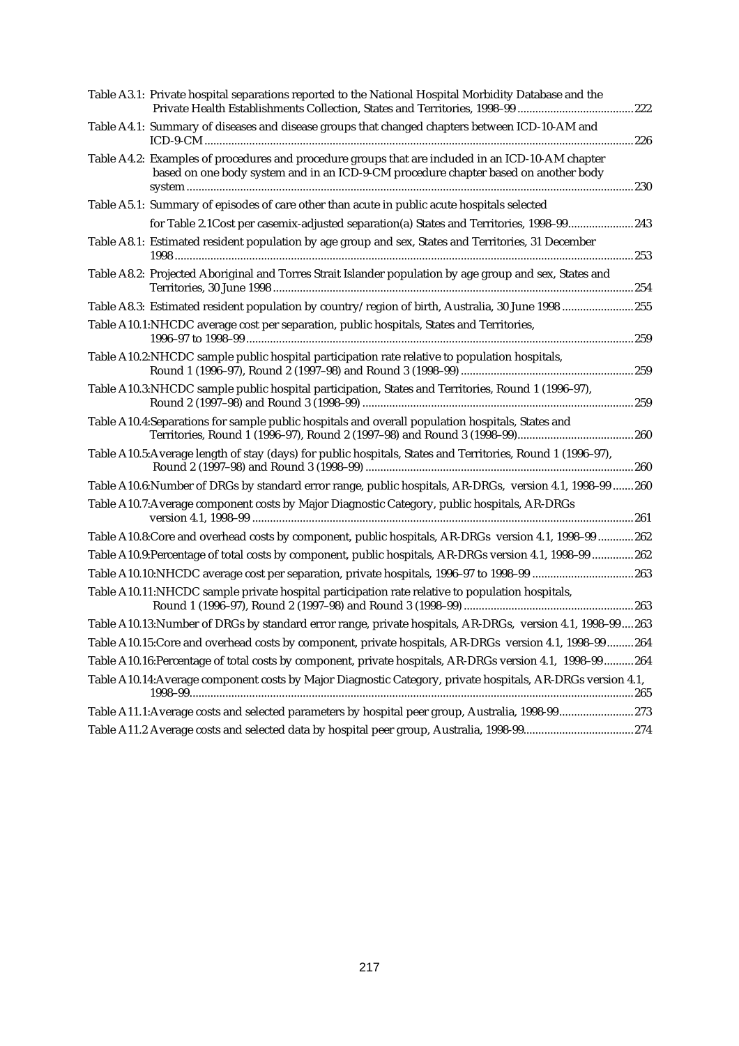Table A3.1: Private hospital separations reported to the National Hospital Morbidity Database and the Private Health Establishments Collection, States and Territories, 1998–99 ....................................... 222

Table A4.1: Summary of diseases and disease groups that changed chapters between ICD-10-AM and ICD-9-CM ............................................................................................................................................. 226

Table A4.2: Examples of procedures and procedure groups that are included in an ICD-10-AM chapter based on one body system and in an ICD-9-CM procedure chapter based on another body system ................................................................................................................................................... 230

Table A5.1: Summary of episodes of care other than acute in public acute hospitals selected for Table 2.1Cost per casemix-adjusted separation(a) States and Territories, 1998–99...................... 243

Table A8.1: Estimated resident population by age group and sex, States and Territories, 31 December 1998 ........................................................................................................................................................ 253

Table A8.2: Projected Aboriginal and Torres Strait Islander population by age group and sex, States and Territories, 30 June 1998 ....................................................................................................................... 254

Table A8.3: Estimated resident population by country/region of birth, Australia, 30 June 1998 ........................ 255

Table A10.1:NHCDC average cost per separation, public hospitals, States and Territories, 1996–97 to 1998–99 ................................................................................................................................ 259

Table A10.2:NHCDC sample public hospital participation rate relative to population hospitals, Round 1 (1996–97), Round 2 (1997–98) and Round 3 (1998–99) .......................................................... 259

Table A10.3:NHCDC sample public hospital participation, States and Territories, Round 1 (1996–97), Round 2 (1997–98) and Round 3 (1998–99) ........................................................................................... 259

Table A10.4:Separations for sample public hospitals and overall population hospitals, States and Territories, Round 1 (1996–97), Round 2 (1997–98) and Round 3 (1998–99)....................................... 260

Table A10.5:Average length of stay (days) for public hospitals, States and Territories, Round 1 (1996–97), Round 2 (1997–98) and Round 3 (1998–99) .......................................................................................... 260

Table A10.6:Number of DRGs by standard error range, public hospitals, AR-DRGs, version 4.1, 1998–99 ....... 260

Table A10.7:Average component costs by Major Diagnostic Category, public hospitals, AR-DRGs version 4.1, 1998–99 .............................................................................................................................. 261

Table A10.8:Core and overhead costs by component, public hospitals, AR-DRGs version 4.1, 1998–99 ............ 262

Table A10.9:Percentage of total costs by component, public hospitals, AR-DRGs version 4.1, 1998–99 .............. 262

Table A10.10:NHCDC average cost per separation, private hospitals, 1996–97 to 1998–99 .................................. 263

Table A10.11:NHCDC sample private hospital participation rate relative to population hospitals, Round 1 (1996–97), Round 2 (1997–98) and Round 3 (1998–99) ......................................................... 263

Table A10.13:Number of DRGs by standard error range, private hospitals, AR-DRGs, version 4.1, 1998–99 .... 263

Table A10.15:Core and overhead costs by component, private hospitals, AR-DRGs version 4.1, 1998–99 ......... 264

Table A10.16:Percentage of total costs by component, private hospitals, AR-DRGs version 4.1, 1998–99 .......... 264

Table A10.14:Average component costs by Major Diagnostic Category, private hospitals, AR-DRGs version 4.1, 1998–99................................................................................................................................................... 265

Table A11.1:Average costs and selected parameters by hospital peer group, Australia, 1998-99......................... 273

Table A11.2 Average costs and selected data by hospital peer group, Australia, 1998-99..................................... 274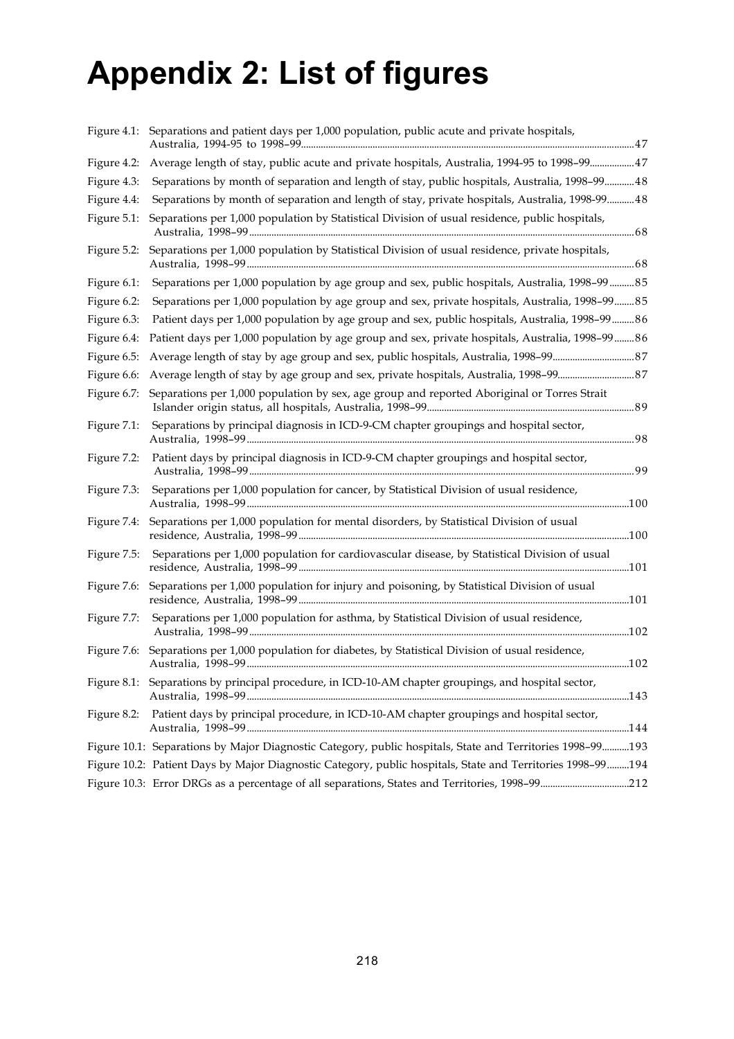# Appendix 2: List of figures

Figure 4.1: Separations and patient days per 1,000 population, public acute and private hospitals, Australia, 1994-95 to 1998–99......47

Figure 4.2: Average length of stay, public acute and private hospitals, Australia, 1994-95 to 1998–99......47

Figure 4.3: Separations by month of separation and length of stay, public hospitals, Australia, 1998–99......48

Figure 4.4: Separations by month of separation and length of stay, private hospitals, Australia, 1998-99......48

Figure 5.1: Separations per 1,000 population by Statistical Division of usual residence, public hospitals, Australia, 1998–99......68

Figure 5.2: Separations per 1,000 population by Statistical Division of usual residence, private hospitals, Australia, 1998–99......68

Figure 6.1: Separations per 1,000 population by age group and sex, public hospitals, Australia, 1998–99......85

Figure 6.2: Separations per 1,000 population by age group and sex, private hospitals, Australia, 1998–99......85

Figure 6.3: Patient days per 1,000 population by age group and sex, public hospitals, Australia, 1998–99......86

Figure 6.4: Patient days per 1,000 population by age group and sex, private hospitals, Australia, 1998–99......86

Figure 6.5: Average length of stay by age group and sex, public hospitals, Australia, 1998–99......87

Figure 6.6: Average length of stay by age group and sex, private hospitals, Australia, 1998–99......87

Figure 6.7: Separations per 1,000 population by sex, age group and reported Aboriginal or Torres Strait Islander origin status, all hospitals, Australia, 1998–99......89

Figure 7.1: Separations by principal diagnosis in ICD-9-CM chapter groupings and hospital sector, Australia, 1998–99......98

Figure 7.2: Patient days by principal diagnosis in ICD-9-CM chapter groupings and hospital sector, Australia, 1998–99......99

Figure 7.3: Separations per 1,000 population for cancer, by Statistical Division of usual residence, Australia, 1998–99......100

Figure 7.4: Separations per 1,000 population for mental disorders, by Statistical Division of usual residence, Australia, 1998–99......100

Figure 7.5: Separations per 1,000 population for cardiovascular disease, by Statistical Division of usual residence, Australia, 1998–99......101

Figure 7.6: Separations per 1,000 population for injury and poisoning, by Statistical Division of usual residence, Australia, 1998–99......101

Figure 7.7: Separations per 1,000 population for asthma, by Statistical Division of usual residence, Australia, 1998–99......102

Figure 7.6: Separations per 1,000 population for diabetes, by Statistical Division of usual residence, Australia, 1998–99......102

Figure 8.1: Separations by principal procedure, in ICD-10-AM chapter groupings, and hospital sector, Australia, 1998–99......143

Figure 8.2: Patient days by principal procedure, in ICD-10-AM chapter groupings and hospital sector, Australia, 1998–99......144

Figure 10.1: Separations by Major Diagnostic Category, public hospitals, State and Territories 1998–99......193

Figure 10.2: Patient Days by Major Diagnostic Category, public hospitals, State and Territories 1998–99......194

Figure 10.3: Error DRGs as a percentage of all separations, States and Territories, 1998–99......212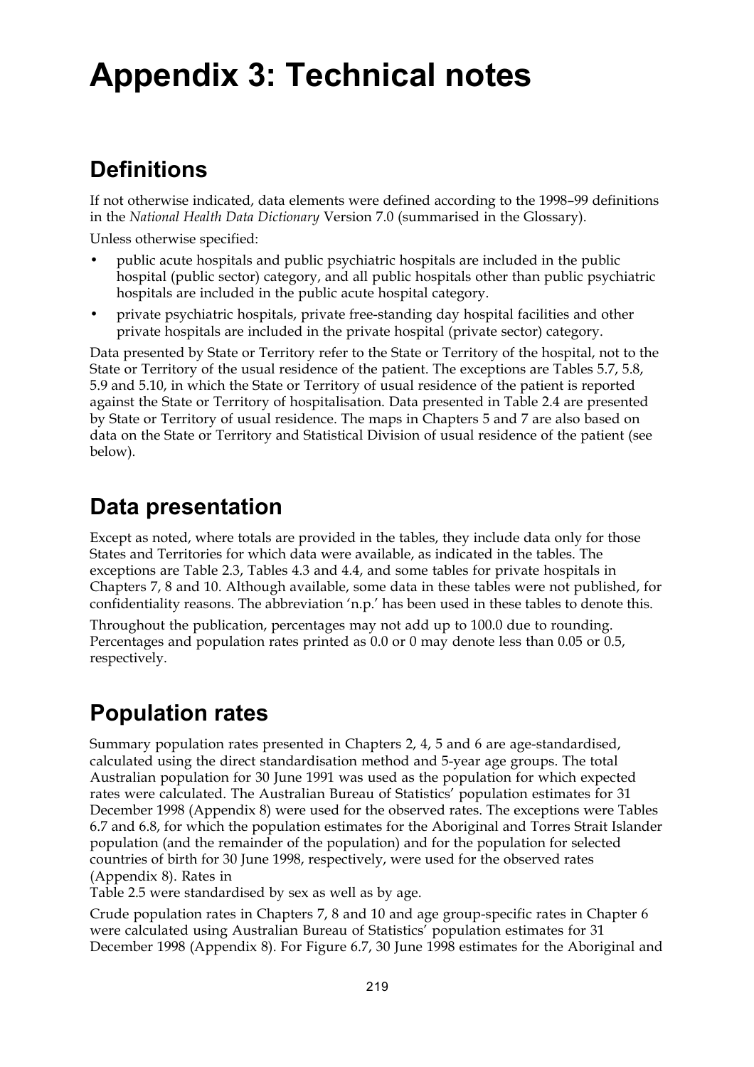# Appendix 3: Technical notes

## Definitions

If not otherwise indicated, data elements were defined according to the 1998–99 definitions in the *National Health Data Dictionary* Version 7.0 (summarised in the Glossary).

Unless otherwise specified:

- public acute hospitals and public psychiatric hospitals are included in the public hospital (public sector) category, and all public hospitals other than public psychiatric hospitals are included in the public acute hospital category.
- private psychiatric hospitals, private free-standing day hospital facilities and other private hospitals are included in the private hospital (private sector) category.

Data presented by State or Territory refer to the State or Territory of the hospital, not to the State or Territory of the usual residence of the patient. The exceptions are Tables 5.7, 5.8, 5.9 and 5.10, in which the State or Territory of usual residence of the patient is reported against the State or Territory of hospitalisation. Data presented in Table 2.4 are presented by State or Territory of usual residence. The maps in Chapters 5 and 7 are also based on data on the State or Territory and Statistical Division of usual residence of the patient (see below).

## Data presentation

Except as noted, where totals are provided in the tables, they include data only for those States and Territories for which data were available, as indicated in the tables. The exceptions are Table 2.3, Tables 4.3 and 4.4, and some tables for private hospitals in Chapters 7, 8 and 10. Although available, some data in these tables were not published, for confidentiality reasons. The abbreviation 'n.p.' has been used in these tables to denote this.

Throughout the publication, percentages may not add up to 100.0 due to rounding. Percentages and population rates printed as 0.0 or 0 may denote less than 0.05 or 0.5, respectively.

## Population rates

Summary population rates presented in Chapters 2, 4, 5 and 6 are age-standardised, calculated using the direct standardisation method and 5-year age groups. The total Australian population for 30 June 1991 was used as the population for which expected rates were calculated. The Australian Bureau of Statistics' population estimates for 31 December 1998 (Appendix 8) were used for the observed rates. The exceptions were Tables 6.7 and 6.8, for which the population estimates for the Aboriginal and Torres Strait Islander population (and the remainder of the population) and for the population for selected countries of birth for 30 June 1998, respectively, were used for the observed rates (Appendix 8). Rates in Table 2.5 were standardised by sex as well as by age.

Crude population rates in Chapters 7, 8 and 10 and age group-specific rates in Chapter 6 were calculated using Australian Bureau of Statistics' population estimates for 31 December 1998 (Appendix 8). For Figure 6.7, 30 June 1998 estimates for the Aboriginal and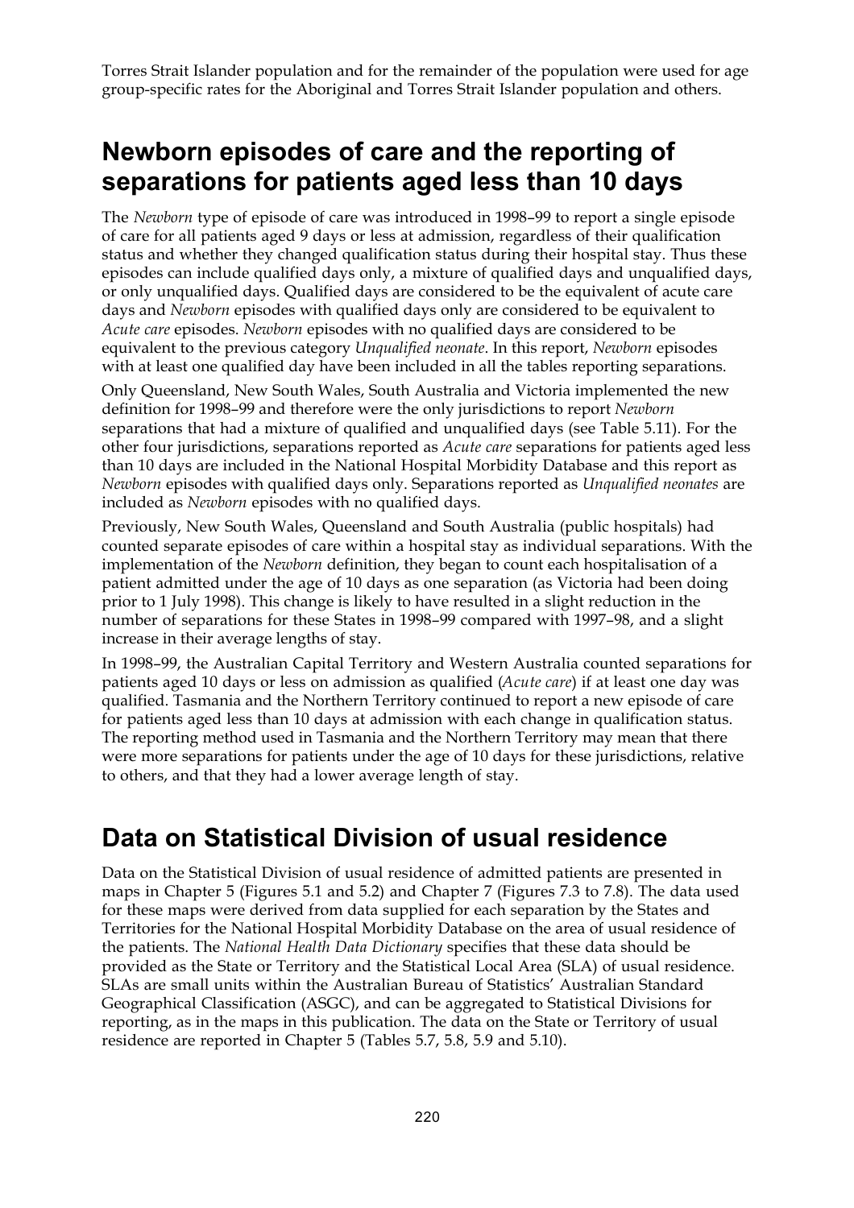Torres Strait Islander population and for the remainder of the population were used for age group-specific rates for the Aboriginal and Torres Strait Islander population and others.

## Newborn episodes of care and the reporting of separations for patients aged less than 10 days

The *Newborn* type of episode of care was introduced in 1998–99 to report a single episode of care for all patients aged 9 days or less at admission, regardless of their qualification status and whether they changed qualification status during their hospital stay. Thus these episodes can include qualified days only, a mixture of qualified days and unqualified days, or only unqualified days. Qualified days are considered to be the equivalent of acute care days and *Newborn* episodes with qualified days only are considered to be equivalent to *Acute care* episodes. *Newborn* episodes with no qualified days are considered to be equivalent to the previous category *Unqualified neonate*. In this report, *Newborn* episodes with at least one qualified day have been included in all the tables reporting separations.

Only Queensland, New South Wales, South Australia and Victoria implemented the new definition for 1998–99 and therefore were the only jurisdictions to report *Newborn* separations that had a mixture of qualified and unqualified days (see Table 5.11). For the other four jurisdictions, separations reported as *Acute care* separations for patients aged less than 10 days are included in the National Hospital Morbidity Database and this report as *Newborn* episodes with qualified days only. Separations reported as *Unqualified neonates* are included as *Newborn* episodes with no qualified days.

Previously, New South Wales, Queensland and South Australia (public hospitals) had counted separate episodes of care within a hospital stay as individual separations. With the implementation of the *Newborn* definition, they began to count each hospitalisation of a patient admitted under the age of 10 days as one separation (as Victoria had been doing prior to 1 July 1998). This change is likely to have resulted in a slight reduction in the number of separations for these States in 1998–99 compared with 1997–98, and a slight increase in their average lengths of stay.

In 1998–99, the Australian Capital Territory and Western Australia counted separations for patients aged 10 days or less on admission as qualified (*Acute care*) if at least one day was qualified. Tasmania and the Northern Territory continued to report a new episode of care for patients aged less than 10 days at admission with each change in qualification status. The reporting method used in Tasmania and the Northern Territory may mean that there were more separations for patients under the age of 10 days for these jurisdictions, relative to others, and that they had a lower average length of stay.

## Data on Statistical Division of usual residence

Data on the Statistical Division of usual residence of admitted patients are presented in maps in Chapter 5 (Figures 5.1 and 5.2) and Chapter 7 (Figures 7.3 to 7.8). The data used for these maps were derived from data supplied for each separation by the States and Territories for the National Hospital Morbidity Database on the area of usual residence of the patients. The *National Health Data Dictionary* specifies that these data should be provided as the State or Territory and the Statistical Local Area (SLA) of usual residence. SLAs are small units within the Australian Bureau of Statistics' Australian Standard Geographical Classification (ASGC), and can be aggregated to Statistical Divisions for reporting, as in the maps in this publication. The data on the State or Territory of usual residence are reported in Chapter 5 (Tables 5.7, 5.8, 5.9 and 5.10).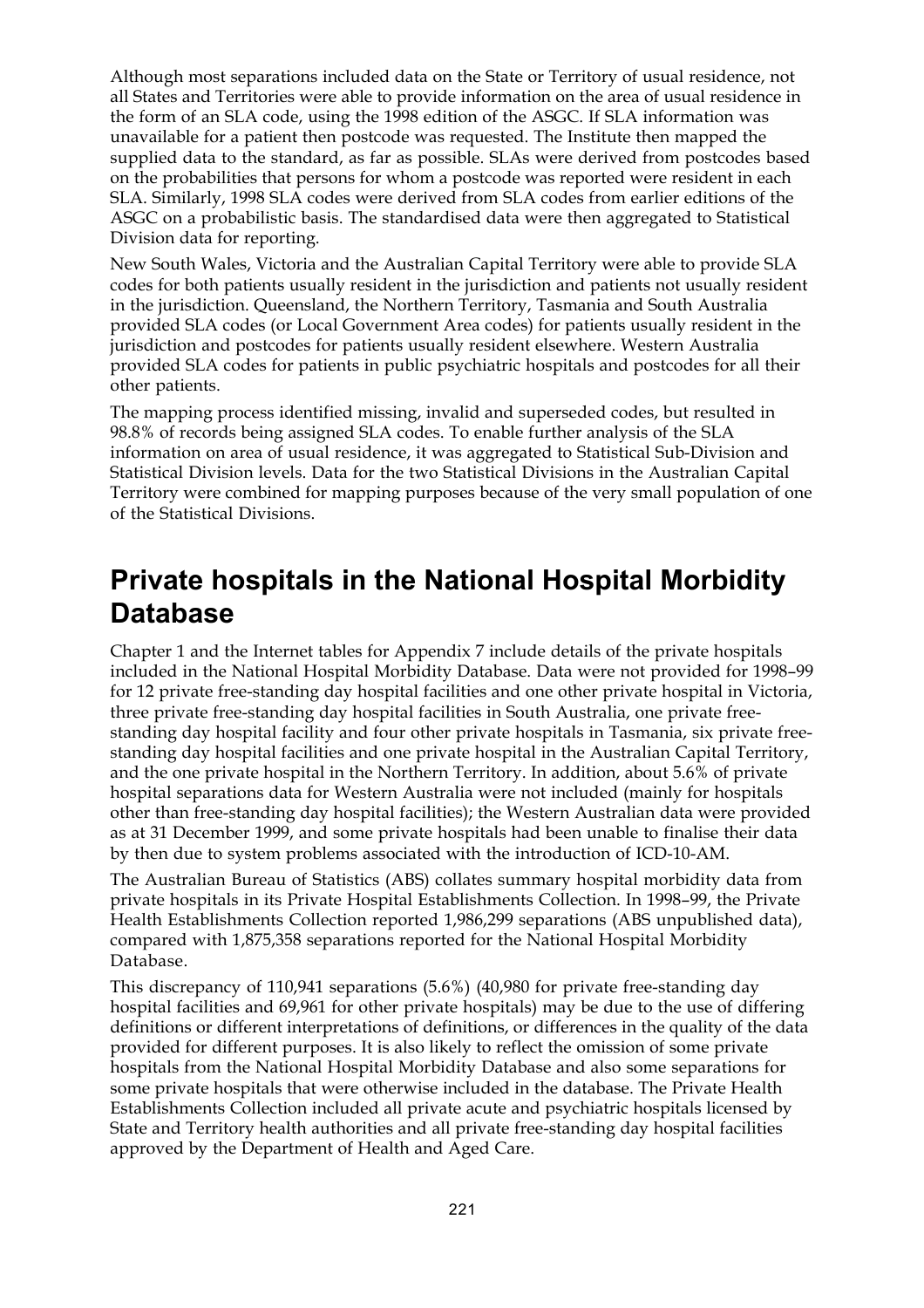Although most separations included data on the State or Territory of usual residence, not all States and Territories were able to provide information on the area of usual residence in the form of an SLA code, using the 1998 edition of the ASGC. If SLA information was unavailable for a patient then postcode was requested. The Institute then mapped the supplied data to the standard, as far as possible. SLAs were derived from postcodes based on the probabilities that persons for whom a postcode was reported were resident in each SLA. Similarly, 1998 SLA codes were derived from SLA codes from earlier editions of the ASGC on a probabilistic basis. The standardised data were then aggregated to Statistical Division data for reporting.

New South Wales, Victoria and the Australian Capital Territory were able to provide SLA codes for both patients usually resident in the jurisdiction and patients not usually resident in the jurisdiction. Queensland, the Northern Territory, Tasmania and South Australia provided SLA codes (or Local Government Area codes) for patients usually resident in the jurisdiction and postcodes for patients usually resident elsewhere. Western Australia provided SLA codes for patients in public psychiatric hospitals and postcodes for all their other patients.

The mapping process identified missing, invalid and superseded codes, but resulted in 98.8% of records being assigned SLA codes. To enable further analysis of the SLA information on area of usual residence, it was aggregated to Statistical Sub-Division and Statistical Division levels. Data for the two Statistical Divisions in the Australian Capital Territory were combined for mapping purposes because of the very small population of one of the Statistical Divisions.

## Private hospitals in the National Hospital Morbidity Database

Chapter 1 and the Internet tables for Appendix 7 include details of the private hospitals included in the National Hospital Morbidity Database. Data were not provided for 1998–99 for 12 private free-standing day hospital facilities and one other private hospital in Victoria, three private free-standing day hospital facilities in South Australia, one private free-standing day hospital facility and four other private hospitals in Tasmania, six private free-standing day hospital facilities and one private hospital in the Australian Capital Territory, and the one private hospital in the Northern Territory. In addition, about 5.6% of private hospital separations data for Western Australia were not included (mainly for hospitals other than free-standing day hospital facilities); the Western Australian data were provided as at 31 December 1999, and some private hospitals had been unable to finalise their data by then due to system problems associated with the introduction of ICD-10-AM.

The Australian Bureau of Statistics (ABS) collates summary hospital morbidity data from private hospitals in its Private Hospital Establishments Collection. In 1998–99, the Private Health Establishments Collection reported 1,986,299 separations (ABS unpublished data), compared with 1,875,358 separations reported for the National Hospital Morbidity Database.

This discrepancy of 110,941 separations (5.6%) (40,980 for private free-standing day hospital facilities and 69,961 for other private hospitals) may be due to the use of differing definitions or different interpretations of definitions, or differences in the quality of the data provided for different purposes. It is also likely to reflect the omission of some private hospitals from the National Hospital Morbidity Database and also some separations for some private hospitals that were otherwise included in the database. The Private Health Establishments Collection included all private acute and psychiatric hospitals licensed by State and Territory health authorities and all private free-standing day hospital facilities approved by the Department of Health and Aged Care.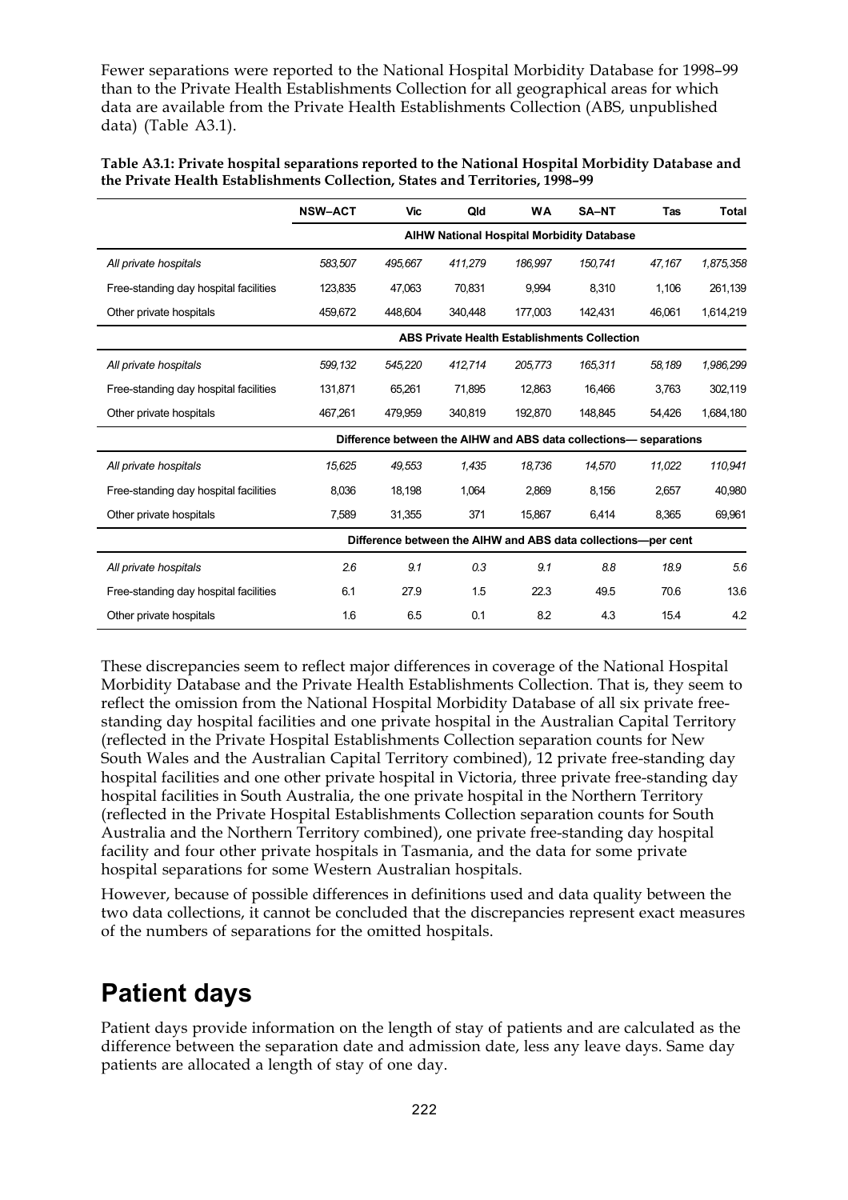Fewer separations were reported to the National Hospital Morbidity Database for 1998–99 than to the Private Health Establishments Collection for all geographical areas for which data are available from the Private Health Establishments Collection (ABS, unpublished data) (Table A3.1).

**Table A3.1: Private hospital separations reported to the National Hospital Morbidity Database and the Private Health Establishments Collection, States and Territories, 1998–99**

| | NSW–ACT | Vic | Qld | WA | SA–NT | Tas | Total |
|---|---|---|---|---|---|---|---|
| | **AIHW National Hospital Morbidity Database** | | | | | | |
| *All private hospitals* | *583,507* | *495,667* | *411,279* | *186,997* | *150,741* | *47,167* | *1,875,358* |
| Free-standing day hospital facilities | 123,835 | 47,063 | 70,831 | 9,994 | 8,310 | 1,106 | 261,139 |
| Other private hospitals | 459,672 | 448,604 | 340,448 | 177,003 | 142,431 | 46,061 | 1,614,219 |
| | **ABS Private Health Establishments Collection** | | | | | | |
| *All private hospitals* | *599,132* | *545,220* | *412,714* | *205,773* | *165,311* | *58,189* | *1,986,299* |
| Free-standing day hospital facilities | 131,871 | 65,261 | 71,895 | 12,863 | 16,466 | 3,763 | 302,119 |
| Other private hospitals | 467,261 | 479,959 | 340,819 | 192,870 | 148,845 | 54,426 | 1,684,180 |
| | **Difference between the AIHW and ABS data collections— separations** | | | | | | |
| *All private hospitals* | *15,625* | *49,553* | *1,435* | *18,736* | *14,570* | *11,022* | *110,941* |
| Free-standing day hospital facilities | 8,036 | 18,198 | 1,064 | 2,869 | 8,156 | 2,657 | 40,980 |
| Other private hospitals | 7,589 | 31,355 | 371 | 15,867 | 6,414 | 8,365 | 69,961 |
| | **Difference between the AIHW and ABS data collections—per cent** | | | | | | |
| *All private hospitals* | *2.6* | *9.1* | *0.3* | *9.1* | *8.8* | *18.9* | *5.6* |
| Free-standing day hospital facilities | 6.1 | 27.9 | 1.5 | 22.3 | 49.5 | 70.6 | 13.6 |
| Other private hospitals | 1.6 | 6.5 | 0.1 | 8.2 | 4.3 | 15.4 | 4.2 |

These discrepancies seem to reflect major differences in coverage of the National Hospital Morbidity Database and the Private Health Establishments Collection. That is, they seem to reflect the omission from the National Hospital Morbidity Database of all six private free-standing day hospital facilities and one private hospital in the Australian Capital Territory (reflected in the Private Hospital Establishments Collection separation counts for New South Wales and the Australian Capital Territory combined), 12 private free-standing day hospital facilities and one other private hospital in Victoria, three private free-standing day hospital facilities in South Australia, the one private hospital in the Northern Territory (reflected in the Private Hospital Establishments Collection separation counts for South Australia and the Northern Territory combined), one private free-standing day hospital facility and four other private hospitals in Tasmania, and the data for some private hospital separations for some Western Australian hospitals.

However, because of possible differences in definitions used and data quality between the two data collections, it cannot be concluded that the discrepancies represent exact measures of the numbers of separations for the omitted hospitals.

# Patient days

Patient days provide information on the length of stay of patients and are calculated as the difference between the separation date and admission date, less any leave days. Same day patients are allocated a length of stay of one day.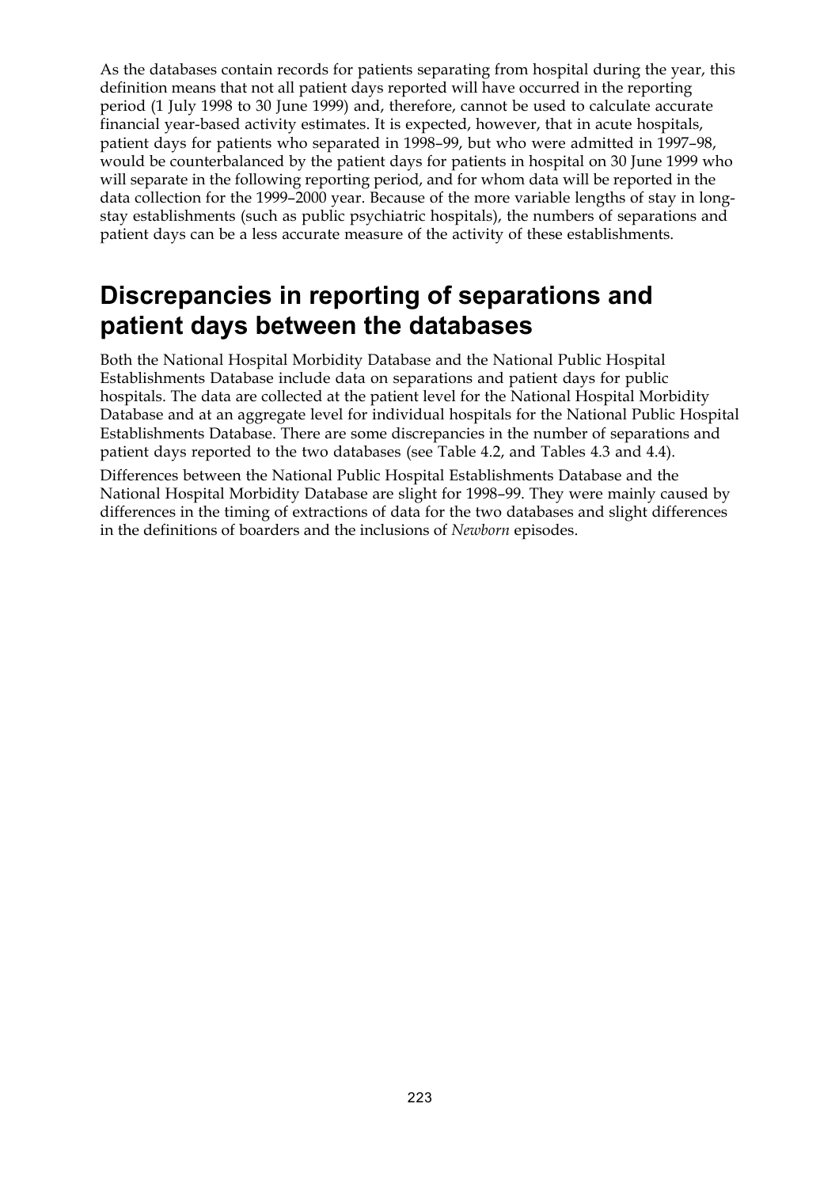As the databases contain records for patients separating from hospital during the year, this definition means that not all patient days reported will have occurred in the reporting period (1 July 1998 to 30 June 1999) and, therefore, cannot be used to calculate accurate financial year-based activity estimates. It is expected, however, that in acute hospitals, patient days for patients who separated in 1998–99, but who were admitted in 1997–98, would be counterbalanced by the patient days for patients in hospital on 30 June 1999 who will separate in the following reporting period, and for whom data will be reported in the data collection for the 1999–2000 year. Because of the more variable lengths of stay in long-stay establishments (such as public psychiatric hospitals), the numbers of separations and patient days can be a less accurate measure of the activity of these establishments.

## Discrepancies in reporting of separations and patient days between the databases

Both the National Hospital Morbidity Database and the National Public Hospital Establishments Database include data on separations and patient days for public hospitals. The data are collected at the patient level for the National Hospital Morbidity Database and at an aggregate level for individual hospitals for the National Public Hospital Establishments Database. There are some discrepancies in the number of separations and patient days reported to the two databases (see Table 4.2, and Tables 4.3 and 4.4).

Differences between the National Public Hospital Establishments Database and the National Hospital Morbidity Database are slight for 1998–99. They were mainly caused by differences in the timing of extractions of data for the two databases and slight differences in the definitions of boarders and the inclusions of *Newborn* episodes.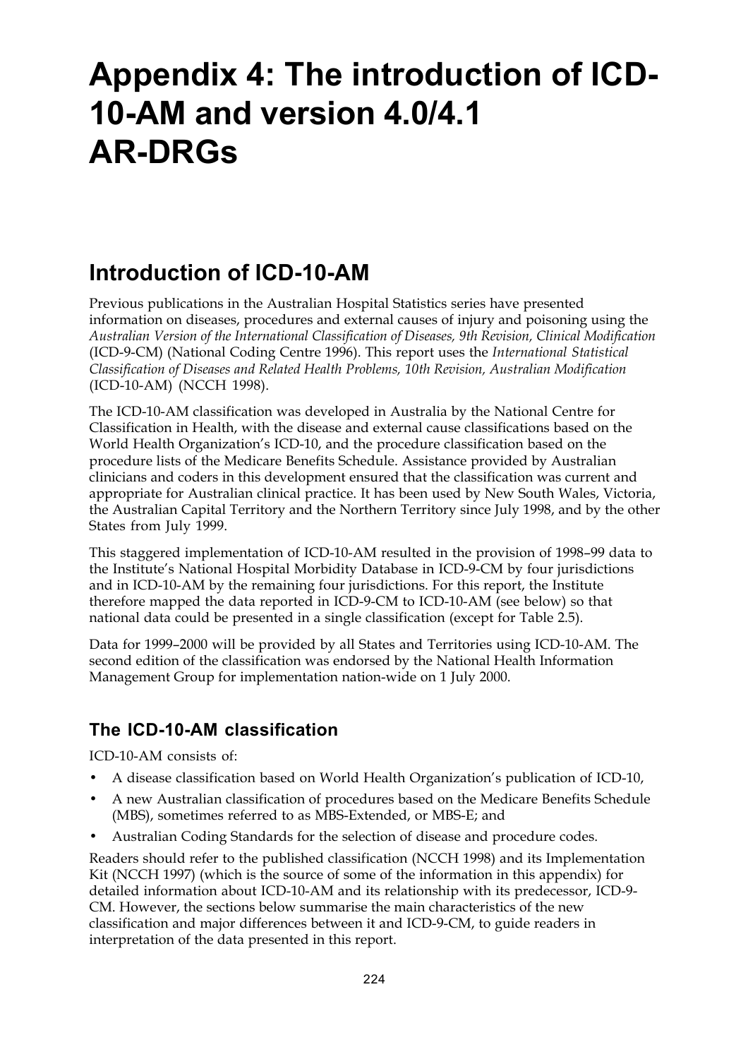# Appendix 4: The introduction of ICD-10-AM and version 4.0/4.1 AR-DRGs

## Introduction of ICD-10-AM

Previous publications in the Australian Hospital Statistics series have presented information on diseases, procedures and external causes of injury and poisoning using the *Australian Version of the International Classification of Diseases, 9th Revision, Clinical Modification* (ICD-9-CM) (National Coding Centre 1996). This report uses the *International Statistical Classification of Diseases and Related Health Problems, 10th Revision, Australian Modification* (ICD-10-AM) (NCCH 1998).

The ICD-10-AM classification was developed in Australia by the National Centre for Classification in Health, with the disease and external cause classifications based on the World Health Organization's ICD-10, and the procedure classification based on the procedure lists of the Medicare Benefits Schedule. Assistance provided by Australian clinicians and coders in this development ensured that the classification was current and appropriate for Australian clinical practice. It has been used by New South Wales, Victoria, the Australian Capital Territory and the Northern Territory since July 1998, and by the other States from July 1999.

This staggered implementation of ICD-10-AM resulted in the provision of 1998–99 data to the Institute's National Hospital Morbidity Database in ICD-9-CM by four jurisdictions and in ICD-10-AM by the remaining four jurisdictions. For this report, the Institute therefore mapped the data reported in ICD-9-CM to ICD-10-AM (see below) so that national data could be presented in a single classification (except for Table 2.5).

Data for 1999–2000 will be provided by all States and Territories using ICD-10-AM. The second edition of the classification was endorsed by the National Health Information Management Group for implementation nation-wide on 1 July 2000.

### The ICD-10-AM classification

ICD-10-AM consists of:

- A disease classification based on World Health Organization's publication of ICD-10,
- A new Australian classification of procedures based on the Medicare Benefits Schedule (MBS), sometimes referred to as MBS-Extended, or MBS-E; and
- Australian Coding Standards for the selection of disease and procedure codes.

Readers should refer to the published classification (NCCH 1998) and its Implementation Kit (NCCH 1997) (which is the source of some of the information in this appendix) for detailed information about ICD-10-AM and its relationship with its predecessor, ICD-9-CM. However, the sections below summarise the main characteristics of the new classification and major differences between it and ICD-9-CM, to guide readers in interpretation of the data presented in this report.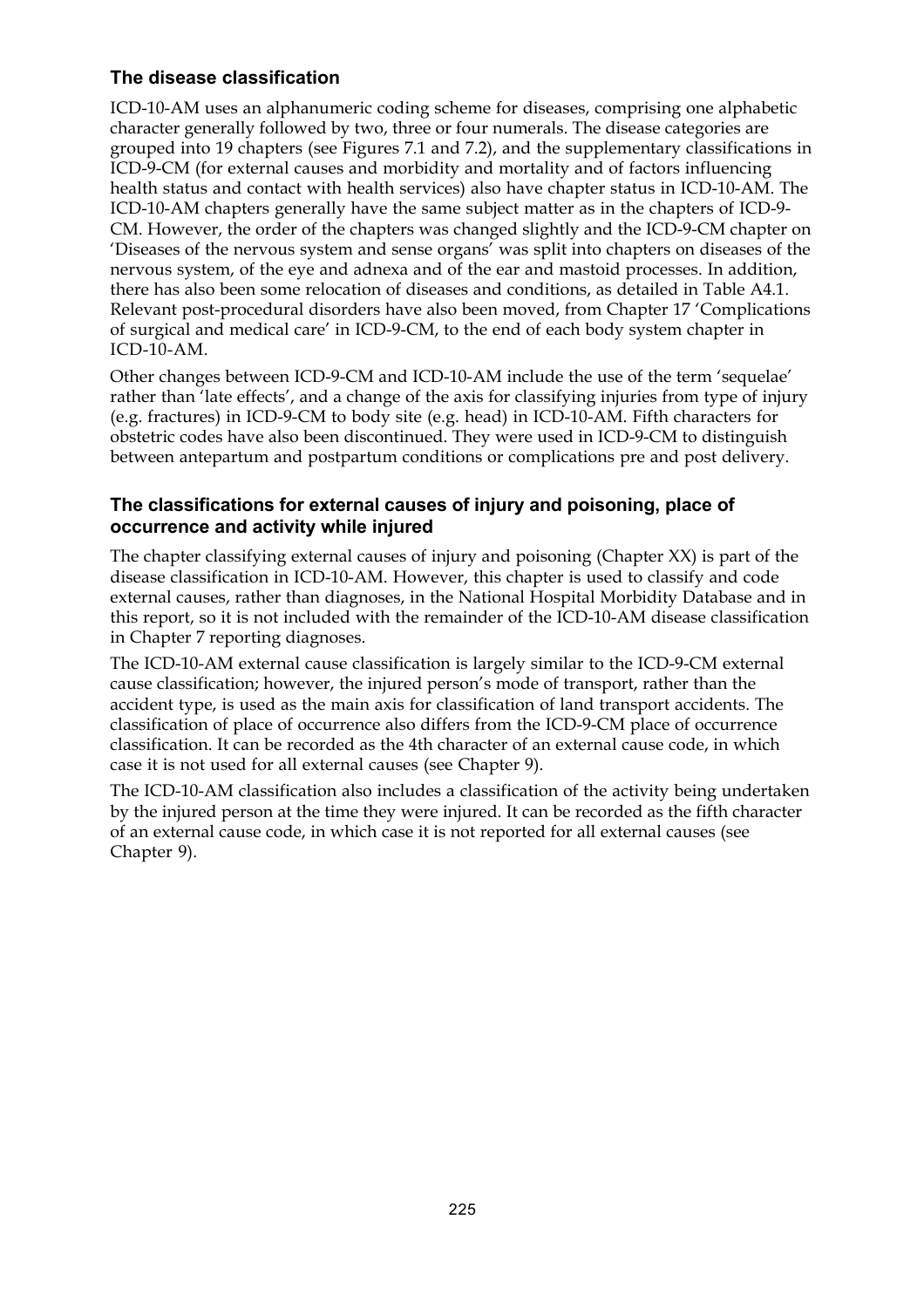### The disease classification

ICD-10-AM uses an alphanumeric coding scheme for diseases, comprising one alphabetic character generally followed by two, three or four numerals. The disease categories are grouped into 19 chapters (see Figures 7.1 and 7.2), and the supplementary classifications in ICD-9-CM (for external causes and morbidity and mortality and of factors influencing health status and contact with health services) also have chapter status in ICD-10-AM. The ICD-10-AM chapters generally have the same subject matter as in the chapters of ICD-9-CM. However, the order of the chapters was changed slightly and the ICD-9-CM chapter on 'Diseases of the nervous system and sense organs' was split into chapters on diseases of the nervous system, of the eye and adnexa and of the ear and mastoid processes. In addition, there has also been some relocation of diseases and conditions, as detailed in Table A4.1. Relevant post-procedural disorders have also been moved, from Chapter 17 'Complications of surgical and medical care' in ICD-9-CM, to the end of each body system chapter in ICD-10-AM.

Other changes between ICD-9-CM and ICD-10-AM include the use of the term 'sequelae' rather than 'late effects', and a change of the axis for classifying injuries from type of injury (e.g. fractures) in ICD-9-CM to body site (e.g. head) in ICD-10-AM. Fifth characters for obstetric codes have also been discontinued. They were used in ICD-9-CM to distinguish between antepartum and postpartum conditions or complications pre and post delivery.

### The classifications for external causes of injury and poisoning, place of occurrence and activity while injured

The chapter classifying external causes of injury and poisoning (Chapter XX) is part of the disease classification in ICD-10-AM. However, this chapter is used to classify and code external causes, rather than diagnoses, in the National Hospital Morbidity Database and in this report, so it is not included with the remainder of the ICD-10-AM disease classification in Chapter 7 reporting diagnoses.

The ICD-10-AM external cause classification is largely similar to the ICD-9-CM external cause classification; however, the injured person's mode of transport, rather than the accident type, is used as the main axis for classification of land transport accidents. The classification of place of occurrence also differs from the ICD-9-CM place of occurrence classification. It can be recorded as the 4th character of an external cause code, in which case it is not used for all external causes (see Chapter 9).

The ICD-10-AM classification also includes a classification of the activity being undertaken by the injured person at the time they were injured. It can be recorded as the fifth character of an external cause code, in which case it is not reported for all external causes (see Chapter 9).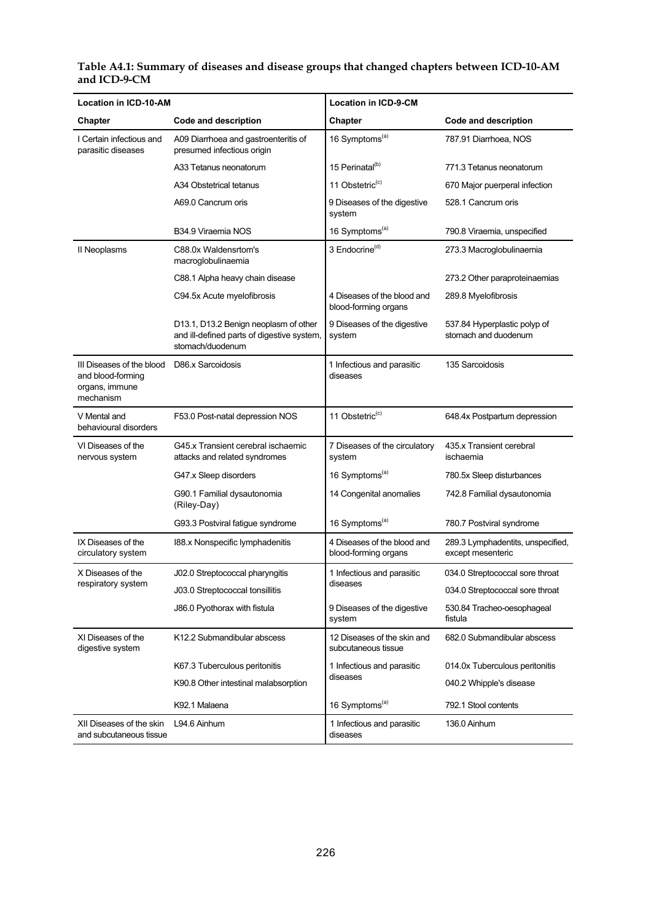**Table A4.1: Summary of diseases and disease groups that changed chapters between ICD-10-AM and ICD-9-CM**

| Location in ICD-10-AM | | Location in ICD-9-CM | |
|---|---|---|---|
| **Chapter** | **Code and description** | **Chapter** | **Code and description** |
| I Certain infectious and parasitic diseases | A09 Diarrhoea and gastroenteritis of presumed infectious origin | 16 Symptoms[(a)] | 787.91 Diarrhoea, NOS |
| | A33 Tetanus neonatorum | 15 Perinatal[(b)] | 771.3 Tetanus neonatorum |
| | A34 Obstetrical tetanus | 11 Obstetric[(c)] | 670 Major puerperal infection |
| | A69.0 Cancrum oris | 9 Diseases of the digestive system | 528.1 Cancrum oris |
| | B34.9 Viraemia NOS | 16 Symptoms[(a)] | 790.8 Viraemia, unspecified |
| II Neoplasms | C88.0x Waldensrtom's macroglobulinaemia | 3 Endocrine[(d)] | 273.3 Macroglobulinaemia |
| | C88.1 Alpha heavy chain disease | | 273.2 Other paraproteinaemias |
| | C94.5x Acute myelofibrosis | 4 Diseases of the blood and blood-forming organs | 289.8 Myelofibrosis |
| | D13.1, D13.2 Benign neoplasm of other and ill-defined parts of digestive system, stomach/duodenum | 9 Diseases of the digestive system | 537.84 Hyperplastic polyp of stomach and duodenum |
| III Diseases of the blood and blood-forming organs, immune mechanism | D86.x Sarcoidosis | 1 Infectious and parasitic diseases | 135 Sarcoidosis |
| V Mental and behavioural disorders | F53.0 Post-natal depression NOS | 11 Obstetric[(c)] | 648.4x Postpartum depression |
| VI Diseases of the nervous system | G45.x Transient cerebral ischaemic attacks and related syndromes | 7 Diseases of the circulatory system | 435.x Transient cerebral ischaemia |
| | G47.x Sleep disorders | 16 Symptoms[(a)] | 780.5x Sleep disturbances |
| | G90.1 Familial dysautonomia (Riley-Day) | 14 Congenital anomalies | 742.8 Familial dysautonomia |
| | G93.3 Postviral fatigue syndrome | 16 Symptoms[(a)] | 780.7 Postviral syndrome |
| IX Diseases of the circulatory system | I88.x Nonspecific lymphadenitis | 4 Diseases of the blood and blood-forming organs | 289.3 Lymphadentits, unspecified, except mesenteric |
| X Diseases of the respiratory system | J02.0 Streptococcal pharyngitis | 1 Infectious and parasitic diseases | 034.0 Streptococcal sore throat |
| | J03.0 Streptococcal tonsillitis | | 034.0 Streptococcal sore throat |
| | J86.0 Pyothorax with fistula | 9 Diseases of the digestive system | 530.84 Tracheo-oesophageal fistula |
| XI Diseases of the digestive system | K12.2 Submandibular abscess | 12 Diseases of the skin and subcutaneous tissue | 682.0 Submandibular abscess |
| | K67.3 Tuberculous peritonitis | 1 Infectious and parasitic diseases | 014.0x Tuberculous peritonitis |
| | K90.8 Other intestinal malabsorption | | 040.2 Whipple's disease |
| | K92.1 Malaena | 16 Symptoms[(a)] | 792.1 Stool contents |
| XII Diseases of the skin and subcutaneous tissue | L94.6 Ainhum | 1 Infectious and parasitic diseases | 136.0 Ainhum |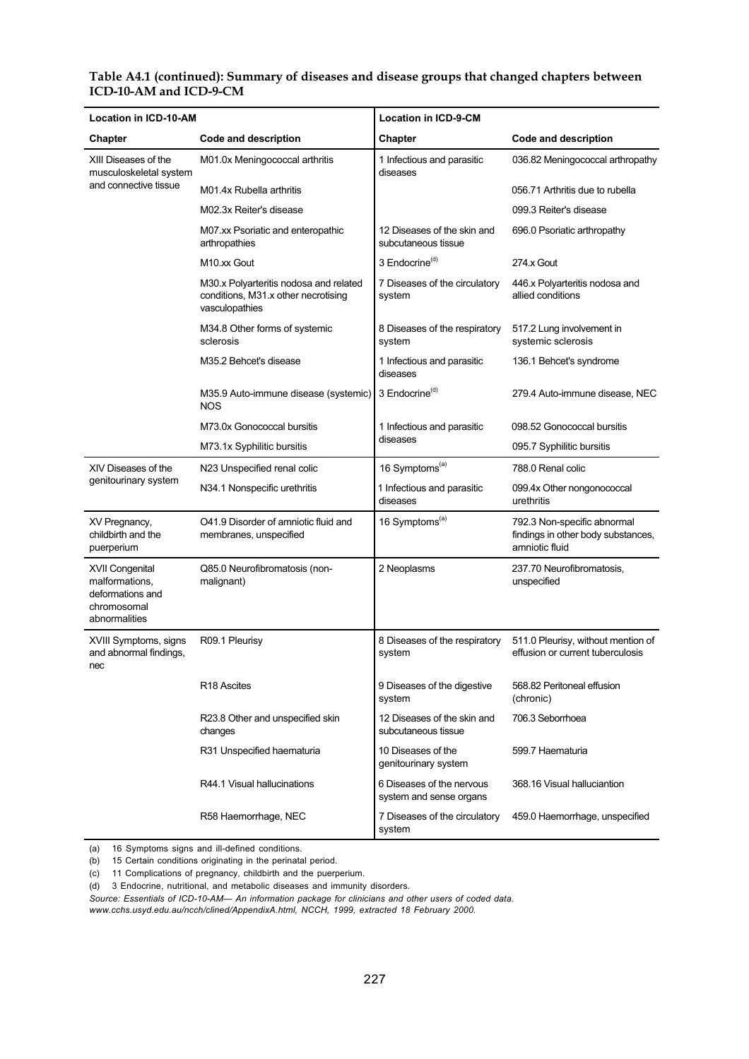**Table A4.1 (continued): Summary of diseases and disease groups that changed chapters between ICD-10-AM and ICD-9-CM**

| Location in ICD-10-AM | | Location in ICD-9-CM | |
|---|---|---|---|
| **Chapter** | **Code and description** | **Chapter** | **Code and description** |
| XIII Diseases of the musculoskeletal system and connective tissue | M01.0x Meningococcal arthritis | 1 Infectious and parasitic diseases | 036.82 Meningococcal arthropathy |
| | M01.4x Rubella arthritis | | 056.71 Arthritis due to rubella |
| | M02.3x Reiter's disease | | 099.3 Reiter's disease |
| | M07.xx Psoriatic and enteropathic arthropathies | 12 Diseases of the skin and subcutaneous tissue | 696.0 Psoriatic arthropathy |
| | M10.xx Gout | 3 Endocrine[(d)] | 274.x Gout |
| | M30.x Polyarteritis nodosa and related conditions, M31.x other necrotising vasculopathies | 7 Diseases of the circulatory system | 446.x Polyarteritis nodosa and allied conditions |
| | M34.8 Other forms of systemic sclerosis | 8 Diseases of the respiratory system | 517.2 Lung involvement in systemic sclerosis |
| | M35.2 Behcet's disease | 1 Infectious and parasitic diseases | 136.1 Behcet's syndrome |
| | M35.9 Auto-immune disease (systemic) NOS | 3 Endocrine[(d)] | 279.4 Auto-immune disease, NEC |
| | M73.0x Gonococcal bursitis | 1 Infectious and parasitic diseases | 098.52 Gonococcal bursitis |
| | M73.1x Syphilitic bursitis | | 095.7 Syphilitic bursitis |
| XIV Diseases of the genitourinary system | N23 Unspecified renal colic | 16 Symptoms[(a)] | 788.0 Renal colic |
| | N34.1 Nonspecific urethritis | 1 Infectious and parasitic diseases | 099.4x Other nongonococcal urethritis |
| XV Pregnancy, childbirth and the puerperium | O41.9 Disorder of amniotic fluid and membranes, unspecified | 16 Symptoms[(a)] | 792.3 Non-specific abnormal findings in other body substances, amniotic fluid |
| XVII Congenital malformations, deformations and chromosomal abnormalities | Q85.0 Neurofibromatosis (non-malignant) | 2 Neoplasms | 237.70 Neurofibromatosis, unspecified |
| XVIII Symptoms, signs and abnormal findings, nec | R09.1 Pleurisy | 8 Diseases of the respiratory system | 511.0 Pleurisy, without mention of effusion or current tuberculosis |
| | R18 Ascites | 9 Diseases of the digestive system | 568.82 Peritoneal effusion (chronic) |
| | R23.8 Other and unspecified skin changes | 12 Diseases of the skin and subcutaneous tissue | 706.3 Seborrhoea |
| | R31 Unspecified haematuria | 10 Diseases of the genitourinary system | 599.7 Haematuria |
| | R44.1 Visual hallucinations | 6 Diseases of the nervous system and sense organs | 368.16 Visual hallucination |
| | R58 Haemorrhage, NEC | 7 Diseases of the circulatory system | 459.0 Haemorrhage, unspecified |

(a) 16 Symptoms signs and ill-defined conditions.
(b) 15 Certain conditions originating in the perinatal period.
(c) 11 Complications of pregnancy, childbirth and the puerperium.
(d) 3 Endocrine, nutritional, and metabolic diseases and immunity disorders.

*Source: Essentials of ICD-10-AM— An information package for clinicians and other users of coded data. www.cchs.usyd.edu.au/ncch/clined/AppendixA.html, NCCH, 1999, extracted 18 February 2000.*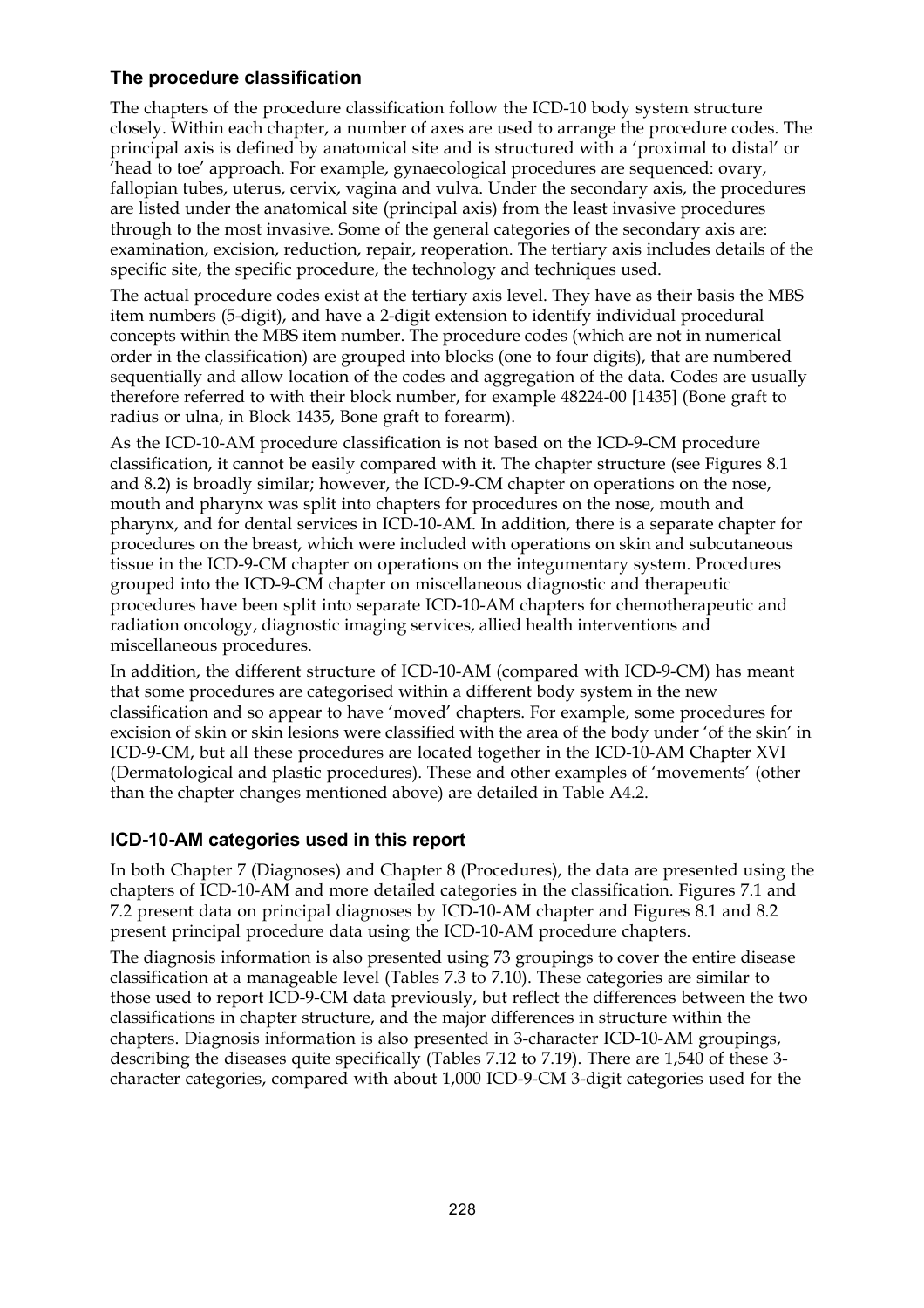## The procedure classification

The chapters of the procedure classification follow the ICD-10 body system structure closely. Within each chapter, a number of axes are used to arrange the procedure codes. The principal axis is defined by anatomical site and is structured with a 'proximal to distal' or 'head to toe' approach. For example, gynaecological procedures are sequenced: ovary, fallopian tubes, uterus, cervix, vagina and vulva. Under the secondary axis, the procedures are listed under the anatomical site (principal axis) from the least invasive procedures through to the most invasive. Some of the general categories of the secondary axis are: examination, excision, reduction, repair, reoperation. The tertiary axis includes details of the specific site, the specific procedure, the technology and techniques used.

The actual procedure codes exist at the tertiary axis level. They have as their basis the MBS item numbers (5-digit), and have a 2-digit extension to identify individual procedural concepts within the MBS item number. The procedure codes (which are not in numerical order in the classification) are grouped into blocks (one to four digits), that are numbered sequentially and allow location of the codes and aggregation of the data. Codes are usually therefore referred to with their block number, for example 48224-00 [1435] (Bone graft to radius or ulna, in Block 1435, Bone graft to forearm).

As the ICD-10-AM procedure classification is not based on the ICD-9-CM procedure classification, it cannot be easily compared with it. The chapter structure (see Figures 8.1 and 8.2) is broadly similar; however, the ICD-9-CM chapter on operations on the nose, mouth and pharynx was split into chapters for procedures on the nose, mouth and pharynx, and for dental services in ICD-10-AM. In addition, there is a separate chapter for procedures on the breast, which were included with operations on skin and subcutaneous tissue in the ICD-9-CM chapter on operations on the integumentary system. Procedures grouped into the ICD-9-CM chapter on miscellaneous diagnostic and therapeutic procedures have been split into separate ICD-10-AM chapters for chemotherapeutic and radiation oncology, diagnostic imaging services, allied health interventions and miscellaneous procedures.

In addition, the different structure of ICD-10-AM (compared with ICD-9-CM) has meant that some procedures are categorised within a different body system in the new classification and so appear to have 'moved' chapters. For example, some procedures for excision of skin or skin lesions were classified with the area of the body under 'of the skin' in ICD-9-CM, but all these procedures are located together in the ICD-10-AM Chapter XVI (Dermatological and plastic procedures). These and other examples of 'movements' (other than the chapter changes mentioned above) are detailed in Table A4.2.

## ICD-10-AM categories used in this report

In both Chapter 7 (Diagnoses) and Chapter 8 (Procedures), the data are presented using the chapters of ICD-10-AM and more detailed categories in the classification. Figures 7.1 and 7.2 present data on principal diagnoses by ICD-10-AM chapter and Figures 8.1 and 8.2 present principal procedure data using the ICD-10-AM procedure chapters.

The diagnosis information is also presented using 73 groupings to cover the entire disease classification at a manageable level (Tables 7.3 to 7.10). These categories are similar to those used to report ICD-9-CM data previously, but reflect the differences between the two classifications in chapter structure, and the major differences in structure within the chapters. Diagnosis information is also presented in 3-character ICD-10-AM groupings, describing the diseases quite specifically (Tables 7.12 to 7.19). There are 1,540 of these 3-character categories, compared with about 1,000 ICD-9-CM 3-digit categories used for the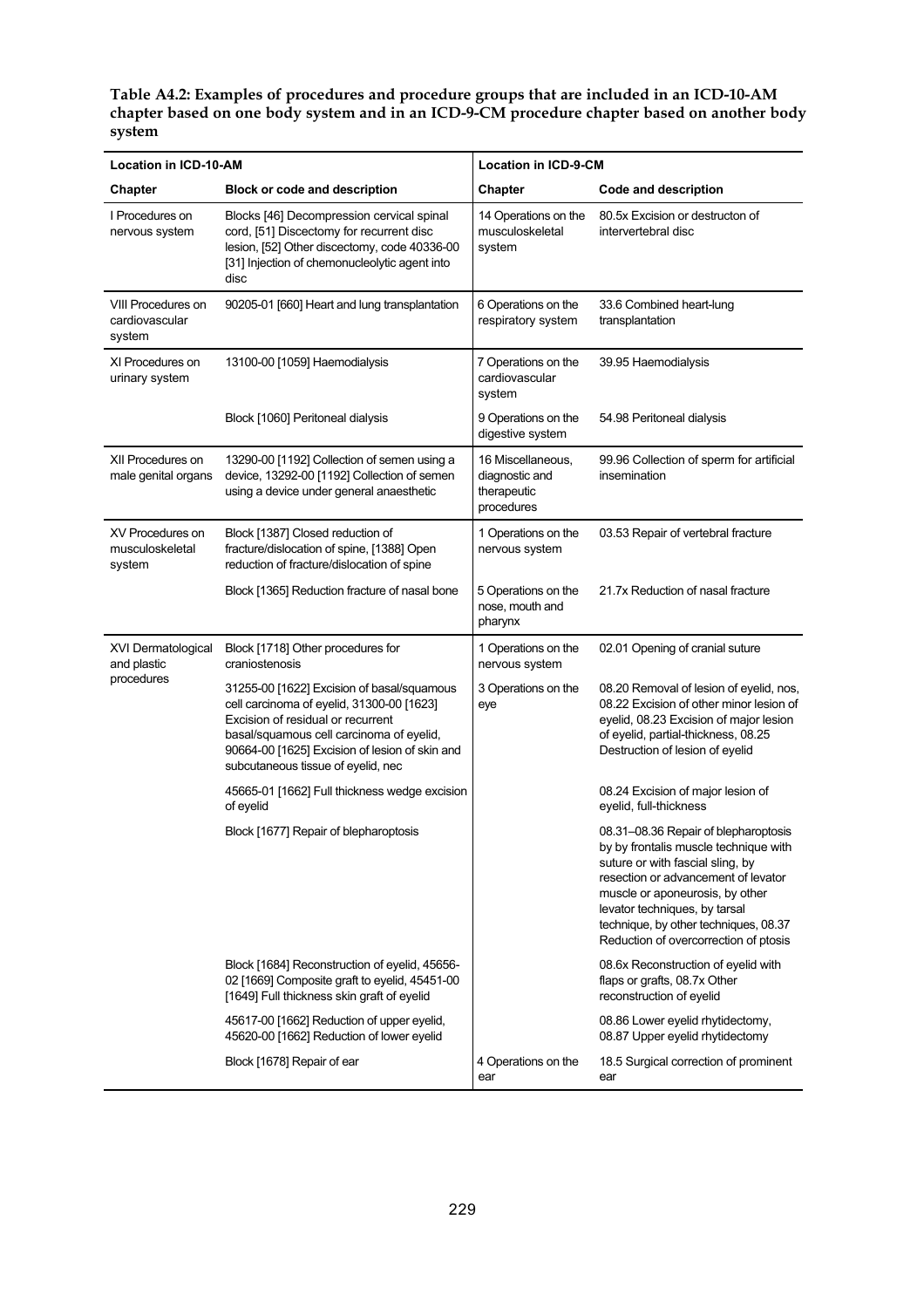**Table A4.2: Examples of procedures and procedure groups that are included in an ICD-10-AM chapter based on one body system and in an ICD-9-CM procedure chapter based on another body system**

| Location in ICD-10-AM | | Location in ICD-9-CM | |
|---|---|---|---|
| **Chapter** | **Block or code and description** | **Chapter** | **Code and description** |
| I Procedures on nervous system | Blocks [46] Decompression cervical spinal cord, [51] Discectomy for recurrent disc lesion, [52] Other discectomy, code 40336-00 [31] Injection of chemonucleolytic agent into disc | 14 Operations on the musculoskeletal system | 80.5x Excision or destructon of intervertebral disc |
| VIII Procedures on cardiovascular system | 90205-01 [660] Heart and lung transplantation | 6 Operations on the respiratory system | 33.6 Combined heart-lung transplantation |
| XI Procedures on urinary system | 13100-00 [1059] Haemodialysis | 7 Operations on the cardiovascular system | 39.95 Haemodialysis |
| | Block [1060] Peritoneal dialysis | 9 Operations on the digestive system | 54.98 Peritoneal dialysis |
| XII Procedures on male genital organs | 13290-00 [1192] Collection of semen using a device, 13292-00 [1192] Collection of semen using a device under general anaesthetic | 16 Miscellaneous, diagnostic and therapeutic procedures | 99.96 Collection of sperm for artificial insemination |
| XV Procedures on musculoskeletal system | Block [1387] Closed reduction of fracture/dislocation of spine, [1388] Open reduction of fracture/dislocation of spine | 1 Operations on the nervous system | 03.53 Repair of vertebral fracture |
| | Block [1365] Reduction fracture of nasal bone | 5 Operations on the nose, mouth and pharynx | 21.7x Reduction of nasal fracture |
| XVI Dermatological and plastic procedures | Block [1718] Other procedures for craniostenosis | 1 Operations on the nervous system | 02.01 Opening of cranial suture |
| | 31255-00 [1622] Excision of basal/squamous cell carcinoma of eyelid, 31300-00 [1623] Excision of residual or recurrent basal/squamous cell carcinoma of eyelid, 90664-00 [1625] Excision of lesion of skin and subcutaneous tissue of eyelid, nec | 3 Operations on the eye | 08.20 Removal of lesion of eyelid, nos, 08.22 Excision of other minor lesion of eyelid, 08.23 Excision of major lesion of eyelid, partial-thickness, 08.25 Destruction of lesion of eyelid |
| | 45665-01 [1662] Full thickness wedge excision of eyelid | | 08.24 Excision of major lesion of eyelid, full-thickness |
| | Block [1677] Repair of blepharoptosis | | 08.31–08.36 Repair of blepharoptosis by by frontalis muscle technique with suture or with fascial sling, by resection or advancement of levator muscle or aponeurosis, by other levator techniques, by tarsal technique, by other techniques, 08.37 Reduction of overcorrection of ptosis |
| | Block [1684] Reconstruction of eyelid, 45656-02 [1669] Composite graft to eyelid, 45451-00 [1649] Full thickness skin graft of eyelid | | 08.6x Reconstruction of eyelid with flaps or grafts, 08.7x Other reconstruction of eyelid |
| | 45617-00 [1662] Reduction of upper eyelid, 45620-00 [1662] Reduction of lower eyelid | | 08.86 Lower eyelid rhytidectomy, 08.87 Upper eyelid rhytidectomy |
| | Block [1678] Repair of ear | 4 Operations on the ear | 18.5 Surgical correction of prominent ear |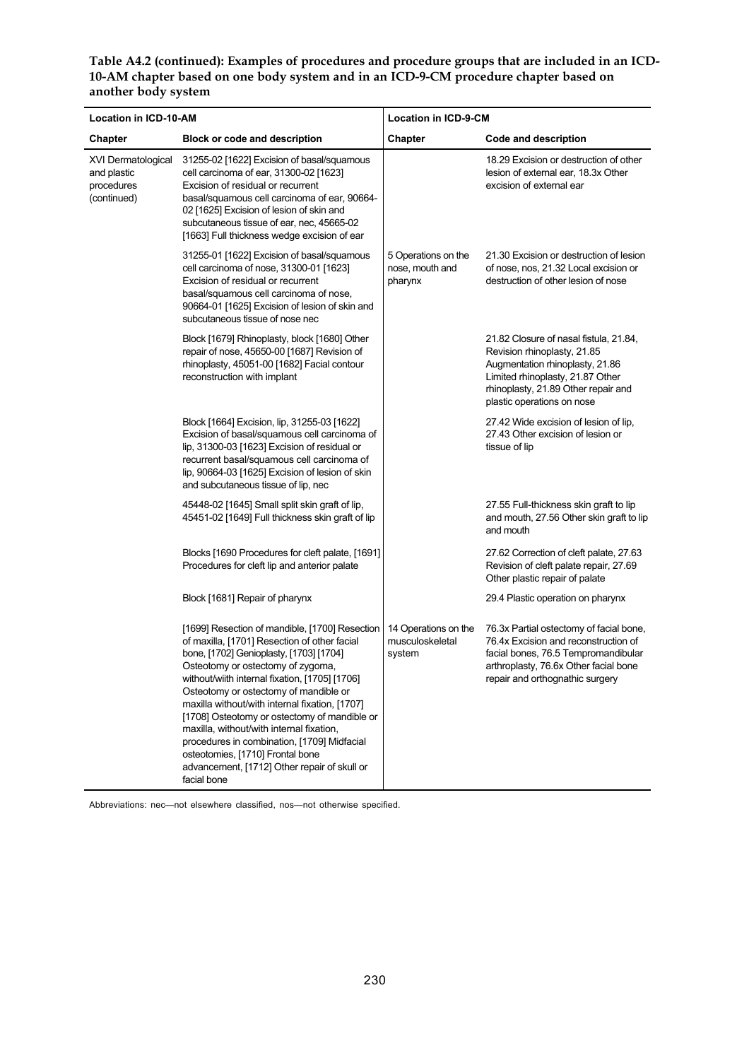**Table A4.2 (continued): Examples of procedures and procedure groups that are included in an ICD-10-AM chapter based on one body system and in an ICD-9-CM procedure chapter based on another body system**

| Location in ICD-10-AM | | Location in ICD-9-CM | |
|---|---|---|---|
| **Chapter** | **Block or code and description** | **Chapter** | **Code and description** |
| XVI Dermatological and plastic procedures (continued) | 31255-02 [1622] Excision of basal/squamous cell carcinoma of ear, 31300-02 [1623] Excision of residual or recurrent basal/squamous cell carcinoma of ear, 90664-02 [1625] Excision of lesion of skin and subcutaneous tissue of ear, nec, 45665-02 [1663] Full thickness wedge excision of ear | | 18.29 Excision or destruction of other lesion of external ear, 18.3x Other excision of external ear |
| | 31255-01 [1622] Excision of basal/squamous cell carcinoma of nose, 31300-01 [1623] Excision of residual or recurrent basal/squamous cell carcinoma of nose, 90664-01 [1625] Excision of lesion of skin and subcutaneous tissue of nose nec | 5 Operations on the nose, mouth and pharynx | 21.30 Excision or destruction of lesion of nose, nos, 21.32 Local excision or destruction of other lesion of nose |
| | Block [1679] Rhinoplasty, block [1680] Other repair of nose, 45650-00 [1687] Revision of rhinoplasty, 45051-00 [1682] Facial contour reconstruction with implant | | 21.82 Closure of nasal fistula, 21.84, Revision rhinoplasty, 21.85 Augmentation rhinoplasty, 21.86 Limited rhinoplasty, 21.87 Other rhinoplasty, 21.89 Other repair and plastic operations on nose |
| | Block [1664] Excision, lip, 31255-03 [1622] Excision of basal/squamous cell carcinoma of lip, 31300-03 [1623] Excision of residual or recurrent basal/squamous cell carcinoma of lip, 90664-03 [1625] Excision of lesion of skin and subcutaneous tissue of lip, nec | | 27.42 Wide excision of lesion of lip, 27.43 Other excision of lesion or tissue of lip |
| | 45448-02 [1645] Small split skin graft of lip, 45451-02 [1649] Full thickness skin graft of lip | | 27.55 Full-thickness skin graft to lip and mouth, 27.56 Other skin graft to lip and mouth |
| | Blocks [1690 Procedures for cleft palate, [1691] Procedures for cleft lip and anterior palate | | 27.62 Correction of cleft palate, 27.63 Revision of cleft palate repair, 27.69 Other plastic repair of palate |
| | Block [1681] Repair of pharynx | | 29.4 Plastic operation on pharynx |
| | [1699] Resection of mandible, [1700] Resection of maxilla, [1701] Resection of other facial bone, [1702] Genioplasty, [1703] [1704] Osteotomy or ostectomy of zygoma, without/wiith internal fixation, [1705] [1706] Osteotomy or ostectomy of mandible or maxilla without/with internal fixation, [1707] [1708] Osteotomy or ostectomy of mandible or maxilla, without/with internal fixation, procedures in combination, [1709] Midfacial osteotomies, [1710] Frontal bone advancement, [1712] Other repair of skull or facial bone | 14 Operations on the musculoskeletal system | 76.3x Partial ostectomy of facial bone, 76.4x Excision and reconstruction of facial bones, 76.5 Tempromandibular arthroplasty, 76.6x Other facial bone repair and orthognathic surgery |

Abbreviations: nec—not elsewhere classified, nos—not otherwise specified.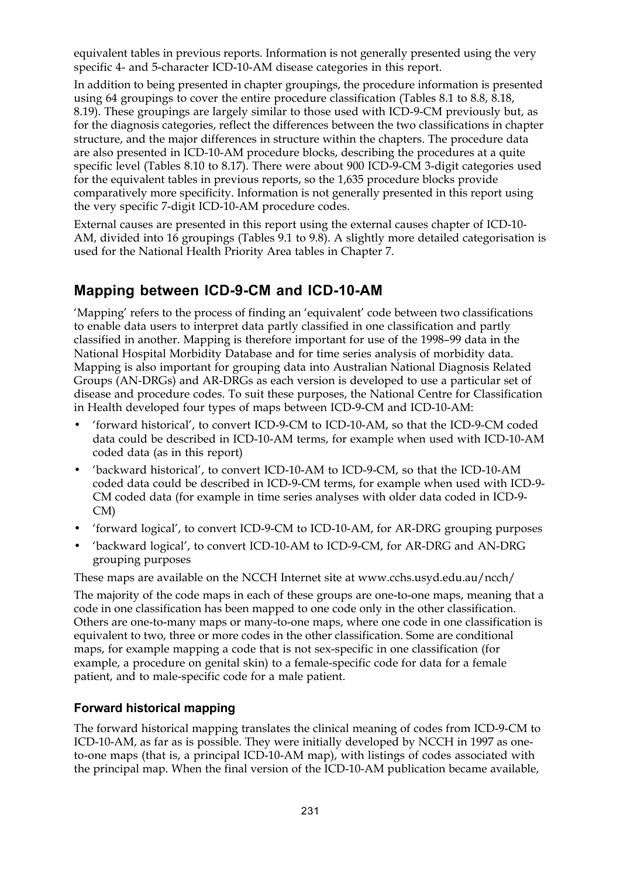equivalent tables in previous reports. Information is not generally presented using the very specific 4- and 5-character ICD-10-AM disease categories in this report.

In addition to being presented in chapter groupings, the procedure information is presented using 64 groupings to cover the entire procedure classification (Tables 8.1 to 8.8, 8.18, 8.19). These groupings are largely similar to those used with ICD-9-CM previously but, as for the diagnosis categories, reflect the differences between the two classifications in chapter structure, and the major differences in structure within the chapters. The procedure data are also presented in ICD-10-AM procedure blocks, describing the procedures at a quite specific level (Tables 8.10 to 8.17). There were about 900 ICD-9-CM 3-digit categories used for the equivalent tables in previous reports, so the 1,635 procedure blocks provide comparatively more specificity. Information is not generally presented in this report using the very specific 7-digit ICD-10-AM procedure codes.

External causes are presented in this report using the external causes chapter of ICD-10-AM, divided into 16 groupings (Tables 9.1 to 9.8). A slightly more detailed categorisation is used for the National Health Priority Area tables in Chapter 7.

## Mapping between ICD-9-CM and ICD-10-AM

'Mapping' refers to the process of finding an 'equivalent' code between two classifications to enable data users to interpret data partly classified in one classification and partly classified in another. Mapping is therefore important for use of the 1998–99 data in the National Hospital Morbidity Database and for time series analysis of morbidity data. Mapping is also important for grouping data into Australian National Diagnosis Related Groups (AN-DRGs) and AR-DRGs as each version is developed to use a particular set of disease and procedure codes. To suit these purposes, the National Centre for Classification in Health developed four types of maps between ICD-9-CM and ICD-10-AM:

- 'forward historical', to convert ICD-9-CM to ICD-10-AM, so that the ICD-9-CM coded data could be described in ICD-10-AM terms, for example when used with ICD-10-AM coded data (as in this report)
- 'backward historical', to convert ICD-10-AM to ICD-9-CM, so that the ICD-10-AM coded data could be described in ICD-9-CM terms, for example when used with ICD-9-CM coded data (for example in time series analyses with older data coded in ICD-9-CM)
- 'forward logical', to convert ICD-9-CM to ICD-10-AM, for AR-DRG grouping purposes
- 'backward logical', to convert ICD-10-AM to ICD-9-CM, for AR-DRG and AN-DRG grouping purposes

These maps are available on the NCCH Internet site at www.cchs.usyd.edu.au/ncch/

The majority of the code maps in each of these groups are one-to-one maps, meaning that a code in one classification has been mapped to one code only in the other classification. Others are one-to-many maps or many-to-one maps, where one code in one classification is equivalent to two, three or more codes in the other classification. Some are conditional maps, for example mapping a code that is not sex-specific in one classification (for example, a procedure on genital skin) to a female-specific code for data for a female patient, and to male-specific code for a male patient.

### Forward historical mapping

The forward historical mapping translates the clinical meaning of codes from ICD-9-CM to ICD-10-AM, as far as is possible. They were initially developed by NCCH in 1997 as one-to-one maps (that is, a principal ICD-10-AM map), with listings of codes associated with the principal map. When the final version of the ICD-10-AM publication became available,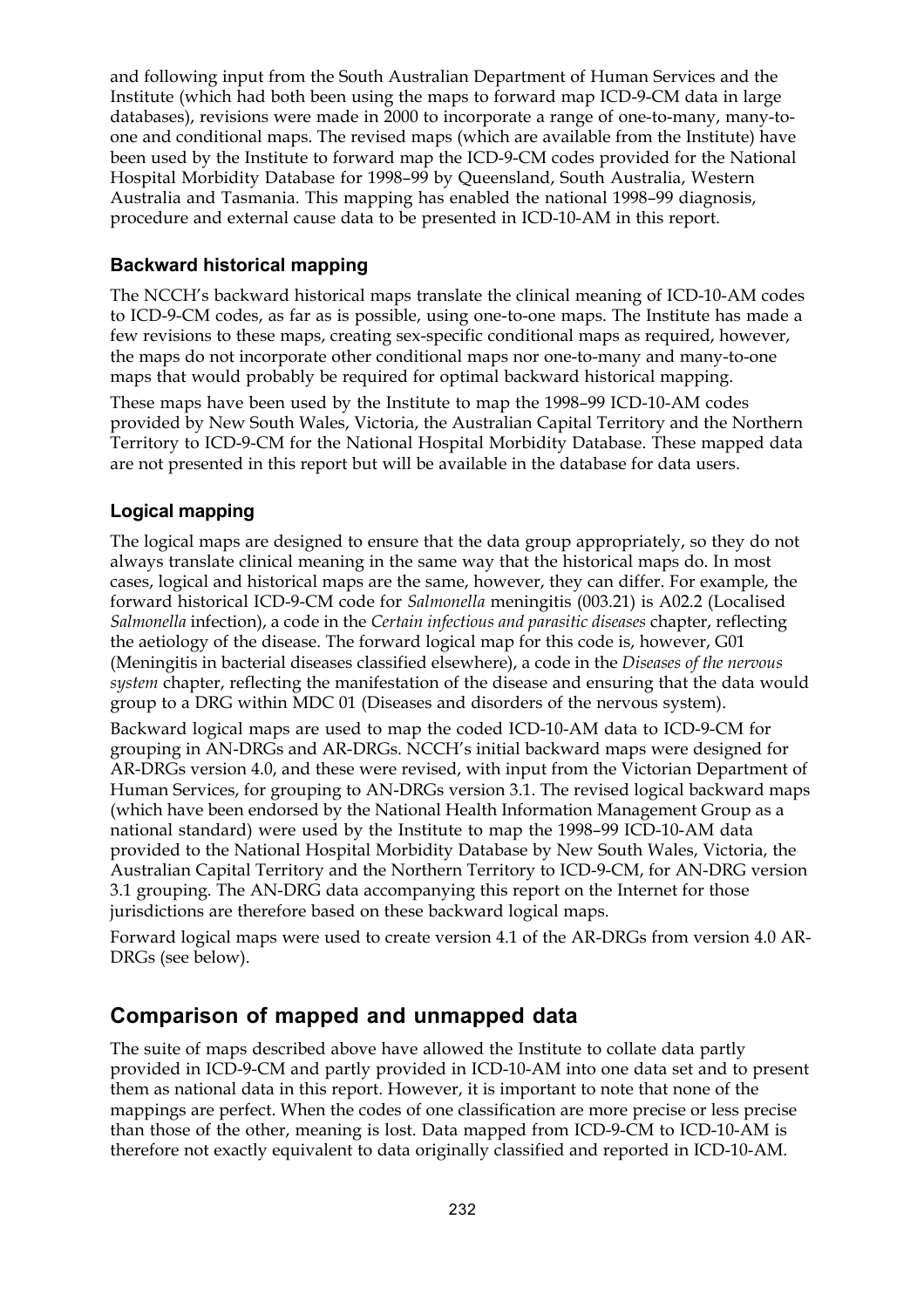and following input from the South Australian Department of Human Services and the Institute (which had both been using the maps to forward map ICD-9-CM data in large databases), revisions were made in 2000 to incorporate a range of one-to-many, many-to-one and conditional maps. The revised maps (which are available from the Institute) have been used by the Institute to forward map the ICD-9-CM codes provided for the National Hospital Morbidity Database for 1998–99 by Queensland, South Australia, Western Australia and Tasmania. This mapping has enabled the national 1998–99 diagnosis, procedure and external cause data to be presented in ICD-10-AM in this report.

### Backward historical mapping

The NCCH's backward historical maps translate the clinical meaning of ICD-10-AM codes to ICD-9-CM codes, as far as is possible, using one-to-one maps. The Institute has made a few revisions to these maps, creating sex-specific conditional maps as required, however, the maps do not incorporate other conditional maps nor one-to-many and many-to-one maps that would probably be required for optimal backward historical mapping.

These maps have been used by the Institute to map the 1998–99 ICD-10-AM codes provided by New South Wales, Victoria, the Australian Capital Territory and the Northern Territory to ICD-9-CM for the National Hospital Morbidity Database. These mapped data are not presented in this report but will be available in the database for data users.

### Logical mapping

The logical maps are designed to ensure that the data group appropriately, so they do not always translate clinical meaning in the same way that the historical maps do. In most cases, logical and historical maps are the same, however, they can differ. For example, the forward historical ICD-9-CM code for *Salmonella* meningitis (003.21) is A02.2 (Localised *Salmonella* infection), a code in the *Certain infectious and parasitic diseases* chapter, reflecting the aetiology of the disease. The forward logical map for this code is, however, G01 (Meningitis in bacterial diseases classified elsewhere), a code in the *Diseases of the nervous system* chapter, reflecting the manifestation of the disease and ensuring that the data would group to a DRG within MDC 01 (Diseases and disorders of the nervous system).

Backward logical maps are used to map the coded ICD-10-AM data to ICD-9-CM for grouping in AN-DRGs and AR-DRGs. NCCH's initial backward maps were designed for AR-DRGs version 4.0, and these were revised, with input from the Victorian Department of Human Services, for grouping to AN-DRGs version 3.1. The revised logical backward maps (which have been endorsed by the National Health Information Management Group as a national standard) were used by the Institute to map the 1998–99 ICD-10-AM data provided to the National Hospital Morbidity Database by New South Wales, Victoria, the Australian Capital Territory and the Northern Territory to ICD-9-CM, for AN-DRG version 3.1 grouping. The AN-DRG data accompanying this report on the Internet for those jurisdictions are therefore based on these backward logical maps.

Forward logical maps were used to create version 4.1 of the AR-DRGs from version 4.0 AR-DRGs (see below).

## Comparison of mapped and unmapped data

The suite of maps described above have allowed the Institute to collate data partly provided in ICD-9-CM and partly provided in ICD-10-AM into one data set and to present them as national data in this report. However, it is important to note that none of the mappings are perfect. When the codes of one classification are more precise or less precise than those of the other, meaning is lost. Data mapped from ICD-9-CM to ICD-10-AM is therefore not exactly equivalent to data originally classified and reported in ICD-10-AM.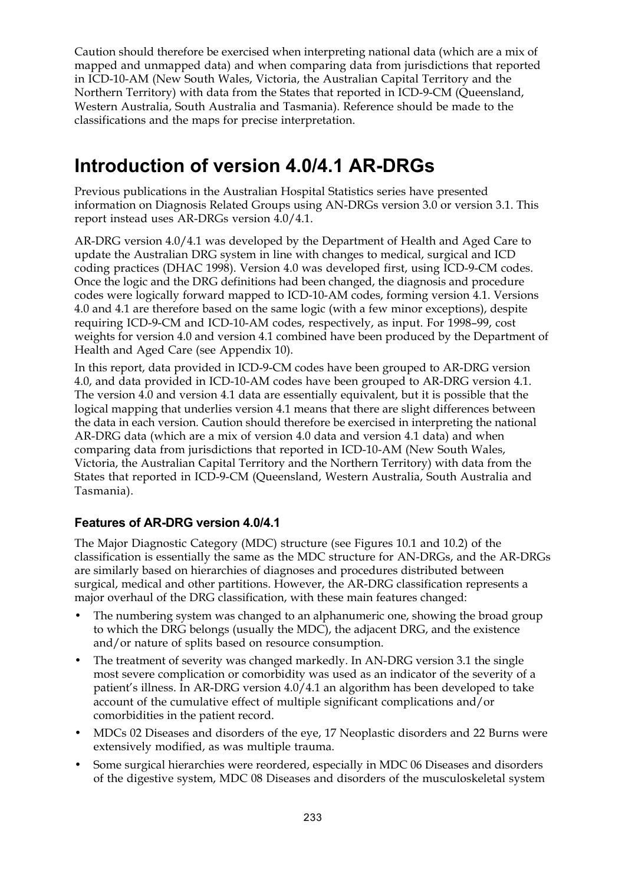Caution should therefore be exercised when interpreting national data (which are a mix of mapped and unmapped data) and when comparing data from jurisdictions that reported in ICD-10-AM (New South Wales, Victoria, the Australian Capital Territory and the Northern Territory) with data from the States that reported in ICD-9-CM (Queensland, Western Australia, South Australia and Tasmania). Reference should be made to the classifications and the maps for precise interpretation.

# Introduction of version 4.0/4.1 AR-DRGs

Previous publications in the Australian Hospital Statistics series have presented information on Diagnosis Related Groups using AN-DRGs version 3.0 or version 3.1. This report instead uses AR-DRGs version 4.0/4.1.

AR-DRG version 4.0/4.1 was developed by the Department of Health and Aged Care to update the Australian DRG system in line with changes to medical, surgical and ICD coding practices (DHAC 1998). Version 4.0 was developed first, using ICD-9-CM codes. Once the logic and the DRG definitions had been changed, the diagnosis and procedure codes were logically forward mapped to ICD-10-AM codes, forming version 4.1. Versions 4.0 and 4.1 are therefore based on the same logic (with a few minor exceptions), despite requiring ICD-9-CM and ICD-10-AM codes, respectively, as input. For 1998–99, cost weights for version 4.0 and version 4.1 combined have been produced by the Department of Health and Aged Care (see Appendix 10).

In this report, data provided in ICD-9-CM codes have been grouped to AR-DRG version 4.0, and data provided in ICD-10-AM codes have been grouped to AR-DRG version 4.1. The version 4.0 and version 4.1 data are essentially equivalent, but it is possible that the logical mapping that underlies version 4.1 means that there are slight differences between the data in each version. Caution should therefore be exercised in interpreting the national AR-DRG data (which are a mix of version 4.0 data and version 4.1 data) and when comparing data from jurisdictions that reported in ICD-10-AM (New South Wales, Victoria, the Australian Capital Territory and the Northern Territory) with data from the States that reported in ICD-9-CM (Queensland, Western Australia, South Australia and Tasmania).

### Features of AR-DRG version 4.0/4.1

The Major Diagnostic Category (MDC) structure (see Figures 10.1 and 10.2) of the classification is essentially the same as the MDC structure for AN-DRGs, and the AR-DRGs are similarly based on hierarchies of diagnoses and procedures distributed between surgical, medical and other partitions. However, the AR-DRG classification represents a major overhaul of the DRG classification, with these main features changed:

- The numbering system was changed to an alphanumeric one, showing the broad group to which the DRG belongs (usually the MDC), the adjacent DRG, and the existence and/or nature of splits based on resource consumption.
- The treatment of severity was changed markedly. In AN-DRG version 3.1 the single most severe complication or comorbidity was used as an indicator of the severity of a patient's illness. In AR-DRG version 4.0/4.1 an algorithm has been developed to take account of the cumulative effect of multiple significant complications and/or comorbidities in the patient record.
- MDCs 02 Diseases and disorders of the eye, 17 Neoplastic disorders and 22 Burns were extensively modified, as was multiple trauma.
- Some surgical hierarchies were reordered, especially in MDC 06 Diseases and disorders of the digestive system, MDC 08 Diseases and disorders of the musculoskeletal system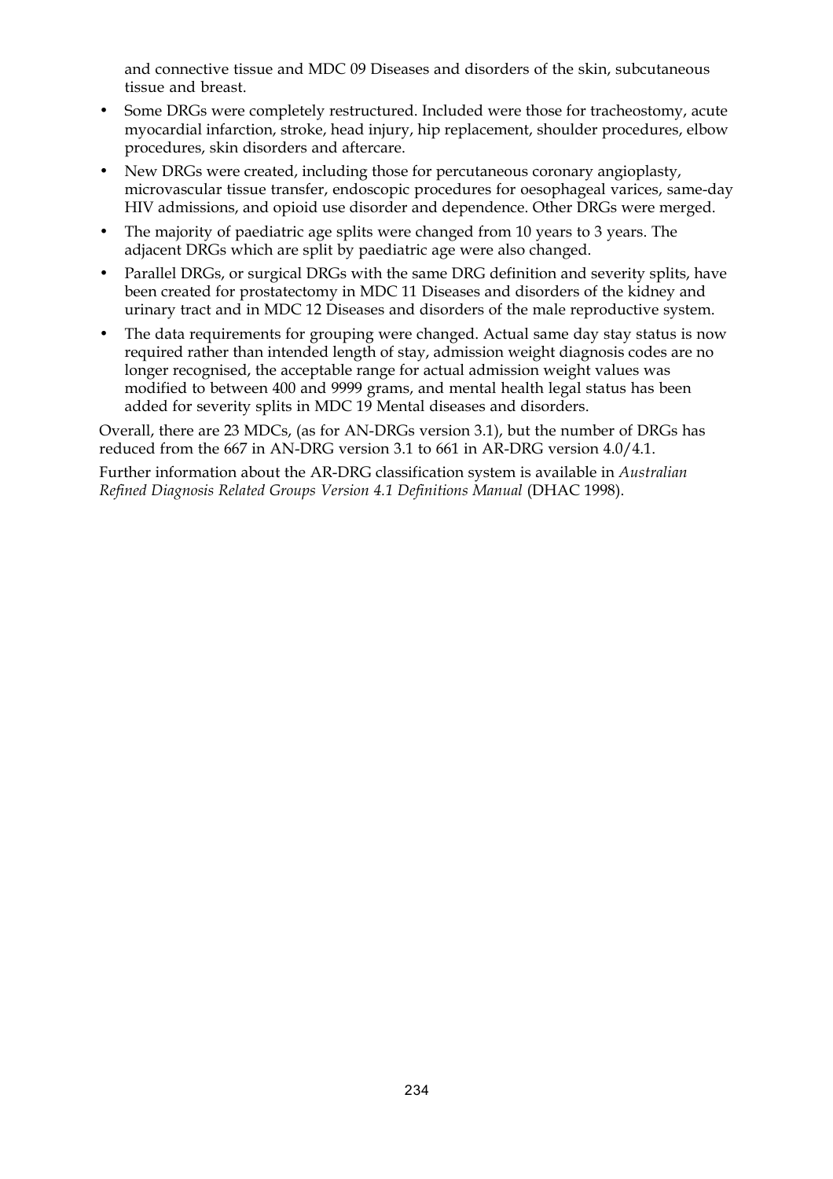and connective tissue and MDC 09 Diseases and disorders of the skin, subcutaneous tissue and breast.

- Some DRGs were completely restructured. Included were those for tracheostomy, acute myocardial infarction, stroke, head injury, hip replacement, shoulder procedures, elbow procedures, skin disorders and aftercare.
- New DRGs were created, including those for percutaneous coronary angioplasty, microvascular tissue transfer, endoscopic procedures for oesophageal varices, same-day HIV admissions, and opioid use disorder and dependence. Other DRGs were merged.
- The majority of paediatric age splits were changed from 10 years to 3 years. The adjacent DRGs which are split by paediatric age were also changed.
- Parallel DRGs, or surgical DRGs with the same DRG definition and severity splits, have been created for prostatectomy in MDC 11 Diseases and disorders of the kidney and urinary tract and in MDC 12 Diseases and disorders of the male reproductive system.
- The data requirements for grouping were changed. Actual same day stay status is now required rather than intended length of stay, admission weight diagnosis codes are no longer recognised, the acceptable range for actual admission weight values was modified to between 400 and 9999 grams, and mental health legal status has been added for severity splits in MDC 19 Mental diseases and disorders.

Overall, there are 23 MDCs, (as for AN-DRGs version 3.1), but the number of DRGs has reduced from the 667 in AN-DRG version 3.1 to 661 in AR-DRG version 4.0/4.1.

Further information about the AR-DRG classification system is available in *Australian Refined Diagnosis Related Groups Version 4.1 Definitions Manual* (DHAC 1998).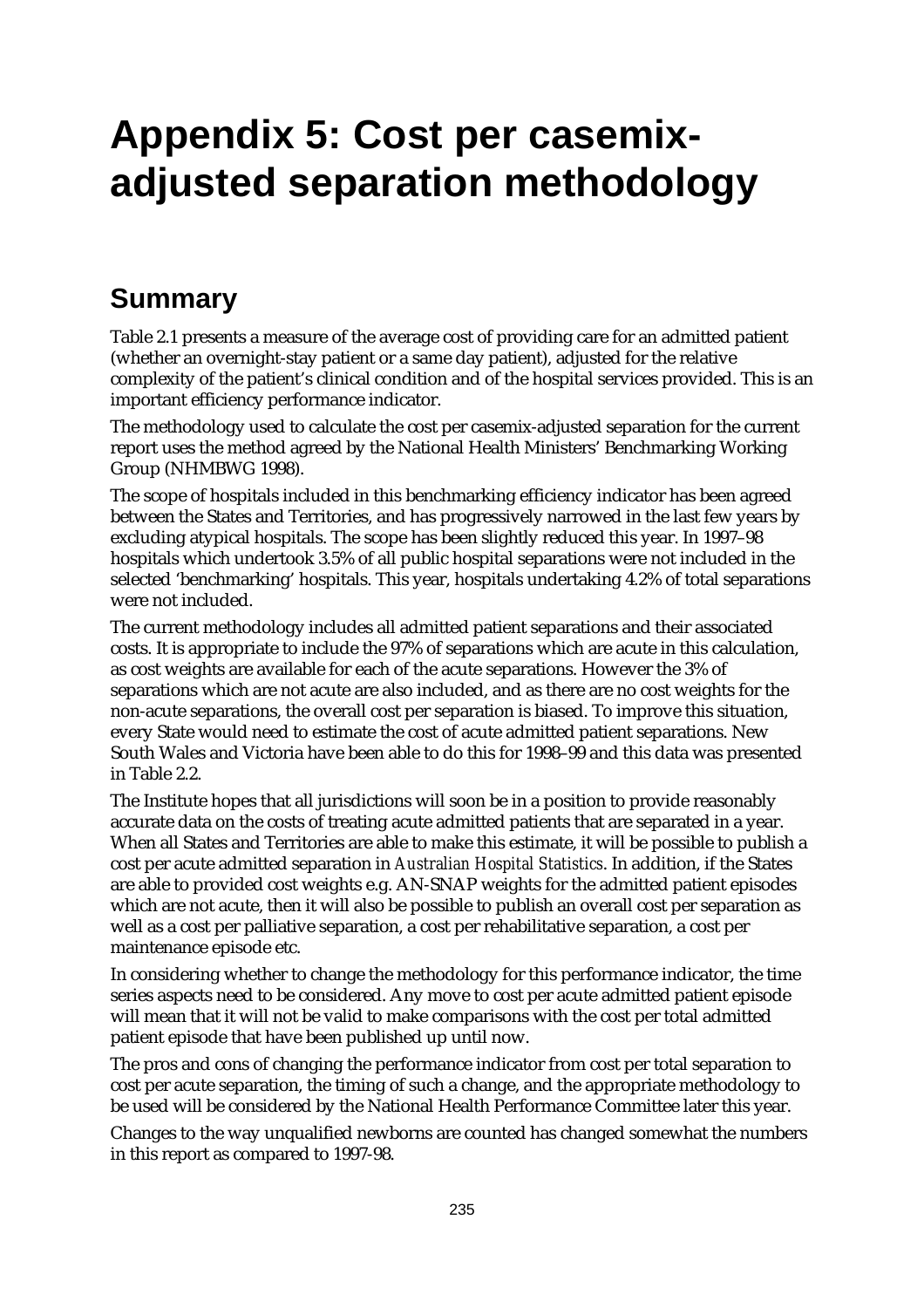# Appendix 5: Cost per casemix-adjusted separation methodology

## Summary

Table 2.1 presents a measure of the average cost of providing care for an admitted patient (whether an overnight-stay patient or a same day patient), adjusted for the relative complexity of the patient's clinical condition and of the hospital services provided. This is an important efficiency performance indicator.

The methodology used to calculate the cost per casemix-adjusted separation for the current report uses the method agreed by the National Health Ministers' Benchmarking Working Group (NHMBWG 1998).

The scope of hospitals included in this benchmarking efficiency indicator has been agreed between the States and Territories, and has progressively narrowed in the last few years by excluding atypical hospitals. The scope has been slightly reduced this year. In 1997–98 hospitals which undertook 3.5% of all public hospital separations were not included in the selected 'benchmarking' hospitals. This year, hospitals undertaking 4.2% of total separations were not included.

The current methodology includes all admitted patient separations and their associated costs. It is appropriate to include the 97% of separations which are acute in this calculation, as cost weights are available for each of the acute separations. However the 3% of separations which are not acute are also included, and as there are no cost weights for the non-acute separations, the overall cost per separation is biased. To improve this situation, every State would need to estimate the cost of acute admitted patient separations. New South Wales and Victoria have been able to do this for 1998–99 and this data was presented in Table 2.2.

The Institute hopes that all jurisdictions will soon be in a position to provide reasonably accurate data on the costs of treating acute admitted patients that are separated in a year. When all States and Territories are able to make this estimate, it will be possible to publish a cost per acute admitted separation in *Australian Hospital Statistics*. In addition, if the States are able to provided cost weights e.g. AN-SNAP weights for the admitted patient episodes which are not acute, then it will also be possible to publish an overall cost per separation as well as a cost per palliative separation, a cost per rehabilitative separation, a cost per maintenance episode etc.

In considering whether to change the methodology for this performance indicator, the time series aspects need to be considered. Any move to cost per acute admitted patient episode will mean that it will not be valid to make comparisons with the cost per total admitted patient episode that have been published up until now.

The pros and cons of changing the performance indicator from cost per total separation to cost per acute separation, the timing of such a change, and the appropriate methodology to be used will be considered by the National Health Performance Committee later this year.

Changes to the way unqualified newborns are counted has changed somewhat the numbers in this report as compared to 1997-98.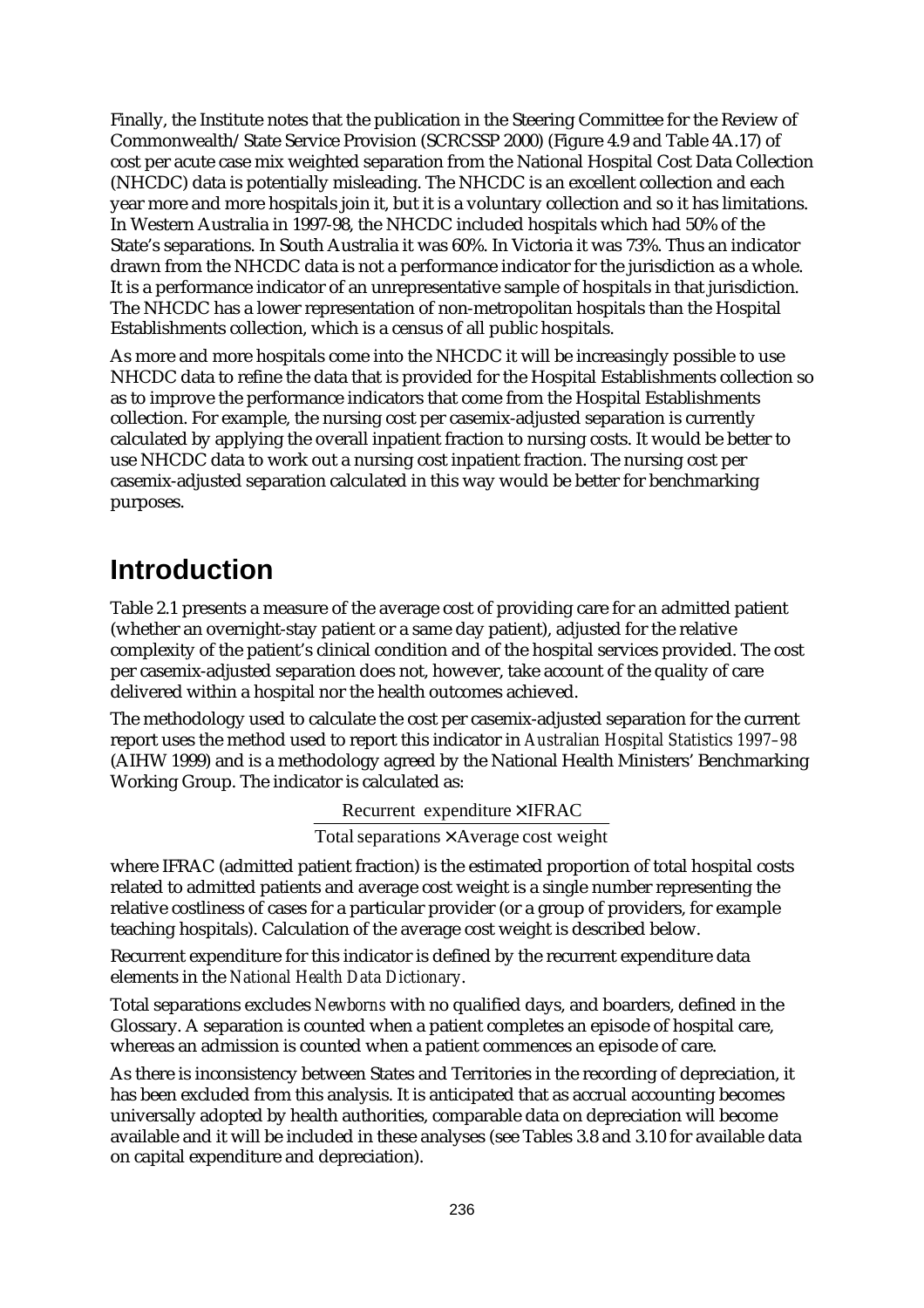Finally, the Institute notes that the publication in the Steering Committee for the Review of Commonwealth/State Service Provision (SCRCSSP 2000) (Figure 4.9 and Table 4A.17) of cost per acute case mix weighted separation from the National Hospital Cost Data Collection (NHCDC) data is potentially misleading. The NHCDC is an excellent collection and each year more and more hospitals join it, but it is a voluntary collection and so it has limitations. In Western Australia in 1997-98, the NHCDC included hospitals which had 50% of the State's separations. In South Australia it was 60%. In Victoria it was 73%. Thus an indicator drawn from the NHCDC data is not a performance indicator for the jurisdiction as a whole. It is a performance indicator of an unrepresentative sample of hospitals in that jurisdiction. The NHCDC has a lower representation of non-metropolitan hospitals than the Hospital Establishments collection, which is a census of all public hospitals.

As more and more hospitals come into the NHCDC it will be increasingly possible to use NHCDC data to refine the data that is provided for the Hospital Establishments collection so as to improve the performance indicators that come from the Hospital Establishments collection. For example, the nursing cost per casemix-adjusted separation is currently calculated by applying the overall inpatient fraction to nursing costs. It would be better to use NHCDC data to work out a nursing cost inpatient fraction. The nursing cost per casemix-adjusted separation calculated in this way would be better for benchmarking purposes.

# Introduction

Table 2.1 presents a measure of the average cost of providing care for an admitted patient (whether an overnight-stay patient or a same day patient), adjusted for the relative complexity of the patient's clinical condition and of the hospital services provided. The cost per casemix-adjusted separation does not, however, take account of the quality of care delivered within a hospital nor the health outcomes achieved.

The methodology used to calculate the cost per casemix-adjusted separation for the current report uses the method used to report this indicator in *Australian Hospital Statistics 1997–98* (AIHW 1999) and is a methodology agreed by the National Health Ministers' Benchmarking Working Group. The indicator is calculated as:

$$\frac{\text{Recurrent expenditure} \times \text{IFRAC}}{\text{Total separations} \times \text{Average cost weight}}$$

where IFRAC (admitted patient fraction) is the estimated proportion of total hospital costs related to admitted patients and average cost weight is a single number representing the relative costliness of cases for a particular provider (or a group of providers, for example teaching hospitals). Calculation of the average cost weight is described below.

Recurrent expenditure for this indicator is defined by the recurrent expenditure data elements in the *National Health Data Dictionary*.

Total separations excludes *Newborns* with no qualified days, and boarders, defined in the Glossary. A separation is counted when a patient completes an episode of hospital care, whereas an admission is counted when a patient commences an episode of care.

As there is inconsistency between States and Territories in the recording of depreciation, it has been excluded from this analysis. It is anticipated that as accrual accounting becomes universally adopted by health authorities, comparable data on depreciation will become available and it will be included in these analyses (see Tables 3.8 and 3.10 for available data on capital expenditure and depreciation).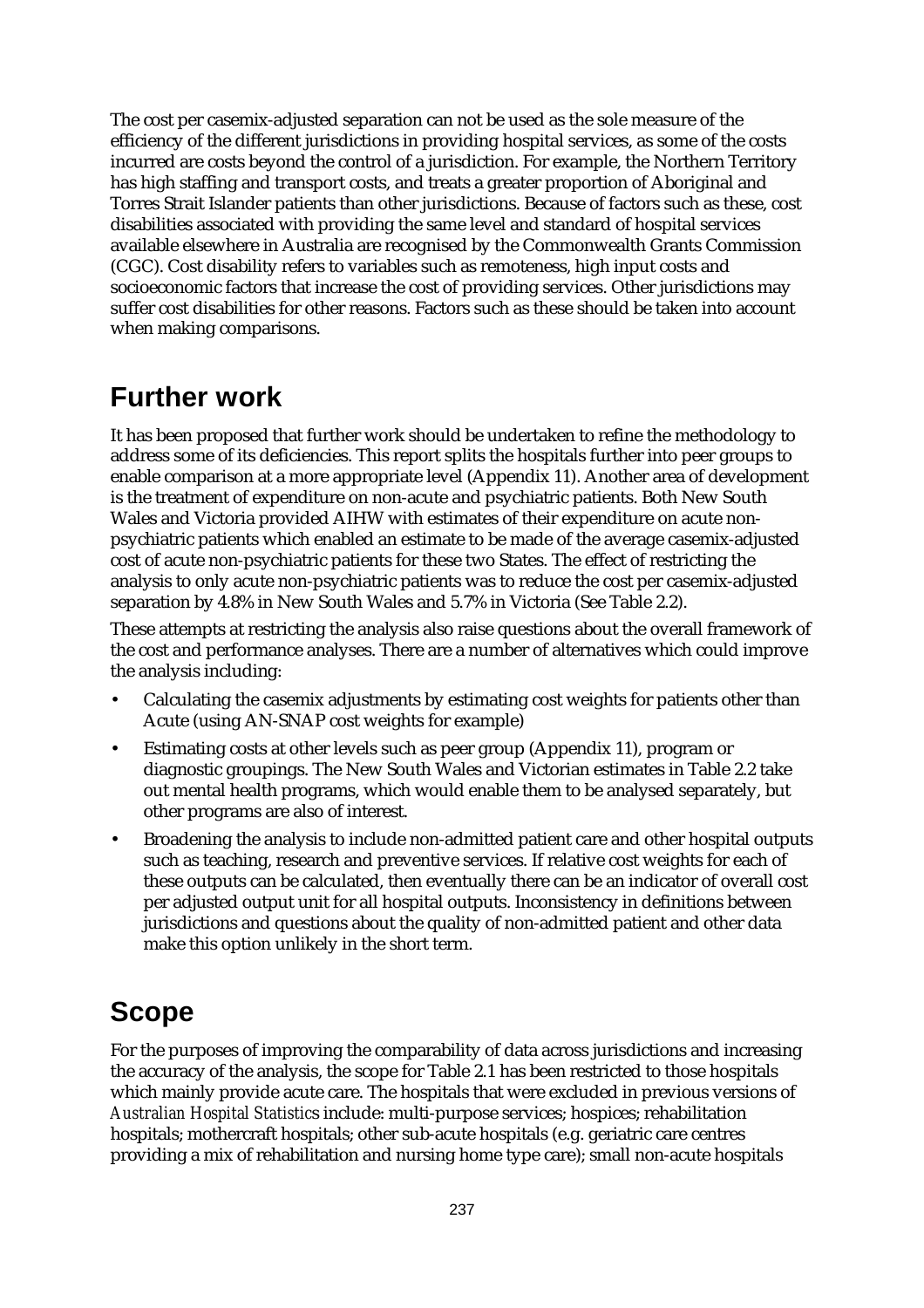The cost per casemix-adjusted separation can not be used as the sole measure of the efficiency of the different jurisdictions in providing hospital services, as some of the costs incurred are costs beyond the control of a jurisdiction. For example, the Northern Territory has high staffing and transport costs, and treats a greater proportion of Aboriginal and Torres Strait Islander patients than other jurisdictions. Because of factors such as these, cost disabilities associated with providing the same level and standard of hospital services available elsewhere in Australia are recognised by the Commonwealth Grants Commission (CGC). Cost disability refers to variables such as remoteness, high input costs and socioeconomic factors that increase the cost of providing services. Other jurisdictions may suffer cost disabilities for other reasons. Factors such as these should be taken into account when making comparisons.

## Further work

It has been proposed that further work should be undertaken to refine the methodology to address some of its deficiencies. This report splits the hospitals further into peer groups to enable comparison at a more appropriate level (Appendix 11). Another area of development is the treatment of expenditure on non-acute and psychiatric patients. Both New South Wales and Victoria provided AIHW with estimates of their expenditure on acute non-psychiatric patients which enabled an estimate to be made of the average casemix-adjusted cost of acute non-psychiatric patients for these two States. The effect of restricting the analysis to only acute non-psychiatric patients was to reduce the cost per casemix-adjusted separation by 4.8% in New South Wales and 5.7% in Victoria (See Table 2.2).

These attempts at restricting the analysis also raise questions about the overall framework of the cost and performance analyses. There are a number of alternatives which could improve the analysis including:

- Calculating the casemix adjustments by estimating cost weights for patients other than Acute (using AN-SNAP cost weights for example)
- Estimating costs at other levels such as peer group (Appendix 11), program or diagnostic groupings. The New South Wales and Victorian estimates in Table 2.2 take out mental health programs, which would enable them to be analysed separately, but other programs are also of interest.
- Broadening the analysis to include non-admitted patient care and other hospital outputs such as teaching, research and preventive services. If relative cost weights for each of these outputs can be calculated, then eventually there can be an indicator of overall cost per adjusted output unit for all hospital outputs. Inconsistency in definitions between jurisdictions and questions about the quality of non-admitted patient and other data make this option unlikely in the short term.

## Scope

For the purposes of improving the comparability of data across jurisdictions and increasing the accuracy of the analysis, the scope for Table 2.1 has been restricted to those hospitals which mainly provide acute care. The hospitals that were excluded in previous versions of *Australian Hospital Statistics* include: multi-purpose services; hospices; rehabilitation hospitals; mothercraft hospitals; other sub-acute hospitals (e.g. geriatric care centres providing a mix of rehabilitation and nursing home type care); small non-acute hospitals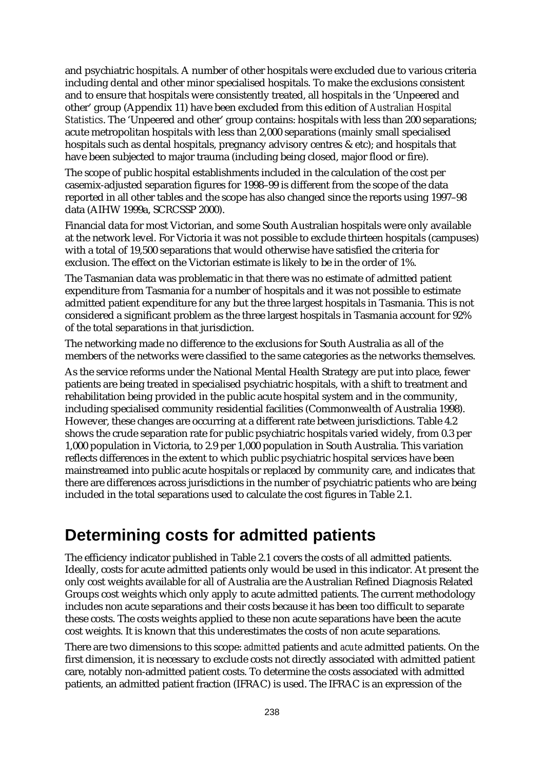and psychiatric hospitals. A number of other hospitals were excluded due to various criteria including dental and other minor specialised hospitals. To make the exclusions consistent and to ensure that hospitals were consistently treated, all hospitals in the 'Unpeered and other' group (Appendix 11) have been excluded from this edition of *Australian Hospital Statistics*. The 'Unpeered and other' group contains: hospitals with less than 200 separations; acute metropolitan hospitals with less than 2,000 separations (mainly small specialised hospitals such as dental hospitals, pregnancy advisory centres & etc); and hospitals that have been subjected to major trauma (including being closed, major flood or fire).

The scope of public hospital establishments included in the calculation of the cost per casemix-adjusted separation figures for 1998–99 is different from the scope of the data reported in all other tables and the scope has also changed since the reports using 1997–98 data (AIHW 1999a, SCRCSSP 2000).

Financial data for most Victorian, and some South Australian hospitals were only available at the network level. For Victoria it was not possible to exclude thirteen hospitals (campuses) with a total of 19,500 separations that would otherwise have satisfied the criteria for exclusion. The effect on the Victorian estimate is likely to be in the order of 1%.

The Tasmanian data was problematic in that there was no estimate of admitted patient expenditure from Tasmania for a number of hospitals and it was not possible to estimate admitted patient expenditure for any but the three largest hospitals in Tasmania. This is not considered a significant problem as the three largest hospitals in Tasmania account for 92% of the total separations in that jurisdiction.

The networking made no difference to the exclusions for South Australia as all of the members of the networks were classified to the same categories as the networks themselves.

As the service reforms under the National Mental Health Strategy are put into place, fewer patients are being treated in specialised psychiatric hospitals, with a shift to treatment and rehabilitation being provided in the public acute hospital system and in the community, including specialised community residential facilities (Commonwealth of Australia 1998). However, these changes are occurring at a different rate between jurisdictions. Table 4.2 shows the crude separation rate for public psychiatric hospitals varied widely, from 0.3 per 1,000 population in Victoria, to 2.9 per 1,000 population in South Australia. This variation reflects differences in the extent to which public psychiatric hospital services have been mainstreamed into public acute hospitals or replaced by community care, and indicates that there are differences across jurisdictions in the number of psychiatric patients who are being included in the total separations used to calculate the cost figures in Table 2.1.

## Determining costs for admitted patients

The efficiency indicator published in Table 2.1 covers the costs of all admitted patients. Ideally, costs for acute admitted patients only would be used in this indicator. At present the only cost weights available for all of Australia are the Australian Refined Diagnosis Related Groups cost weights which only apply to acute admitted patients. The current methodology includes non acute separations and their costs because it has been too difficult to separate these costs. The costs weights applied to these non acute separations have been the acute cost weights. It is known that this underestimates the costs of non acute separations.

There are two dimensions to this scope: *admitted* patients and *acute* admitted patients. On the first dimension, it is necessary to exclude costs not directly associated with admitted patient care, notably non-admitted patient costs. To determine the costs associated with admitted patients, an admitted patient fraction (IFRAC) is used. The IFRAC is an expression of the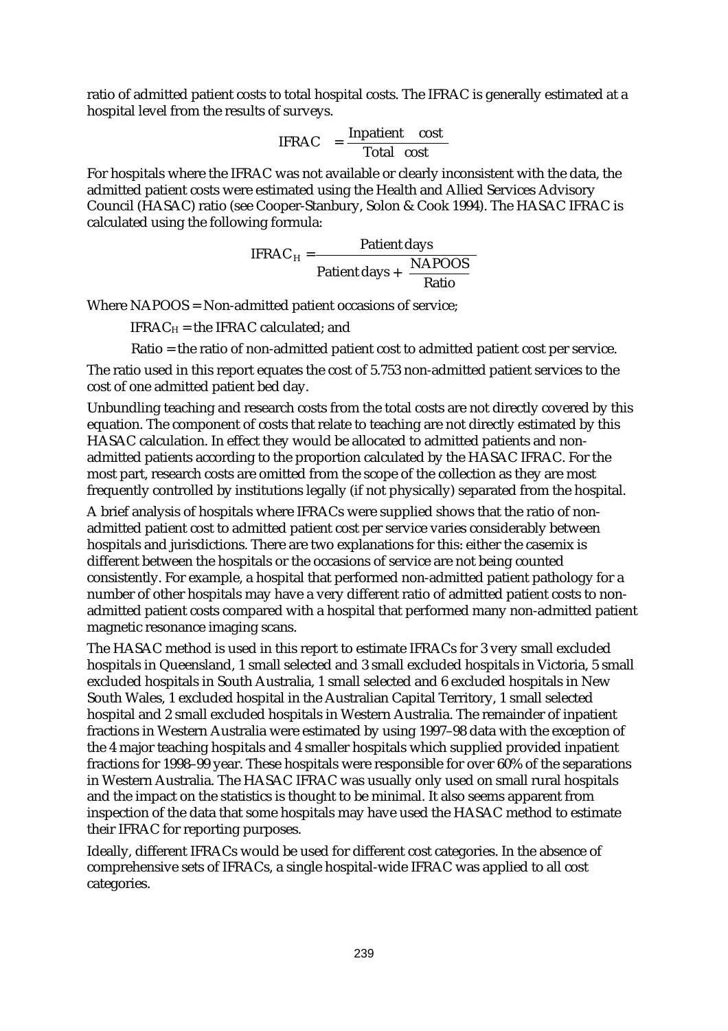ratio of admitted patient costs to total hospital costs. The IFRAC is generally estimated at a hospital level from the results of surveys.

$$\text{IFRAC} = \frac{\text{Inpatient cost}}{\text{Total cost}}$$

For hospitals where the IFRAC was not available or clearly inconsistent with the data, the admitted patient costs were estimated using the Health and Allied Services Advisory Council (HASAC) ratio (see Cooper-Stanbury, Solon & Cook 1994). The HASAC IFRAC is calculated using the following formula:

$$\text{IFRAC}_H = \frac{\text{Patient days}}{\text{Patient days} + \dfrac{\text{NAPOOS}}{\text{Ratio}}}$$

Where NAPOOS = Non-admitted patient occasions of service;

$\text{IFRAC}_H$ = the IFRAC calculated; and

Ratio = the ratio of non-admitted patient cost to admitted patient cost per service.

The ratio used in this report equates the cost of 5.753 non-admitted patient services to the cost of one admitted patient bed day.

Unbundling teaching and research costs from the total costs are not directly covered by this equation. The component of costs that relate to teaching are not directly estimated by this HASAC calculation. In effect they would be allocated to admitted patients and non-admitted patients according to the proportion calculated by the HASAC IFRAC. For the most part, research costs are omitted from the scope of the collection as they are most frequently controlled by institutions legally (if not physically) separated from the hospital.

A brief analysis of hospitals where IFRACs were supplied shows that the ratio of non-admitted patient cost to admitted patient cost per service varies considerably between hospitals and jurisdictions. There are two explanations for this: either the casemix is different between the hospitals or the occasions of service are not being counted consistently. For example, a hospital that performed non-admitted patient pathology for a number of other hospitals may have a very different ratio of admitted patient costs to non-admitted patient costs compared with a hospital that performed many non-admitted patient magnetic resonance imaging scans.

The HASAC method is used in this report to estimate IFRACs for 3 very small excluded hospitals in Queensland, 1 small selected and 3 small excluded hospitals in Victoria, 5 small excluded hospitals in South Australia, 1 small selected and 6 excluded hospitals in New South Wales, 1 excluded hospital in the Australian Capital Territory, 1 small selected hospital and 2 small excluded hospitals in Western Australia. The remainder of inpatient fractions in Western Australia were estimated by using 1997–98 data with the exception of the 4 major teaching hospitals and 4 smaller hospitals which supplied provided inpatient fractions for 1998–99 year. These hospitals were responsible for over 60% of the separations in Western Australia. The HASAC IFRAC was usually only used on small rural hospitals and the impact on the statistics is thought to be minimal. It also seems apparent from inspection of the data that some hospitals may have used the HASAC method to estimate their IFRAC for reporting purposes.

Ideally, different IFRACs would be used for different cost categories. In the absence of comprehensive sets of IFRACs, a single hospital-wide IFRAC was applied to all cost categories.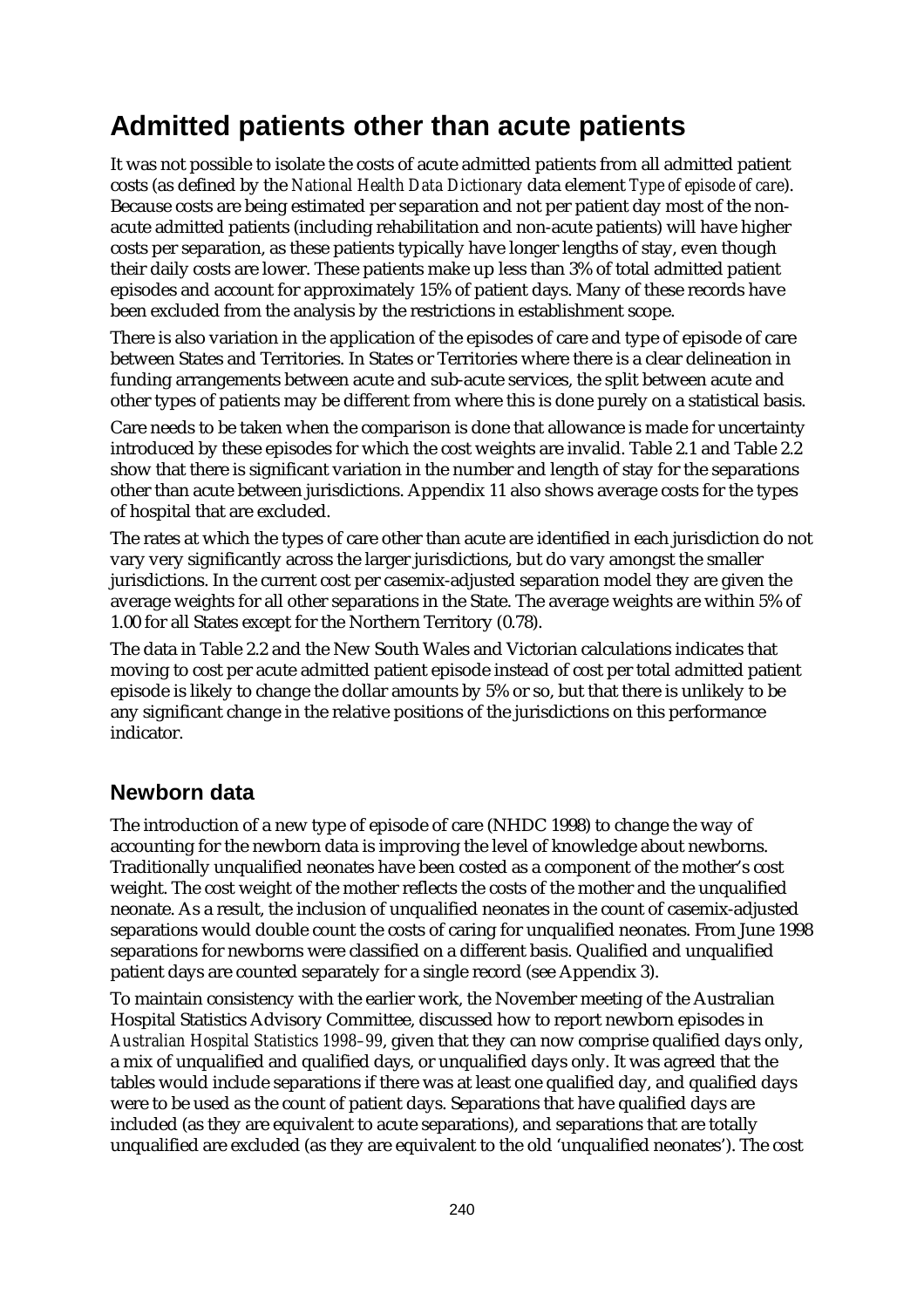# Admitted patients other than acute patients

It was not possible to isolate the costs of acute admitted patients from all admitted patient costs (as defined by the *National Health Data Dictionary* data element *Type of episode of care*). Because costs are being estimated per separation and not per patient day most of the non-acute admitted patients (including rehabilitation and non-acute patients) will have higher costs per separation, as these patients typically have longer lengths of stay, even though their daily costs are lower. These patients make up less than 3% of total admitted patient episodes and account for approximately 15% of patient days. Many of these records have been excluded from the analysis by the restrictions in establishment scope.

There is also variation in the application of the episodes of care and type of episode of care between States and Territories. In States or Territories where there is a clear delineation in funding arrangements between acute and sub-acute services, the split between acute and other types of patients may be different from where this is done purely on a statistical basis.

Care needs to be taken when the comparison is done that allowance is made for uncertainty introduced by these episodes for which the cost weights are invalid. Table 2.1 and Table 2.2 show that there is significant variation in the number and length of stay for the separations other than acute between jurisdictions. Appendix 11 also shows average costs for the types of hospital that are excluded.

The rates at which the types of care other than acute are identified in each jurisdiction do not vary very significantly across the larger jurisdictions, but do vary amongst the smaller jurisdictions. In the current cost per casemix-adjusted separation model they are given the average weights for all other separations in the State. The average weights are within 5% of 1.00 for all States except for the Northern Territory (0.78).

The data in Table 2.2 and the New South Wales and Victorian calculations indicates that moving to cost per acute admitted patient episode instead of cost per total admitted patient episode is likely to change the dollar amounts by 5% or so, but that there is unlikely to be any significant change in the relative positions of the jurisdictions on this performance indicator.

## Newborn data

The introduction of a new type of episode of care (NHDC 1998) to change the way of accounting for the newborn data is improving the level of knowledge about newborns. Traditionally unqualified neonates have been costed as a component of the mother's cost weight. The cost weight of the mother reflects the costs of the mother and the unqualified neonate. As a result, the inclusion of unqualified neonates in the count of casemix-adjusted separations would double count the costs of caring for unqualified neonates. From June 1998 separations for newborns were classified on a different basis. Qualified and unqualified patient days are counted separately for a single record (see Appendix 3).

To maintain consistency with the earlier work, the November meeting of the Australian Hospital Statistics Advisory Committee, discussed how to report newborn episodes in *Australian Hospital Statistics 1998–99*, given that they can now comprise qualified days only, a mix of unqualified and qualified days, or unqualified days only. It was agreed that the tables would include separations if there was at least one qualified day, and qualified days were to be used as the count of patient days. Separations that have qualified days are included (as they are equivalent to acute separations), and separations that are totally unqualified are excluded (as they are equivalent to the old 'unqualified neonates'). The cost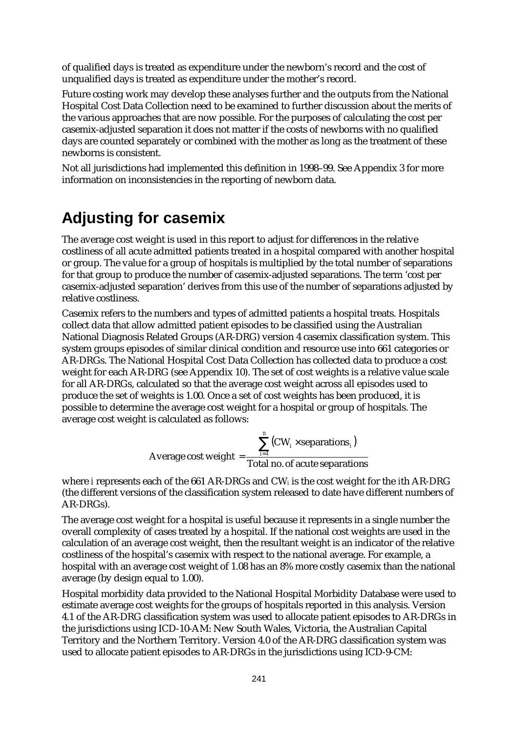of qualified days is treated as expenditure under the newborn's record and the cost of unqualified days is treated as expenditure under the mother's record.

Future costing work may develop these analyses further and the outputs from the National Hospital Cost Data Collection need to be examined to further discussion about the merits of the various approaches that are now possible. For the purposes of calculating the cost per casemix-adjusted separation it does not matter if the costs of newborns with no qualified days are counted separately or combined with the mother as long as the treatment of these newborns is consistent.

Not all jurisdictions had implemented this definition in 1998–99. See Appendix 3 for more information on inconsistencies in the reporting of newborn data.

## Adjusting for casemix

The average cost weight is used in this report to adjust for differences in the relative costliness of all acute admitted patients treated in a hospital compared with another hospital or group. The value for a group of hospitals is multiplied by the total number of separations for that group to produce the number of casemix-adjusted separations. The term 'cost per casemix-adjusted separation' derives from this use of the number of separations adjusted by relative costliness.

Casemix refers to the numbers and types of admitted patients a hospital treats. Hospitals collect data that allow admitted patient episodes to be classified using the Australian National Diagnosis Related Groups (AR-DRG) version 4 casemix classification system. This system groups episodes of similar clinical condition and resource use into 661 categories or AR-DRGs. The National Hospital Cost Data Collection has collected data to produce a cost weight for each AR-DRG (see Appendix 10). The set of cost weights is a relative value scale for all AR-DRGs, calculated so that the average cost weight across all episodes used to produce the set of weights is 1.00. Once a set of cost weights has been produced, it is possible to determine the average cost weight for a hospital or group of hospitals. The average cost weight is calculated as follows:

$$\text{Average cost weight} = \frac{\sum_{i=1}^{n} (CW_i \times \text{separations}_i)}{\text{Total no. of acute separations}}$$

where $i$ represents each of the 661 AR-DRGs and $CW_i$ is the cost weight for the $i$th AR-DRG (the different versions of the classification system released to date have different numbers of AR-DRGs).

The average cost weight for a hospital is useful because it represents in a single number the overall complexity of cases treated by a hospital. If the national cost weights are used in the calculation of an average cost weight, then the resultant weight is an indicator of the relative costliness of the hospital's casemix with respect to the national average. For example, a hospital with an average cost weight of 1.08 has an 8% more costly casemix than the national average (by design equal to 1.00).

Hospital morbidity data provided to the National Hospital Morbidity Database were used to estimate average cost weights for the groups of hospitals reported in this analysis. Version 4.1 of the AR-DRG classification system was used to allocate patient episodes to AR-DRGs in the jurisdictions using ICD-10-AM: New South Wales, Victoria, the Australian Capital Territory and the Northern Territory. Version 4.0 of the AR-DRG classification system was used to allocate patient episodes to AR-DRGs in the jurisdictions using ICD-9-CM: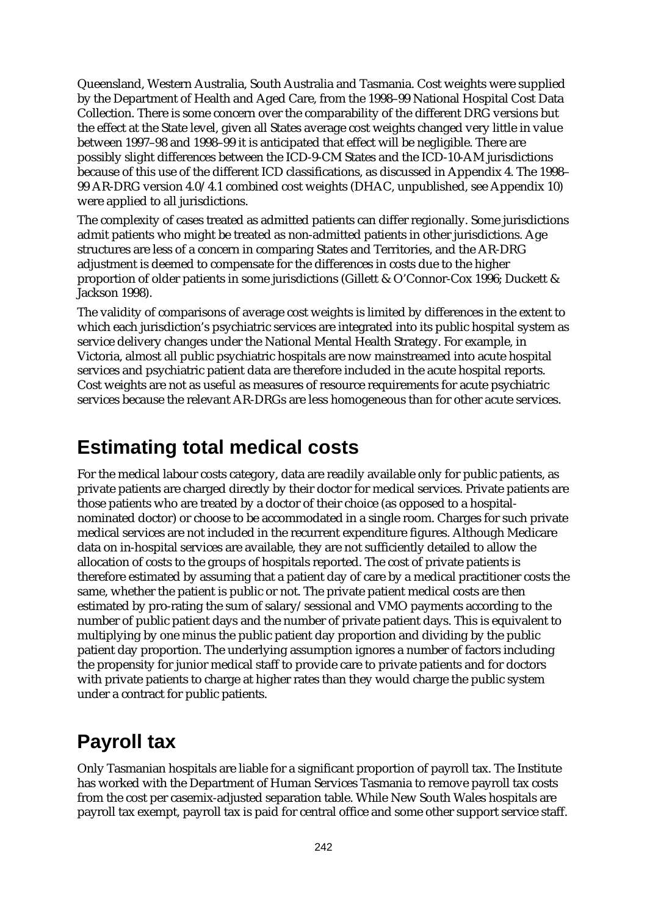Queensland, Western Australia, South Australia and Tasmania. Cost weights were supplied by the Department of Health and Aged Care, from the 1998–99 National Hospital Cost Data Collection. There is some concern over the comparability of the different DRG versions but the effect at the State level, given all States average cost weights changed very little in value between 1997–98 and 1998–99 it is anticipated that effect will be negligible. There are possibly slight differences between the ICD-9-CM States and the ICD-10-AM jurisdictions because of this use of the different ICD classifications, as discussed in Appendix 4. The 1998–99 AR-DRG version 4.0/4.1 combined cost weights (DHAC, unpublished, see Appendix 10) were applied to all jurisdictions.

The complexity of cases treated as admitted patients can differ regionally. Some jurisdictions admit patients who might be treated as non-admitted patients in other jurisdictions. Age structures are less of a concern in comparing States and Territories, and the AR-DRG adjustment is deemed to compensate for the differences in costs due to the higher proportion of older patients in some jurisdictions (Gillett & O'Connor-Cox 1996; Duckett & Jackson 1998).

The validity of comparisons of average cost weights is limited by differences in the extent to which each jurisdiction's psychiatric services are integrated into its public hospital system as service delivery changes under the National Mental Health Strategy. For example, in Victoria, almost all public psychiatric hospitals are now mainstreamed into acute hospital services and psychiatric patient data are therefore included in the acute hospital reports. Cost weights are not as useful as measures of resource requirements for acute psychiatric services because the relevant AR-DRGs are less homogeneous than for other acute services.

## Estimating total medical costs

For the medical labour costs category, data are readily available only for public patients, as private patients are charged directly by their doctor for medical services. Private patients are those patients who are treated by a doctor of their choice (as opposed to a hospital-nominated doctor) or choose to be accommodated in a single room. Charges for such private medical services are not included in the recurrent expenditure figures. Although Medicare data on in-hospital services are available, they are not sufficiently detailed to allow the allocation of costs to the groups of hospitals reported. The cost of private patients is therefore estimated by assuming that a patient day of care by a medical practitioner costs the same, whether the patient is public or not. The private patient medical costs are then estimated by pro-rating the sum of salary/sessional and VMO payments according to the number of public patient days and the number of private patient days. This is equivalent to multiplying by one minus the public patient day proportion and dividing by the public patient day proportion. The underlying assumption ignores a number of factors including the propensity for junior medical staff to provide care to private patients and for doctors with private patients to charge at higher rates than they would charge the public system under a contract for public patients.

## Payroll tax

Only Tasmanian hospitals are liable for a significant proportion of payroll tax. The Institute has worked with the Department of Human Services Tasmania to remove payroll tax costs from the cost per casemix-adjusted separation table. While New South Wales hospitals are payroll tax exempt, payroll tax is paid for central office and some other support service staff.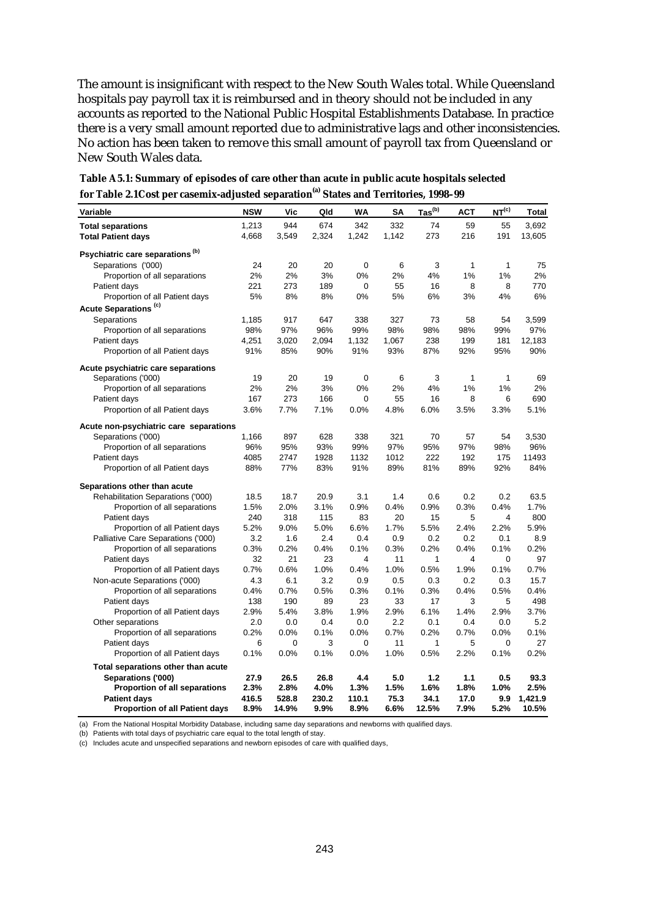The amount is insignificant with respect to the New South Wales total. While Queensland hospitals pay payroll tax it is reimbursed and in theory should not be included in any accounts as reported to the National Public Hospital Establishments Database. In practice there is a very small amount reported due to administrative lags and other inconsistencies. No action has been taken to remove this small amount of payroll tax from Queensland or New South Wales data.

**Table A5.1: Summary of episodes of care other than acute in public acute hospitals selected for Table 2.1Cost per casemix-adjusted separation[a] States and Territories, 1998–99**

| Variable | NSW | Vic | Qld | WA | SA | Tas[b] | ACT | NT[c] | Total |
|---|---|---|---|---|---|---|---|---|---|
| **Total separations** | 1,213 | 944 | 674 | 342 | 332 | 74 | 59 | 55 | 3,692 |
| **Total Patient days** | 4,668 | 3,549 | 2,324 | 1,242 | 1,142 | 273 | 216 | 191 | 13,605 |
| **Psychiatric care separations [b]** | | | | | | | | | |
| Separations ('000) | 24 | 20 | 20 | 0 | 6 | 3 | 1 | 1 | 75 |
| Proportion of all separations | 2% | 2% | 3% | 0% | 2% | 4% | 1% | 1% | 2% |
| Patient days | 221 | 273 | 189 | 0 | 55 | 16 | 8 | 8 | 770 |
| Proportion of all Patient days | 5% | 8% | 8% | 0% | 5% | 6% | 3% | 4% | 6% |
| **Acute Separations [c]** | | | | | | | | | |
| Separations | 1,185 | 917 | 647 | 338 | 327 | 73 | 58 | 54 | 3,599 |
| Proportion of all separations | 98% | 97% | 96% | 99% | 98% | 98% | 98% | 99% | 97% |
| Patient days | 4,251 | 3,020 | 2,094 | 1,132 | 1,067 | 238 | 199 | 181 | 12,183 |
| Proportion of all Patient days | 91% | 85% | 90% | 91% | 93% | 87% | 92% | 95% | 90% |
| **Acute psychiatric care separations** | | | | | | | | | |
| Separations ('000) | 19 | 20 | 19 | 0 | 6 | 3 | 1 | 1 | 69 |
| Proportion of all separations | 2% | 2% | 3% | 0% | 2% | 4% | 1% | 1% | 2% |
| Patient days | 167 | 273 | 166 | 0 | 55 | 16 | 8 | 6 | 690 |
| Proportion of all Patient days | 3.6% | 7.7% | 7.1% | 0.0% | 4.8% | 6.0% | 3.5% | 3.3% | 5.1% |
| **Acute non-psychiatric care separations** | | | | | | | | | |
| Separations ('000) | 1,166 | 897 | 628 | 338 | 321 | 70 | 57 | 54 | 3,530 |
| Proportion of all separations | 96% | 95% | 93% | 99% | 97% | 95% | 97% | 98% | 96% |
| Patient days | 4085 | 2747 | 1928 | 1132 | 1012 | 222 | 192 | 175 | 11493 |
| Proportion of all Patient days | 88% | 77% | 83% | 91% | 89% | 81% | 89% | 92% | 84% |
| **Separations other than acute** | | | | | | | | | |
| Rehabilitation Separations ('000) | 18.5 | 18.7 | 20.9 | 3.1 | 1.4 | 0.6 | 0.2 | 0.2 | 63.5 |
| Proportion of all separations | 1.5% | 2.0% | 3.1% | 0.9% | 0.4% | 0.9% | 0.3% | 0.4% | 1.7% |
| Patient days | 240 | 318 | 115 | 83 | 20 | 15 | 5 | 4 | 800 |
| Proportion of all Patient days | 5.2% | 9.0% | 5.0% | 6.6% | 1.7% | 5.5% | 2.4% | 2.2% | 5.9% |
| Palliative Care Separations ('000) | 3.2 | 1.6 | 2.4 | 0.4 | 0.9 | 0.2 | 0.2 | 0.1 | 8.9 |
| Proportion of all separations | 0.3% | 0.2% | 0.4% | 0.1% | 0.3% | 0.2% | 0.4% | 0.1% | 0.2% |
| Patient days | 32 | 21 | 23 | 4 | 11 | 1 | 4 | 0 | 97 |
| Proportion of all Patient days | 0.7% | 0.6% | 1.0% | 0.4% | 1.0% | 0.5% | 1.9% | 0.1% | 0.7% |
| Non-acute Separations ('000) | 4.3 | 6.1 | 3.2 | 0.9 | 0.5 | 0.3 | 0.2 | 0.3 | 15.7 |
| Proportion of all separations | 0.4% | 0.7% | 0.5% | 0.3% | 0.1% | 0.3% | 0.4% | 0.5% | 0.4% |
| Patient days | 138 | 190 | 89 | 23 | 33 | 17 | 3 | 5 | 498 |
| Proportion of all Patient days | 2.9% | 5.4% | 3.8% | 1.9% | 2.9% | 6.1% | 1.4% | 2.9% | 3.7% |
| Other separations | 2.0 | 0.0 | 0.4 | 0.0 | 2.2 | 0.1 | 0.4 | 0.0 | 5.2 |
| Proportion of all separations | 0.2% | 0.0% | 0.1% | 0.0% | 0.7% | 0.2% | 0.7% | 0.0% | 0.1% |
| Patient days | 6 | 0 | 3 | 0 | 11 | 1 | 5 | 0 | 27 |
| Proportion of all Patient days | 0.1% | 0.0% | 0.1% | 0.0% | 1.0% | 0.5% | 2.2% | 0.1% | 0.2% |
| **Total separations other than acute** | | | | | | | | | |
| **Separations ('000)** | **27.9** | **26.5** | **26.8** | **4.4** | **5.0** | **1.2** | **1.1** | **0.5** | **93.3** |
| **Proportion of all separations** | **2.3%** | **2.8%** | **4.0%** | **1.3%** | **1.5%** | **1.6%** | **1.8%** | **1.0%** | **2.5%** |
| **Patient days** | **416.5** | **528.8** | **230.2** | **110.1** | **75.3** | **34.1** | **17.0** | **9.9** | **1,421.9** |
| **Proportion of all Patient days** | **8.9%** | **14.9%** | **9.9%** | **8.9%** | **6.6%** | **12.5%** | **7.9%** | **5.2%** | **10.5%** |

(a) From the National Hospital Morbidity Database, including same day separations and newborns with qualified days.
(b) Patients with total days of psychiatric care equal to the total length of stay.
(c) Includes acute and unspecified separations and newborn episodes of care with qualified days,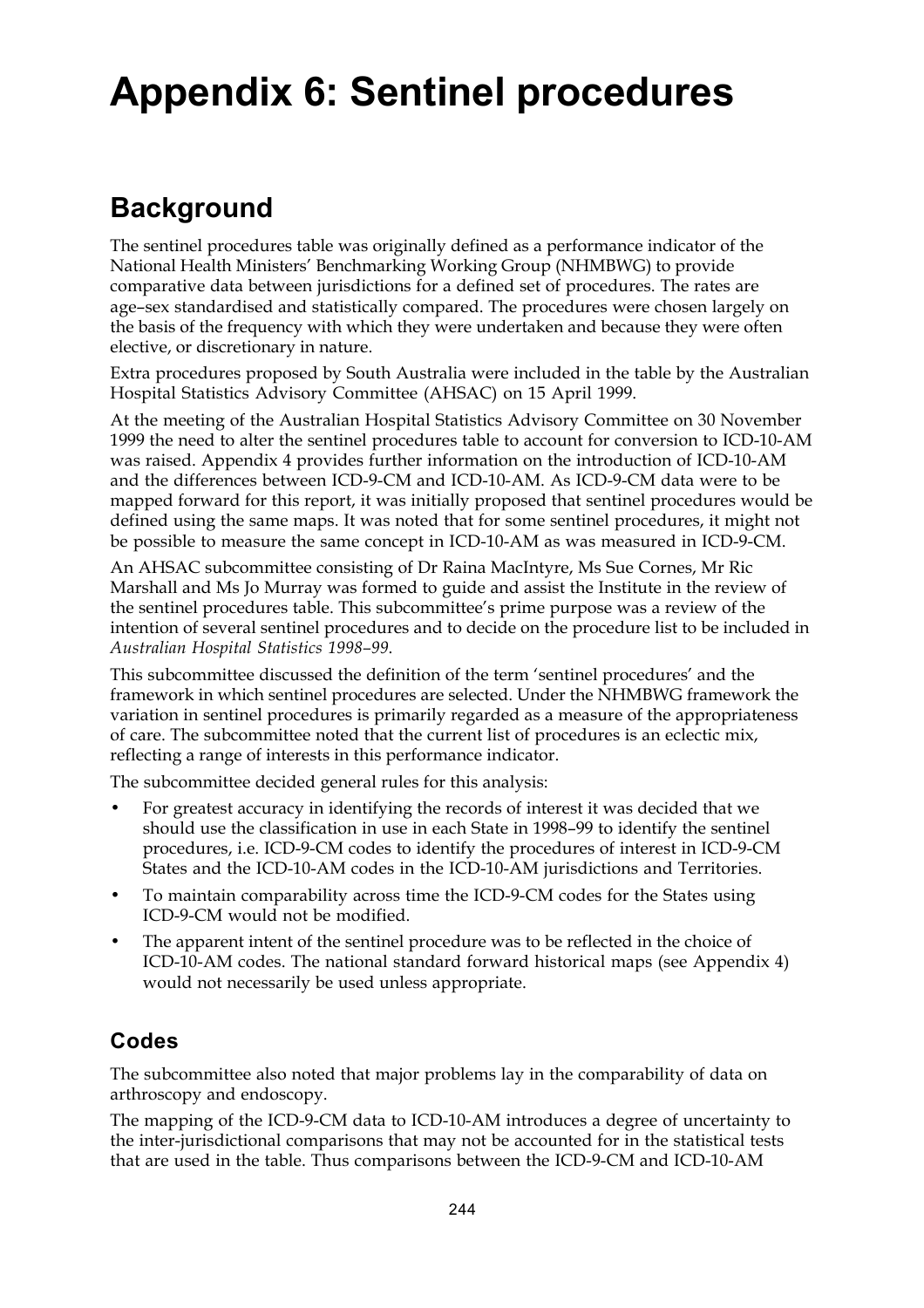# Appendix 6: Sentinel procedures

## Background

The sentinel procedures table was originally defined as a performance indicator of the National Health Ministers' Benchmarking Working Group (NHMBWG) to provide comparative data between jurisdictions for a defined set of procedures. The rates are age–sex standardised and statistically compared. The procedures were chosen largely on the basis of the frequency with which they were undertaken and because they were often elective, or discretionary in nature.

Extra procedures proposed by South Australia were included in the table by the Australian Hospital Statistics Advisory Committee (AHSAC) on 15 April 1999.

At the meeting of the Australian Hospital Statistics Advisory Committee on 30 November 1999 the need to alter the sentinel procedures table to account for conversion to ICD-10-AM was raised. Appendix 4 provides further information on the introduction of ICD-10-AM and the differences between ICD-9-CM and ICD-10-AM. As ICD-9-CM data were to be mapped forward for this report, it was initially proposed that sentinel procedures would be defined using the same maps. It was noted that for some sentinel procedures, it might not be possible to measure the same concept in ICD-10-AM as was measured in ICD-9-CM.

An AHSAC subcommittee consisting of Dr Raina MacIntyre, Ms Sue Cornes, Mr Ric Marshall and Ms Jo Murray was formed to guide and assist the Institute in the review of the sentinel procedures table. This subcommittee's prime purpose was a review of the intention of several sentinel procedures and to decide on the procedure list to be included in *Australian Hospital Statistics 1998–99*.

This subcommittee discussed the definition of the term 'sentinel procedures' and the framework in which sentinel procedures are selected. Under the NHMBWG framework the variation in sentinel procedures is primarily regarded as a measure of the appropriateness of care. The subcommittee noted that the current list of procedures is an eclectic mix, reflecting a range of interests in this performance indicator.

The subcommittee decided general rules for this analysis:

- For greatest accuracy in identifying the records of interest it was decided that we should use the classification in use in each State in 1998–99 to identify the sentinel procedures, i.e. ICD-9-CM codes to identify the procedures of interest in ICD-9-CM States and the ICD-10-AM codes in the ICD-10-AM jurisdictions and Territories.
- To maintain comparability across time the ICD-9-CM codes for the States using ICD-9-CM would not be modified.
- The apparent intent of the sentinel procedure was to be reflected in the choice of ICD-10-AM codes. The national standard forward historical maps (see Appendix 4) would not necessarily be used unless appropriate.

### Codes

The subcommittee also noted that major problems lay in the comparability of data on arthroscopy and endoscopy.

The mapping of the ICD-9-CM data to ICD-10-AM introduces a degree of uncertainty to the inter-jurisdictional comparisons that may not be accounted for in the statistical tests that are used in the table. Thus comparisons between the ICD-9-CM and ICD-10-AM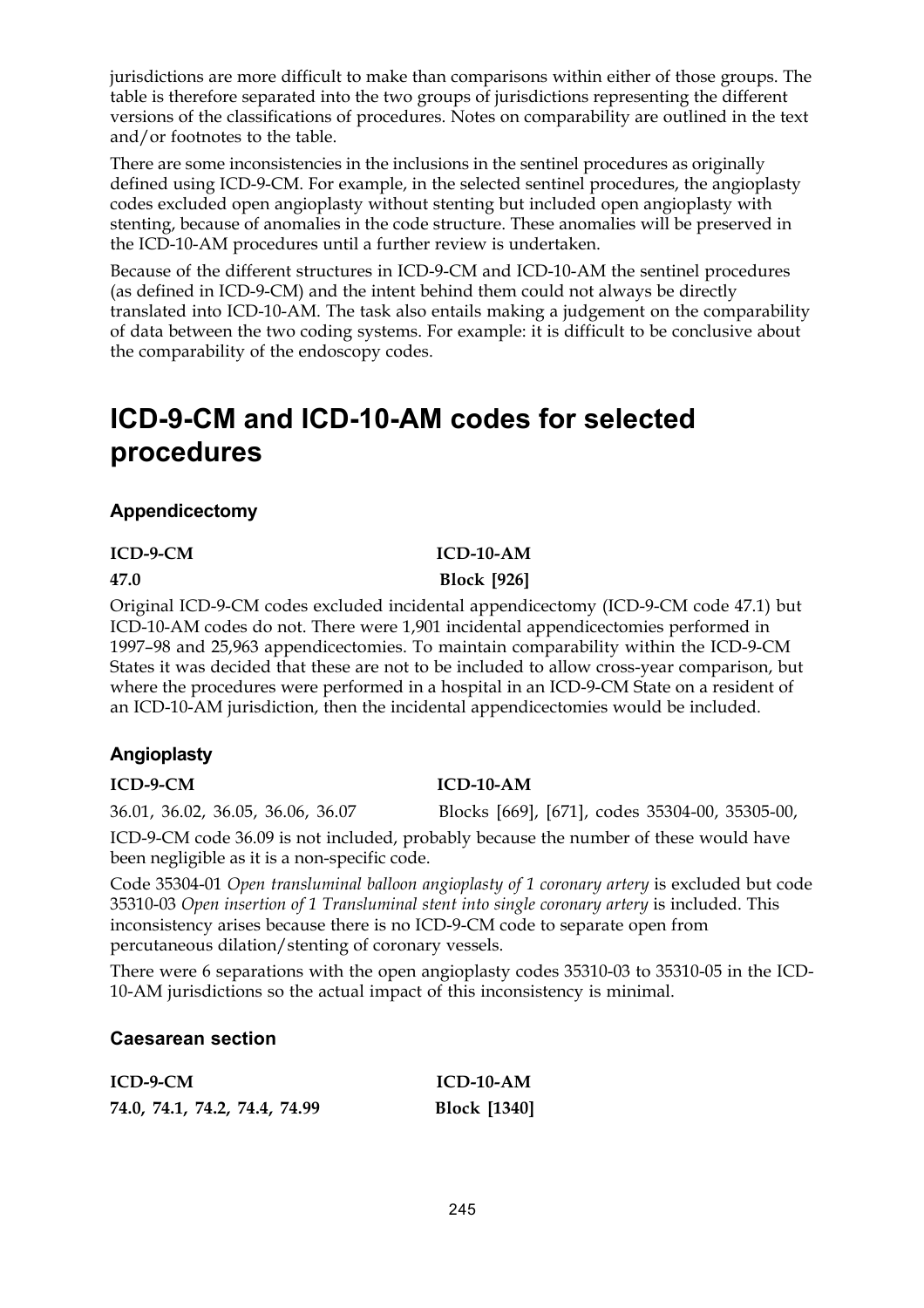jurisdictions are more difficult to make than comparisons within either of those groups. The table is therefore separated into the two groups of jurisdictions representing the different versions of the classifications of procedures. Notes on comparability are outlined in the text and/or footnotes to the table.

There are some inconsistencies in the inclusions in the sentinel procedures as originally defined using ICD-9-CM. For example, in the selected sentinel procedures, the angioplasty codes excluded open angioplasty without stenting but included open angioplasty with stenting, because of anomalies in the code structure. These anomalies will be preserved in the ICD-10-AM procedures until a further review is undertaken.

Because of the different structures in ICD-9-CM and ICD-10-AM the sentinel procedures (as defined in ICD-9-CM) and the intent behind them could not always be directly translated into ICD-10-AM. The task also entails making a judgement on the comparability of data between the two coding systems. For example: it is difficult to be conclusive about the comparability of the endoscopy codes.

# ICD-9-CM and ICD-10-AM codes for selected procedures

### Appendicectomy

| ICD-9-CM | ICD-10-AM |
|---|---|
| **47.0** | **Block [926]** |

Original ICD-9-CM codes excluded incidental appendicectomy (ICD-9-CM code 47.1) but ICD-10-AM codes do not. There were 1,901 incidental appendicectomies performed in 1997–98 and 25,963 appendicectomies. To maintain comparability within the ICD-9-CM States it was decided that these are not to be included to allow cross-year comparison, but where the procedures were performed in a hospital in an ICD-9-CM State on a resident of an ICD-10-AM jurisdiction, then the incidental appendicectomies would be included.

### Angioplasty

| ICD-9-CM | ICD-10-AM |
|---|---|
| 36.01, 36.02, 36.05, 36.06, 36.07 | Blocks [669], [671], codes 35304-00, 35305-00, |

ICD-9-CM code 36.09 is not included, probably because the number of these would have been negligible as it is a non-specific code.

Code 35304-01 *Open transluminal balloon angioplasty of 1 coronary artery* is excluded but code 35310-03 *Open insertion of 1 Transluminal stent into single coronary artery* is included. This inconsistency arises because there is no ICD-9-CM code to separate open from percutaneous dilation/stenting of coronary vessels.

There were 6 separations with the open angioplasty codes 35310-03 to 35310-05 in the ICD-10-AM jurisdictions so the actual impact of this inconsistency is minimal.

### Caesarean section

| ICD-9-CM | ICD-10-AM |
|---|---|
| **74.0, 74.1, 74.2, 74.4, 74.99** | **Block [1340]** |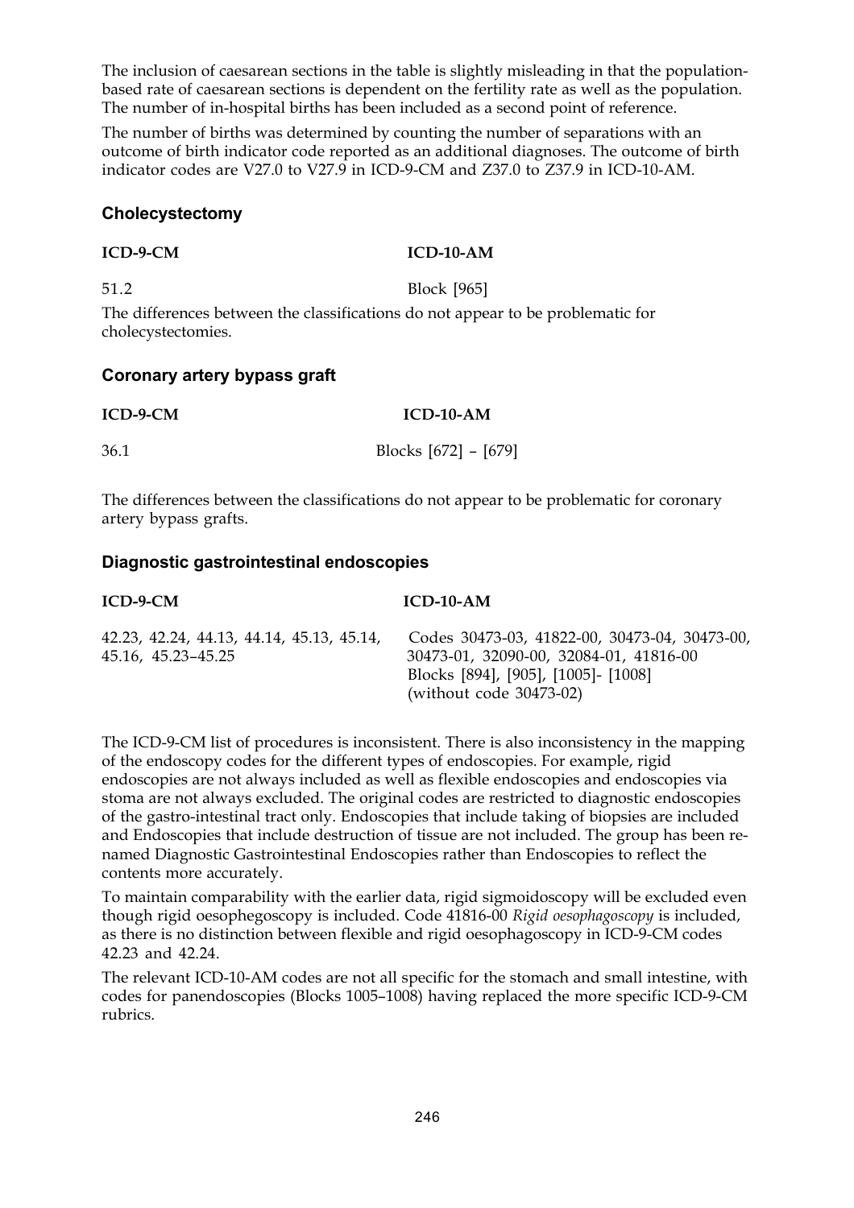The inclusion of caesarean sections in the table is slightly misleading in that the population-based rate of caesarean sections is dependent on the fertility rate as well as the population. The number of in-hospital births has been included as a second point of reference.

The number of births was determined by counting the number of separations with an outcome of birth indicator code reported as an additional diagnoses. The outcome of birth indicator codes are V27.0 to V27.9 in ICD-9-CM and Z37.0 to Z37.9 in ICD-10-AM.

### Cholecystectomy

| ICD-9-CM | ICD-10-AM |
| --- | --- |
| 51.2 | Block [965] |

The differences between the classifications do not appear to be problematic for cholecystectomies.

### Coronary artery bypass graft

| ICD-9-CM | ICD-10-AM |
| --- | --- |
| 36.1 | Blocks [672] – [679] |

The differences between the classifications do not appear to be problematic for coronary artery bypass grafts.

### Diagnostic gastrointestinal endoscopies

| ICD-9-CM | ICD-10-AM |
| --- | --- |
| 42.23, 42.24, 44.13, 44.14, 45.13, 45.14, 45.16, 45.23–45.25 | Codes 30473-03, 41822-00, 30473-04, 30473-00, 30473-01, 32090-00, 32084-01, 41816-00<br>Blocks [894], [905], [1005]- [1008]<br>(without code 30473-02) |

The ICD-9-CM list of procedures is inconsistent. There is also inconsistency in the mapping of the endoscopy codes for the different types of endoscopies. For example, rigid endoscopies are not always included as well as flexible endoscopies and endoscopies via stoma are not always excluded. The original codes are restricted to diagnostic endoscopies of the gastro-intestinal tract only. Endoscopies that include taking of biopsies are included and Endoscopies that include destruction of tissue are not included. The group has been re-named Diagnostic Gastrointestinal Endoscopies rather than Endoscopies to reflect the contents more accurately.

To maintain comparability with the earlier data, rigid sigmoidoscopy will be excluded even though rigid oesophegoscopy is included. Code 41816-00 *Rigid oesophagoscopy* is included, as there is no distinction between flexible and rigid oesophagoscopy in ICD-9-CM codes 42.23 and 42.24.

The relevant ICD-10-AM codes are not all specific for the stomach and small intestine, with codes for panendoscopies (Blocks 1005–1008) having replaced the more specific ICD-9-CM rubrics.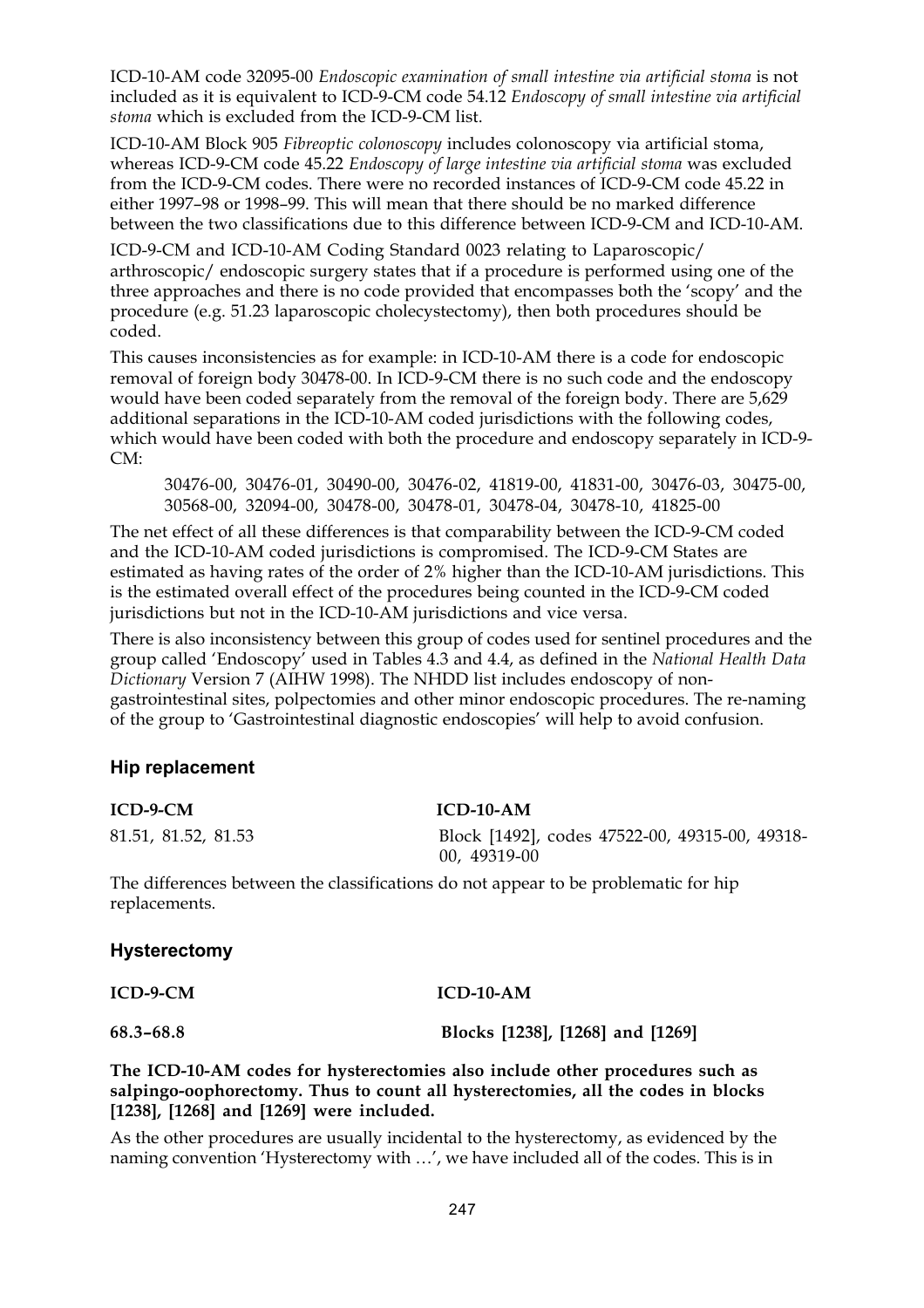ICD-10-AM code 32095-00 *Endoscopic examination of small intestine via artificial stoma* is not included as it is equivalent to ICD-9-CM code 54.12 *Endoscopy of small intestine via artificial stoma* which is excluded from the ICD-9-CM list.

ICD-10-AM Block 905 *Fibreoptic colonoscopy* includes colonoscopy via artificial stoma, whereas ICD-9-CM code 45.22 *Endoscopy of large intestine via artificial stoma* was excluded from the ICD-9-CM codes. There were no recorded instances of ICD-9-CM code 45.22 in either 1997–98 or 1998–99. This will mean that there should be no marked difference between the two classifications due to this difference between ICD-9-CM and ICD-10-AM.

ICD-9-CM and ICD-10-AM Coding Standard 0023 relating to Laparoscopic/ arthroscopic/ endoscopic surgery states that if a procedure is performed using one of the three approaches and there is no code provided that encompasses both the 'scopy' and the procedure (e.g. 51.23 laparoscopic cholecystectomy), then both procedures should be coded.

This causes inconsistencies as for example: in ICD-10-AM there is a code for endoscopic removal of foreign body 30478-00. In ICD-9-CM there is no such code and the endoscopy would have been coded separately from the removal of the foreign body. There are 5,629 additional separations in the ICD-10-AM coded jurisdictions with the following codes, which would have been coded with both the procedure and endoscopy separately in ICD-9-CM:

> 30476-00, 30476-01, 30490-00, 30476-02, 41819-00, 41831-00, 30476-03, 30475-00, 30568-00, 32094-00, 30478-00, 30478-01, 30478-04, 30478-10, 41825-00

The net effect of all these differences is that comparability between the ICD-9-CM coded and the ICD-10-AM coded jurisdictions is compromised. The ICD-9-CM States are estimated as having rates of the order of 2% higher than the ICD-10-AM jurisdictions. This is the estimated overall effect of the procedures being counted in the ICD-9-CM coded jurisdictions but not in the ICD-10-AM jurisdictions and vice versa.

There is also inconsistency between this group of codes used for sentinel procedures and the group called 'Endoscopy' used in Tables 4.3 and 4.4, as defined in the *National Health Data Dictionary* Version 7 (AIHW 1998). The NHDD list includes endoscopy of non-gastrointestinal sites, polpectomies and other minor endoscopic procedures. The re-naming of the group to 'Gastrointestinal diagnostic endoscopies' will help to avoid confusion.

### Hip replacement

| ICD-9-CM | ICD-10-AM |
| --- | --- |
| 81.51, 81.52, 81.53 | Block [1492], codes 47522-00, 49315-00, 49318-00, 49319-00 |

The differences between the classifications do not appear to be problematic for hip replacements.

### Hysterectomy

| ICD-9-CM | ICD-10-AM |
| --- | --- |
| **68.3–68.8** | **Blocks [1238], [1268] and [1269]** |

**The ICD-10-AM codes for hysterectomies also include other procedures such as salpingo-oophorectomy. Thus to count all hysterectomies, all the codes in blocks [1238], [1268] and [1269] were included.**

As the other procedures are usually incidental to the hysterectomy, as evidenced by the naming convention 'Hysterectomy with …', we have included all of the codes. This is in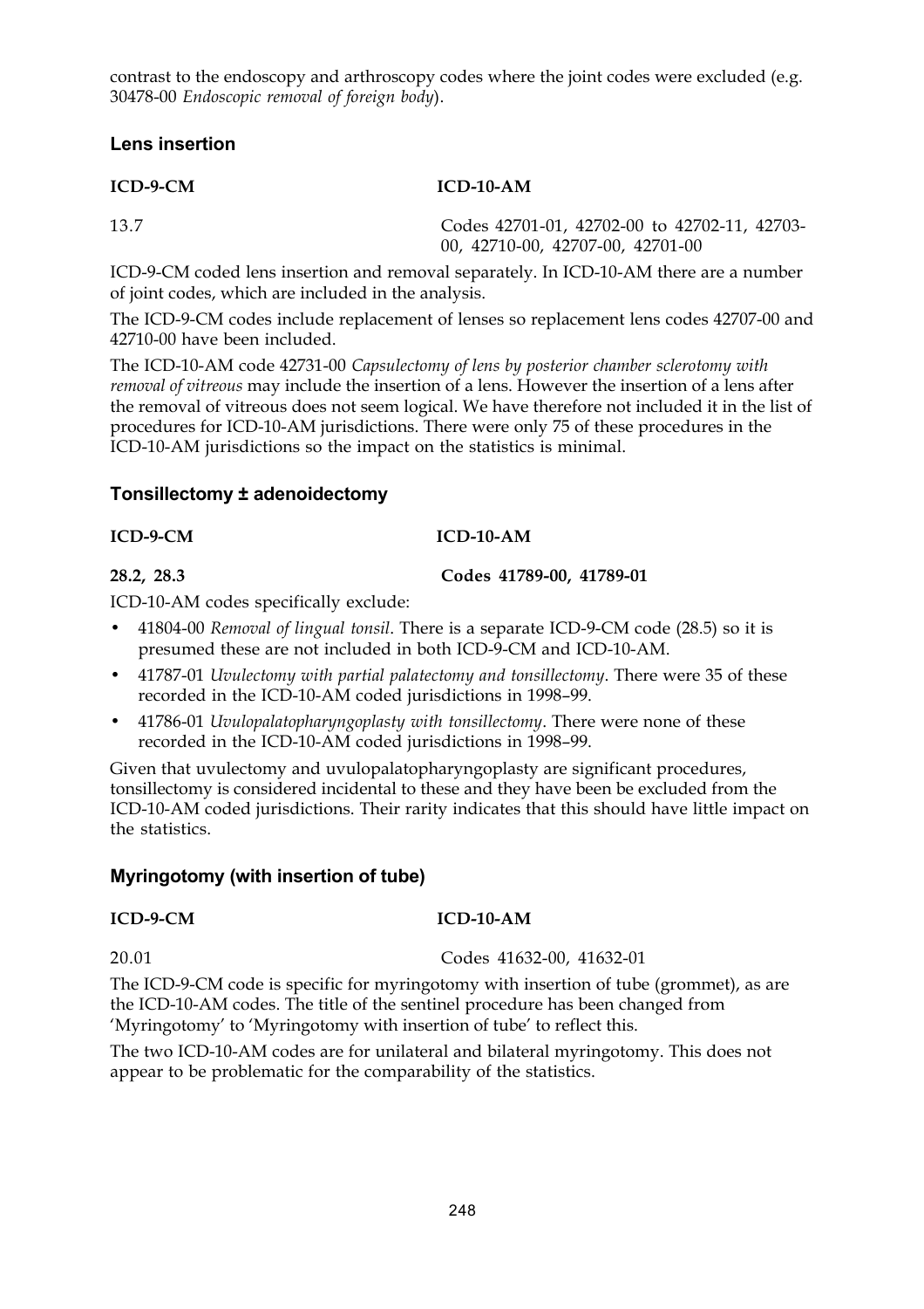contrast to the endoscopy and arthroscopy codes where the joint codes were excluded (e.g. 30478-00 *Endoscopic removal of foreign body*).

### Lens insertion

| ICD-9-CM | ICD-10-AM |
|---|---|
| 13.7 | Codes 42701-01, 42702-00 to 42702-11, 42703-00, 42710-00, 42707-00, 42701-00 |

ICD-9-CM coded lens insertion and removal separately. In ICD-10-AM there are a number of joint codes, which are included in the analysis.

The ICD-9-CM codes include replacement of lenses so replacement lens codes 42707-00 and 42710-00 have been included.

The ICD-10-AM code 42731-00 *Capsulectomy of lens by posterior chamber sclerotomy with removal of vitreous* may include the insertion of a lens. However the insertion of a lens after the removal of vitreous does not seem logical. We have therefore not included it in the list of procedures for ICD-10-AM jurisdictions. There were only 75 of these procedures in the ICD-10-AM jurisdictions so the impact on the statistics is minimal.

### Tonsillectomy ± adenoidectomy

| ICD-9-CM | ICD-10-AM |
|---|---|
| **28.2, 28.3** | **Codes 41789-00, 41789-01** |

ICD-10-AM codes specifically exclude:

- 41804-00 *Removal of lingual tonsil*. There is a separate ICD-9-CM code (28.5) so it is presumed these are not included in both ICD-9-CM and ICD-10-AM.
- 41787-01 *Uvulectomy with partial palatectomy and tonsillectomy*. There were 35 of these recorded in the ICD-10-AM coded jurisdictions in 1998–99.
- 41786-01 *Uvulopalatopharyngoplasty with tonsillectomy*. There were none of these recorded in the ICD-10-AM coded jurisdictions in 1998–99.

Given that uvulectomy and uvulopalatopharyngoplasty are significant procedures, tonsillectomy is considered incidental to these and they have been be excluded from the ICD-10-AM coded jurisdictions. Their rarity indicates that this should have little impact on the statistics.

### Myringotomy (with insertion of tube)

| ICD-9-CM | ICD-10-AM |
|---|---|
| 20.01 | Codes 41632-00, 41632-01 |

The ICD-9-CM code is specific for myringotomy with insertion of tube (grommet), as are the ICD-10-AM codes. The title of the sentinel procedure has been changed from 'Myringotomy' to 'Myringotomy with insertion of tube' to reflect this.

The two ICD-10-AM codes are for unilateral and bilateral myringotomy. This does not appear to be problematic for the comparability of the statistics.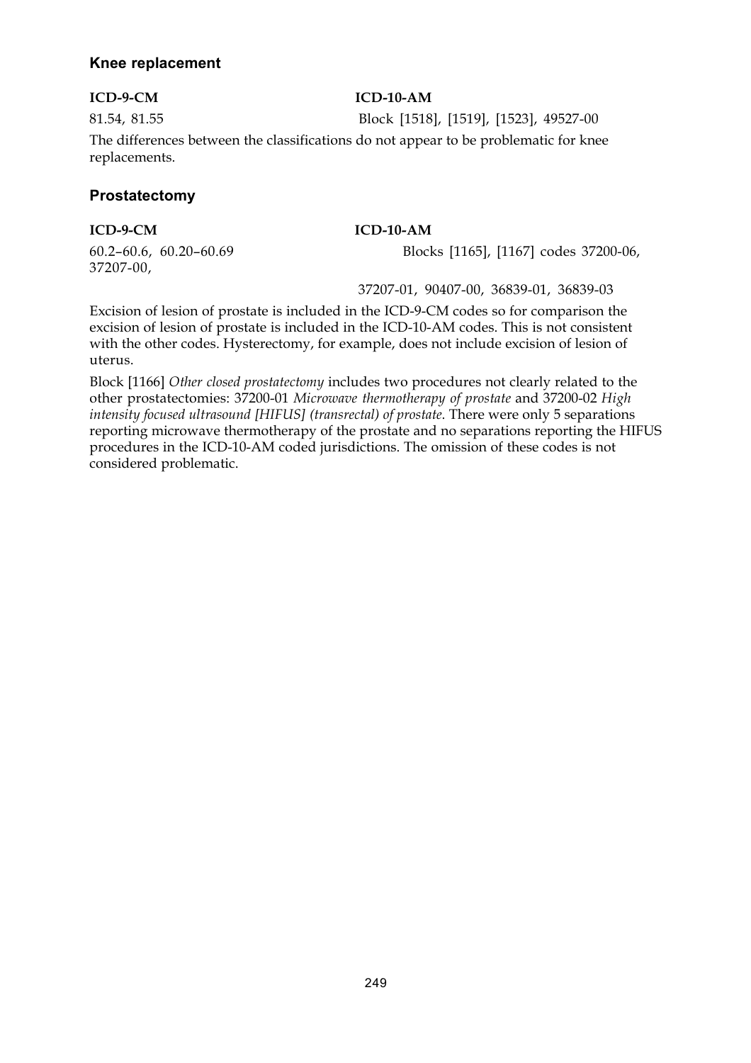## Knee replacement

| ICD-9-CM | ICD-10-AM |
|---|---|
| 81.54, 81.55 | Block [1518], [1519], [1523], 49527-00 |

The differences between the classifications do not appear to be problematic for knee replacements.

## Prostatectomy

| ICD-9-CM | ICD-10-AM |
|---|---|
| 60.2–60.6, 60.20–60.69 | Blocks [1165], [1167] codes 37200-06, 37207-00, 37207-01, 90407-00, 36839-01, 36839-03 |

Excision of lesion of prostate is included in the ICD-9-CM codes so for comparison the excision of lesion of prostate is included in the ICD-10-AM codes. This is not consistent with the other codes. Hysterectomy, for example, does not include excision of lesion of uterus.

Block [1166] *Other closed prostatectomy* includes two procedures not clearly related to the other prostatectomies: 37200-01 *Microwave thermotherapy of prostate* and 37200-02 *High intensity focused ultrasound [HIFUS] (transrectal) of prostate*. There were only 5 separations reporting microwave thermotherapy of the prostate and no separations reporting the HIFUS procedures in the ICD-10-AM coded jurisdictions. The omission of these codes is not considered problematic.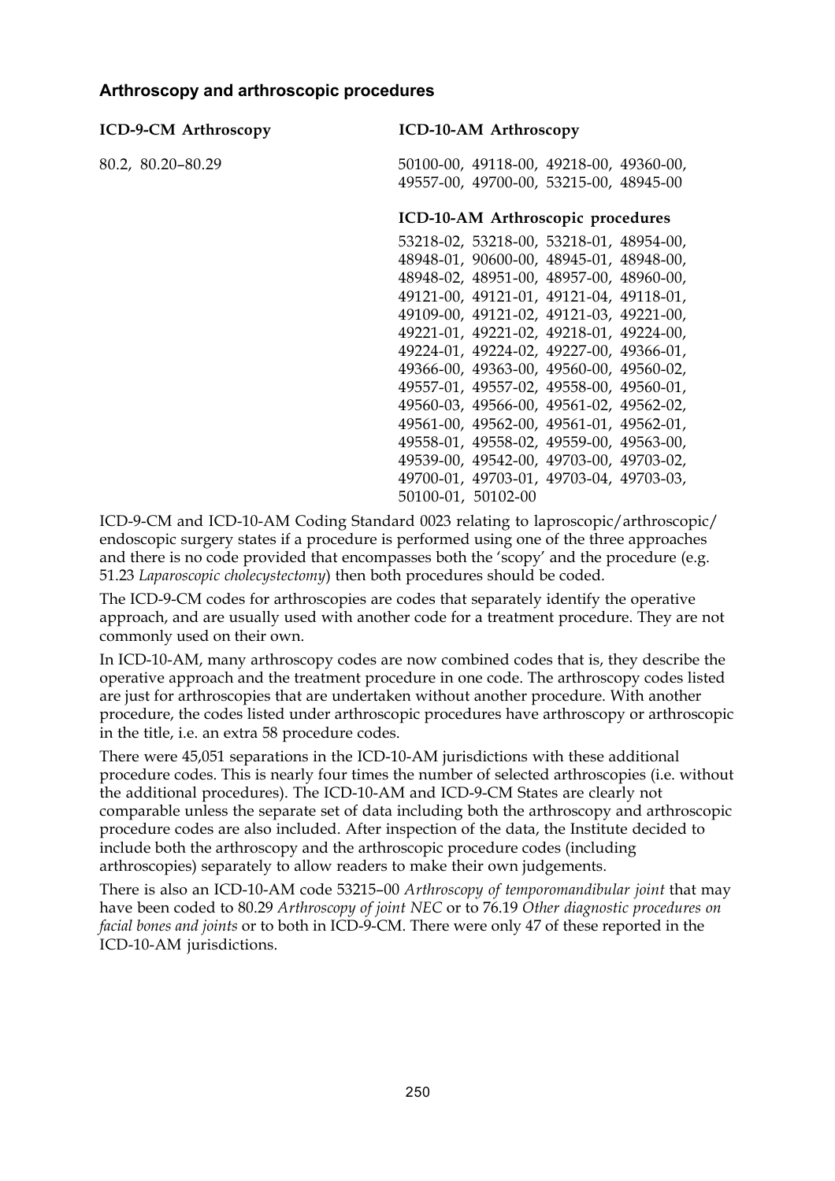### Arthroscopy and arthroscopic procedures

| ICD-9-CM Arthroscopy | ICD-10-AM Arthroscopy |
| --- | --- |
| 80.2, 80.20–80.29 | 50100-00, 49118-00, 49218-00, 49360-00, 49557-00, 49700-00, 53215-00, 48945-00 |
| | **ICD-10-AM Arthroscopic procedures** |
| | 53218-02, 53218-00, 53218-01, 48954-00, 48948-01, 90600-00, 48945-01, 48948-00, 48948-02, 48951-00, 48957-00, 48960-00, 49121-00, 49121-01, 49121-04, 49118-01, 49109-00, 49121-02, 49121-03, 49221-00, 49221-01, 49221-02, 49218-01, 49224-00, 49224-01, 49224-02, 49227-00, 49366-01, 49366-00, 49363-00, 49560-00, 49560-02, 49557-01, 49557-02, 49558-00, 49560-01, 49560-03, 49566-00, 49561-02, 49562-02, 49561-00, 49562-00, 49561-01, 49562-01, 49558-01, 49558-02, 49559-00, 49563-00, 49539-00, 49542-00, 49703-00, 49703-02, 49700-01, 49703-01, 49703-04, 49703-03, 50100-01, 50102-00 |

ICD-9-CM and ICD-10-AM Coding Standard 0023 relating to laproscopic/arthroscopic/endoscopic surgery states if a procedure is performed using one of the three approaches and there is no code provided that encompasses both the 'scopy' and the procedure (e.g. 51.23 *Laparoscopic cholecystectomy*) then both procedures should be coded.

The ICD-9-CM codes for arthroscopies are codes that separately identify the operative approach, and are usually used with another code for a treatment procedure. They are not commonly used on their own.

In ICD-10-AM, many arthroscopy codes are now combined codes that is, they describe the operative approach and the treatment procedure in one code. The arthroscopy codes listed are just for arthroscopies that are undertaken without another procedure. With another procedure, the codes listed under arthroscopic procedures have arthroscopy or arthroscopic in the title, i.e. an extra 58 procedure codes.

There were 45,051 separations in the ICD-10-AM jurisdictions with these additional procedure codes. This is nearly four times the number of selected arthroscopies (i.e. without the additional procedures). The ICD-10-AM and ICD-9-CM States are clearly not comparable unless the separate set of data including both the arthroscopy and arthroscopic procedure codes are also included. After inspection of the data, the Institute decided to include both the arthroscopy and the arthroscopic procedure codes (including arthroscopies) separately to allow readers to make their own judgements.

There is also an ICD-10-AM code 53215–00 *Arthroscopy of temporomandibular joint* that may have been coded to 80.29 *Arthroscopy of joint NEC* or to 76.19 *Other diagnostic procedures on facial bones and joints* or to both in ICD-9-CM. There were only 47 of these reported in the ICD-10-AM jurisdictions.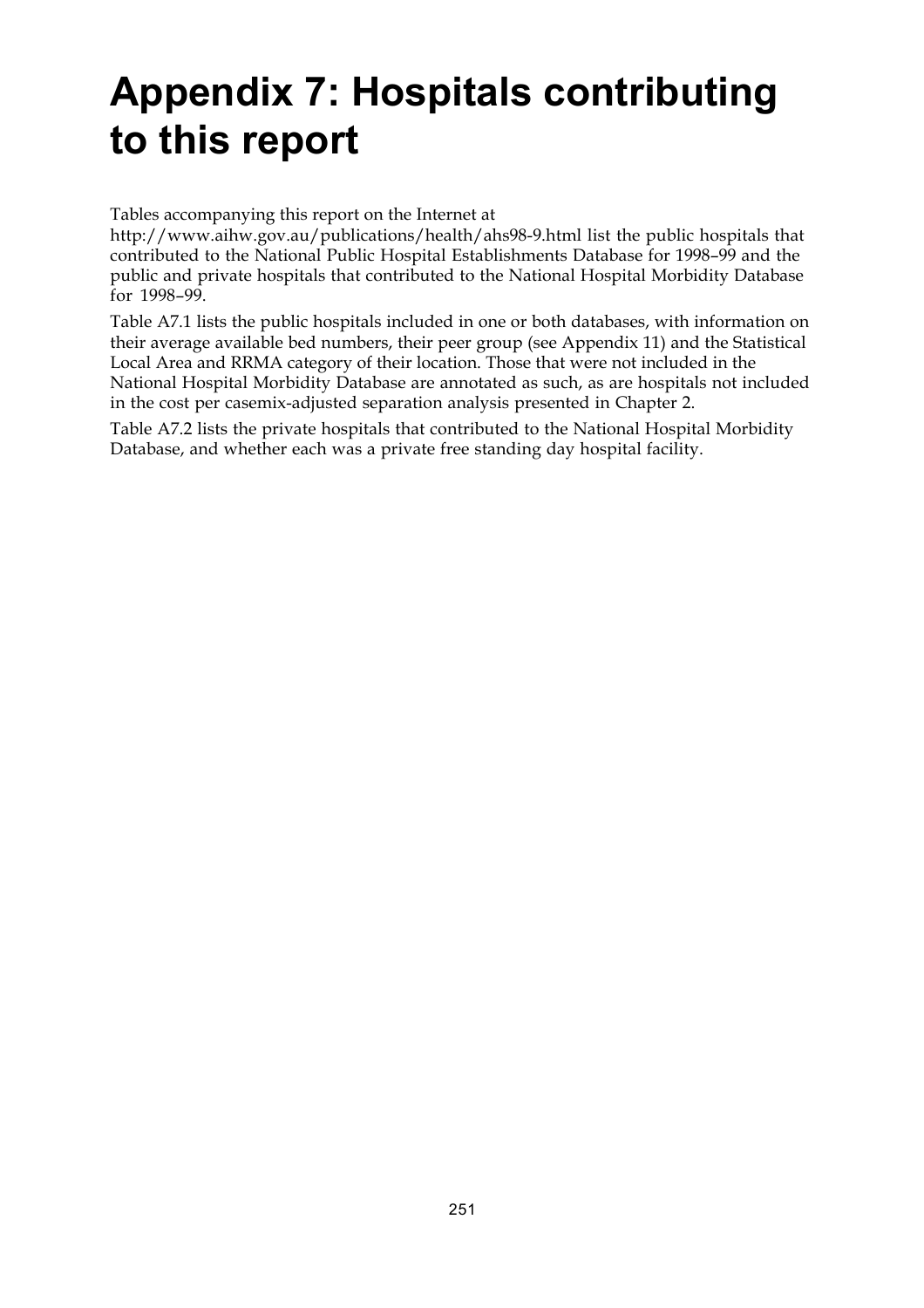# Appendix 7: Hospitals contributing to this report

Tables accompanying this report on the Internet at http://www.aihw.gov.au/publications/health/ahs98-9.html list the public hospitals that contributed to the National Public Hospital Establishments Database for 1998–99 and the public and private hospitals that contributed to the National Hospital Morbidity Database for 1998–99.

Table A7.1 lists the public hospitals included in one or both databases, with information on their average available bed numbers, their peer group (see Appendix 11) and the Statistical Local Area and RRMA category of their location. Those that were not included in the National Hospital Morbidity Database are annotated as such, as are hospitals not included in the cost per casemix-adjusted separation analysis presented in Chapter 2.

Table A7.2 lists the private hospitals that contributed to the National Hospital Morbidity Database, and whether each was a private free standing day hospital facility.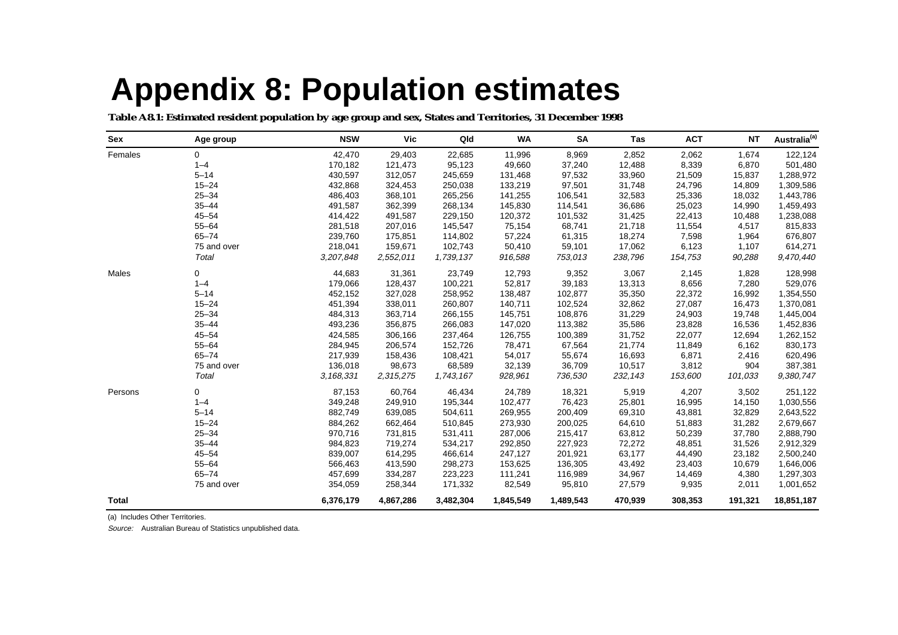# Appendix 8: Population estimates

***Table A8.1: Estimated resident population by age group and sex, States and Territories, 31 December 1998***

| Sex | Age group | NSW | Vic | Qld | WA | SA | Tas | ACT | NT | Australia[(a)] |
|---|---|---|---|---|---|---|---|---|---|---|
| Females | 0 | 42,470 | 29,403 | 22,685 | 11,996 | 8,969 | 2,852 | 2,062 | 1,674 | 122,124 |
| | 1–4 | 170,182 | 121,473 | 95,123 | 49,660 | 37,240 | 12,488 | 8,339 | 6,870 | 501,480 |
| | 5–14 | 430,597 | 312,057 | 245,659 | 131,468 | 97,532 | 33,960 | 21,509 | 15,837 | 1,288,972 |
| | 15–24 | 432,868 | 324,453 | 250,038 | 133,219 | 97,501 | 31,748 | 24,796 | 14,809 | 1,309,586 |
| | 25–34 | 486,403 | 368,101 | 265,256 | 141,255 | 106,541 | 32,583 | 25,336 | 18,032 | 1,443,786 |
| | 35–44 | 491,587 | 362,399 | 268,134 | 145,830 | 114,541 | 36,686 | 25,023 | 14,990 | 1,459,493 |
| | 45–54 | 414,422 | 491,587 | 229,150 | 120,372 | 101,532 | 31,425 | 22,413 | 10,488 | 1,238,088 |
| | 55–64 | 281,518 | 207,016 | 145,547 | 75,154 | 68,741 | 21,718 | 11,554 | 4,517 | 815,833 |
| | 65–74 | 239,760 | 175,851 | 114,802 | 57,224 | 61,315 | 18,274 | 7,598 | 1,964 | 676,807 |
| | 75 and over | 218,041 | 159,671 | 102,743 | 50,410 | 59,101 | 17,062 | 6,123 | 1,107 | 614,271 |
| | *Total* | *3,207,848* | *2,552,011* | *1,739,137* | *916,588* | *753,013* | *238,796* | *154,753* | *90,288* | *9,470,440* |
| Males | 0 | 44,683 | 31,361 | 23,749 | 12,793 | 9,352 | 3,067 | 2,145 | 1,828 | 128,998 |
| | 1–4 | 179,066 | 128,437 | 100,221 | 52,817 | 39,183 | 13,313 | 8,656 | 7,280 | 529,076 |
| | 5–14 | 452,152 | 327,028 | 258,952 | 138,487 | 102,877 | 35,350 | 22,372 | 16,992 | 1,354,550 |
| | 15–24 | 451,394 | 338,011 | 260,807 | 140,711 | 102,524 | 32,862 | 27,087 | 16,473 | 1,370,081 |
| | 25–34 | 484,313 | 363,714 | 266,155 | 145,751 | 108,876 | 31,229 | 24,903 | 19,748 | 1,445,004 |
| | 35–44 | 493,236 | 356,875 | 266,083 | 147,020 | 113,382 | 35,586 | 23,828 | 16,536 | 1,452,836 |
| | 45–54 | 424,585 | 306,166 | 237,464 | 126,755 | 100,389 | 31,752 | 22,077 | 12,694 | 1,262,152 |
| | 55–64 | 284,945 | 206,574 | 152,726 | 78,471 | 67,564 | 21,774 | 11,849 | 6,162 | 830,173 |
| | 65–74 | 217,939 | 158,436 | 108,421 | 54,017 | 55,674 | 16,693 | 6,871 | 2,416 | 620,496 |
| | 75 and over | 136,018 | 98,673 | 68,589 | 32,139 | 36,709 | 10,517 | 3,812 | 904 | 387,381 |
| | *Total* | *3,168,331* | *2,315,275* | *1,743,167* | *928,961* | *736,530* | *232,143* | *153,600* | *101,033* | *9,380,747* |
| Persons | 0 | 87,153 | 60,764 | 46,434 | 24,789 | 18,321 | 5,919 | 4,207 | 3,502 | 251,122 |
| | 1–4 | 349,248 | 249,910 | 195,344 | 102,477 | 76,423 | 25,801 | 16,995 | 14,150 | 1,030,556 |
| | 5–14 | 882,749 | 639,085 | 504,611 | 269,955 | 200,409 | 69,310 | 43,881 | 32,829 | 2,643,522 |
| | 15–24 | 884,262 | 662,464 | 510,845 | 273,930 | 200,025 | 64,610 | 51,883 | 31,282 | 2,679,667 |
| | 25–34 | 970,716 | 731,815 | 531,411 | 287,006 | 215,417 | 63,812 | 50,239 | 37,780 | 2,888,790 |
| | 35–44 | 984,823 | 719,274 | 534,217 | 292,850 | 227,923 | 72,272 | 48,851 | 31,526 | 2,912,329 |
| | 45–54 | 839,007 | 614,295 | 466,614 | 247,127 | 201,921 | 63,177 | 44,490 | 23,182 | 2,500,240 |
| | 55–64 | 566,463 | 413,590 | 298,273 | 153,625 | 136,305 | 43,492 | 23,403 | 10,679 | 1,646,006 |
| | 65–74 | 457,699 | 334,287 | 223,223 | 111,241 | 116,989 | 34,967 | 14,469 | 4,380 | 1,297,303 |
| | 75 and over | 354,059 | 258,344 | 171,332 | 82,549 | 95,810 | 27,579 | 9,935 | 2,011 | 1,001,652 |
| **Total** | | **6,376,179** | **4,867,286** | **3,482,304** | **1,845,549** | **1,489,543** | **470,939** | **308,353** | **191,321** | **18,851,187** |

(a) Includes Other Territories.

*Source:* Australian Bureau of Statistics unpublished data.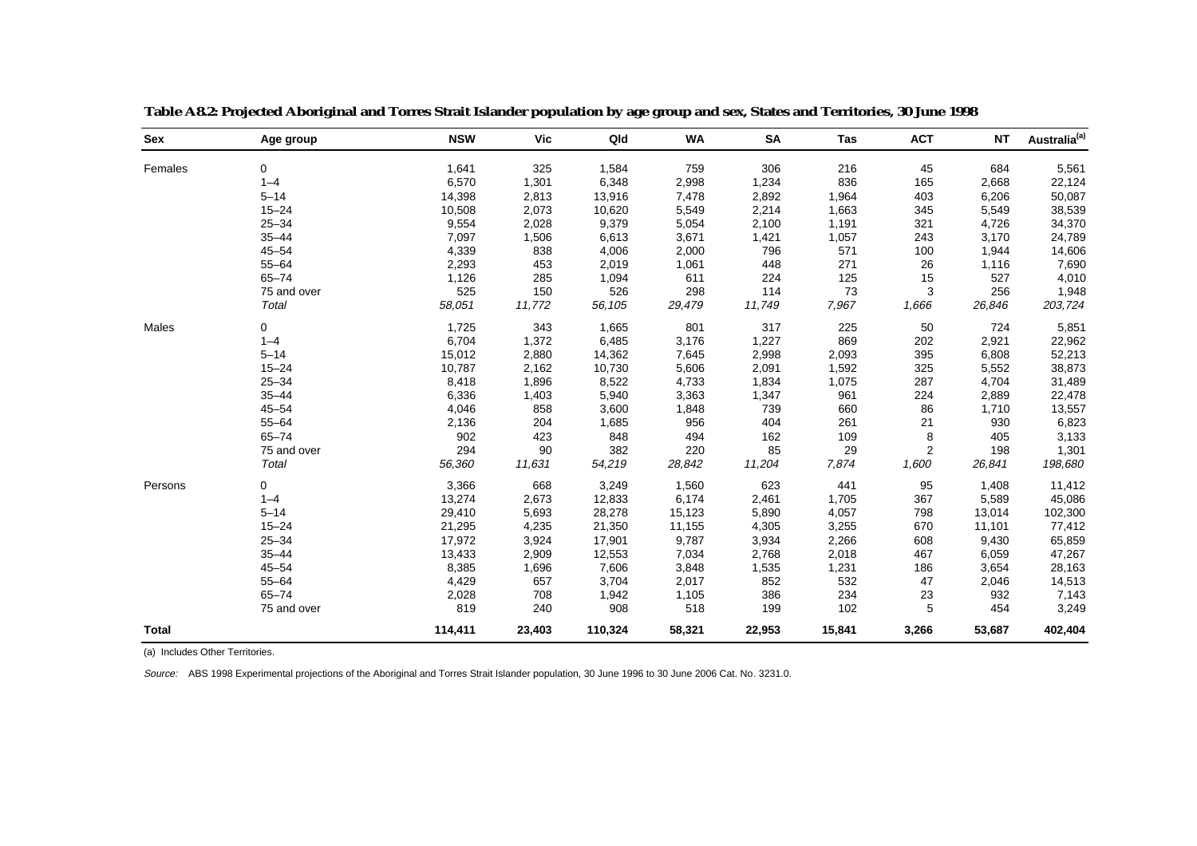**Table A8.2: Projected Aboriginal and Torres Strait Islander population by age group and sex, States and Territories, 30 June 1998**

| Sex | Age group | NSW | Vic | Qld | WA | SA | Tas | ACT | NT | Australia[(a)] |
|---|---|---|---|---|---|---|---|---|---|---|
| Females | 0 | 1,641 | 325 | 1,584 | 759 | 306 | 216 | 45 | 684 | 5,561 |
| | 1–4 | 6,570 | 1,301 | 6,348 | 2,998 | 1,234 | 836 | 165 | 2,668 | 22,124 |
| | 5–14 | 14,398 | 2,813 | 13,916 | 7,478 | 2,892 | 1,964 | 403 | 6,206 | 50,087 |
| | 15–24 | 10,508 | 2,073 | 10,620 | 5,549 | 2,214 | 1,663 | 345 | 5,549 | 38,539 |
| | 25–34 | 9,554 | 2,028 | 9,379 | 5,054 | 2,100 | 1,191 | 321 | 4,726 | 34,370 |
| | 35–44 | 7,097 | 1,506 | 6,613 | 3,671 | 1,421 | 1,057 | 243 | 3,170 | 24,789 |
| | 45–54 | 4,339 | 838 | 4,006 | 2,000 | 796 | 571 | 100 | 1,944 | 14,606 |
| | 55–64 | 2,293 | 453 | 2,019 | 1,061 | 448 | 271 | 26 | 1,116 | 7,690 |
| | 65–74 | 1,126 | 285 | 1,094 | 611 | 224 | 125 | 15 | 527 | 4,010 |
| | 75 and over | 525 | 150 | 526 | 298 | 114 | 73 | 3 | 256 | 1,948 |
| | *Total* | *58,051* | *11,772* | *56,105* | *29,479* | *11,749* | *7,967* | *1,666* | *26,846* | *203,724* |
| Males | 0 | 1,725 | 343 | 1,665 | 801 | 317 | 225 | 50 | 724 | 5,851 |
| | 1–4 | 6,704 | 1,372 | 6,485 | 3,176 | 1,227 | 869 | 202 | 2,921 | 22,962 |
| | 5–14 | 15,012 | 2,880 | 14,362 | 7,645 | 2,998 | 2,093 | 395 | 6,808 | 52,213 |
| | 15–24 | 10,787 | 2,162 | 10,730 | 5,606 | 2,091 | 1,592 | 325 | 5,552 | 38,873 |
| | 25–34 | 8,418 | 1,896 | 8,522 | 4,733 | 1,834 | 1,075 | 287 | 4,704 | 31,489 |
| | 35–44 | 6,336 | 1,403 | 5,940 | 3,363 | 1,347 | 961 | 224 | 2,889 | 22,478 |
| | 45–54 | 4,046 | 858 | 3,600 | 1,848 | 739 | 660 | 86 | 1,710 | 13,557 |
| | 55–64 | 2,136 | 204 | 1,685 | 956 | 404 | 261 | 21 | 930 | 6,823 |
| | 65–74 | 902 | 423 | 848 | 494 | 162 | 109 | 8 | 405 | 3,133 |
| | 75 and over | 294 | 90 | 382 | 220 | 85 | 29 | 2 | 198 | 1,301 |
| | *Total* | *56,360* | *11,631* | *54,219* | *28,842* | *11,204* | *7,874* | *1,600* | *26,841* | *198,680* |
| Persons | 0 | 3,366 | 668 | 3,249 | 1,560 | 623 | 441 | 95 | 1,408 | 11,412 |
| | 1–4 | 13,274 | 2,673 | 12,833 | 6,174 | 2,461 | 1,705 | 367 | 5,589 | 45,086 |
| | 5–14 | 29,410 | 5,693 | 28,278 | 15,123 | 5,890 | 4,057 | 798 | 13,014 | 102,300 |
| | 15–24 | 21,295 | 4,235 | 21,350 | 11,155 | 4,305 | 3,255 | 670 | 11,101 | 77,412 |
| | 25–34 | 17,972 | 3,924 | 17,901 | 9,787 | 3,934 | 2,266 | 608 | 9,430 | 65,859 |
| | 35–44 | 13,433 | 2,909 | 12,553 | 7,034 | 2,768 | 2,018 | 467 | 6,059 | 47,267 |
| | 45–54 | 8,385 | 1,696 | 7,606 | 3,848 | 1,535 | 1,231 | 186 | 3,654 | 28,163 |
| | 55–64 | 4,429 | 657 | 3,704 | 2,017 | 852 | 532 | 47 | 2,046 | 14,513 |
| | 65–74 | 2,028 | 708 | 1,942 | 1,105 | 386 | 234 | 23 | 932 | 7,143 |
| | 75 and over | 819 | 240 | 908 | 518 | 199 | 102 | 5 | 454 | 3,249 |
| **Total** | | **114,411** | **23,403** | **110,324** | **58,321** | **22,953** | **15,841** | **3,266** | **53,687** | **402,404** |

(a) Includes Other Territories.

*Source:* ABS 1998 Experimental projections of the Aboriginal and Torres Strait Islander population, 30 June 1996 to 30 June 2006 Cat. No. 3231.0.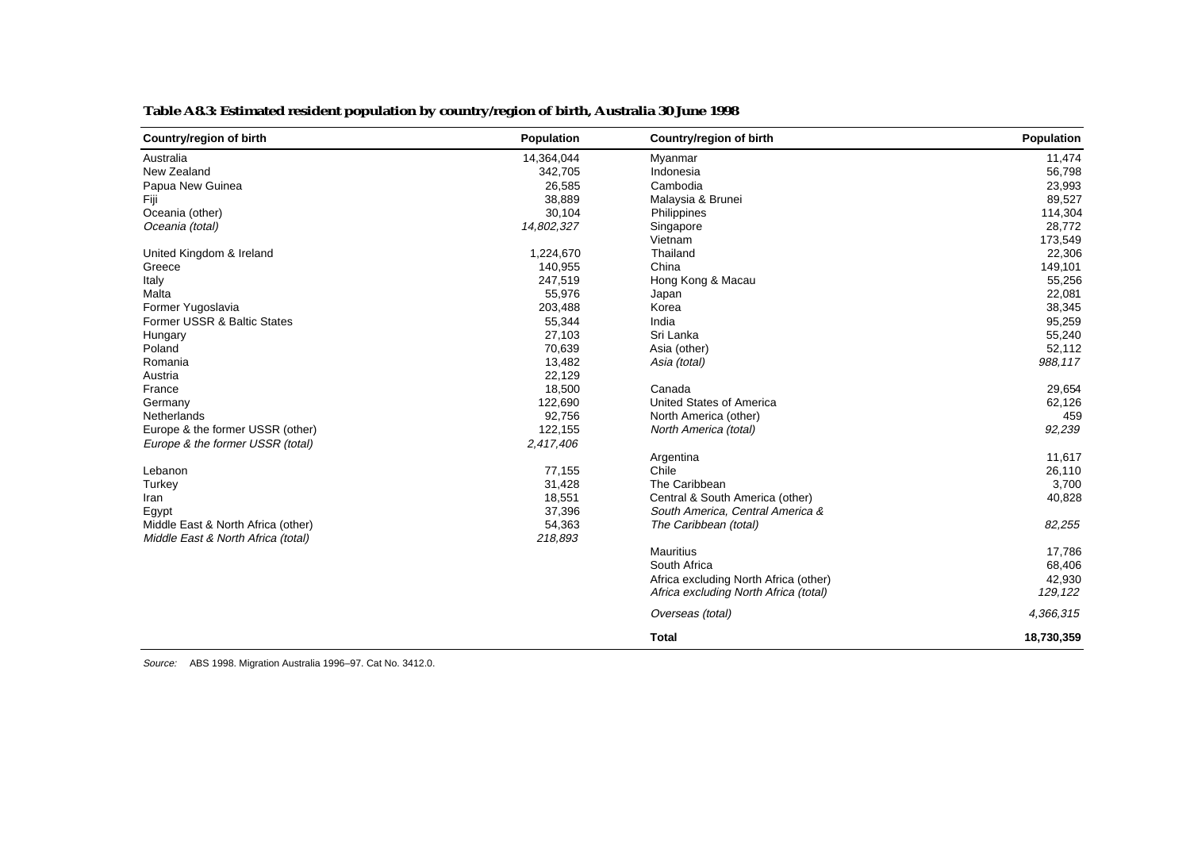**Table A8.3: Estimated resident population by country/region of birth, Australia 30 June 1998**

| Country/region of birth | Population | Country/region of birth | Population |
|---|---|---|---|
| Australia | 14,364,044 | Myanmar | 11,474 |
| New Zealand | 342,705 | Indonesia | 56,798 |
| Papua New Guinea | 26,585 | Cambodia | 23,993 |
| Fiji | 38,889 | Malaysia & Brunei | 89,527 |
| Oceania (other) | 30,104 | Philippines | 114,304 |
| *Oceania (total)* | *14,802,327* | Singapore | 28,772 |
| | | Vietnam | 173,549 |
| United Kingdom & Ireland | 1,224,670 | Thailand | 22,306 |
| Greece | 140,955 | China | 149,101 |
| Italy | 247,519 | Hong Kong & Macau | 55,256 |
| Malta | 55,976 | Japan | 22,081 |
| Former Yugoslavia | 203,488 | Korea | 38,345 |
| Former USSR & Baltic States | 55,344 | India | 95,259 |
| Hungary | 27,103 | Sri Lanka | 55,240 |
| Poland | 70,639 | Asia (other) | 52,112 |
| Romania | 13,482 | *Asia (total)* | *988,117* |
| Austria | 22,129 | | |
| France | 18,500 | Canada | 29,654 |
| Germany | 122,690 | United States of America | 62,126 |
| Netherlands | 92,756 | North America (other) | 459 |
| Europe & the former USSR (other) | 122,155 | *North America (total)* | *92,239* |
| *Europe & the former USSR (total)* | *2,417,406* | | |
| | | Argentina | 11,617 |
| Lebanon | 77,155 | Chile | 26,110 |
| Turkey | 31,428 | The Caribbean | 3,700 |
| Iran | 18,551 | Central & South America (other) | 40,828 |
| Egypt | 37,396 | *South America, Central America & The Caribbean (total)* | *82,255* |
| Middle East & North Africa (other) | 54,363 | | |
| *Middle East & North Africa (total)* | *218,893* | | |
| | | Mauritius | 17,786 |
| | | South Africa | 68,406 |
| | | Africa excluding North Africa (other) | 42,930 |
| | | *Africa excluding North Africa (total)* | *129,122* |
| | | *Overseas (total)* | *4,366,315* |
| | | **Total** | **18,730,359** |

*Source:* ABS 1998. Migration Australia 1996–97. Cat No. 3412.0.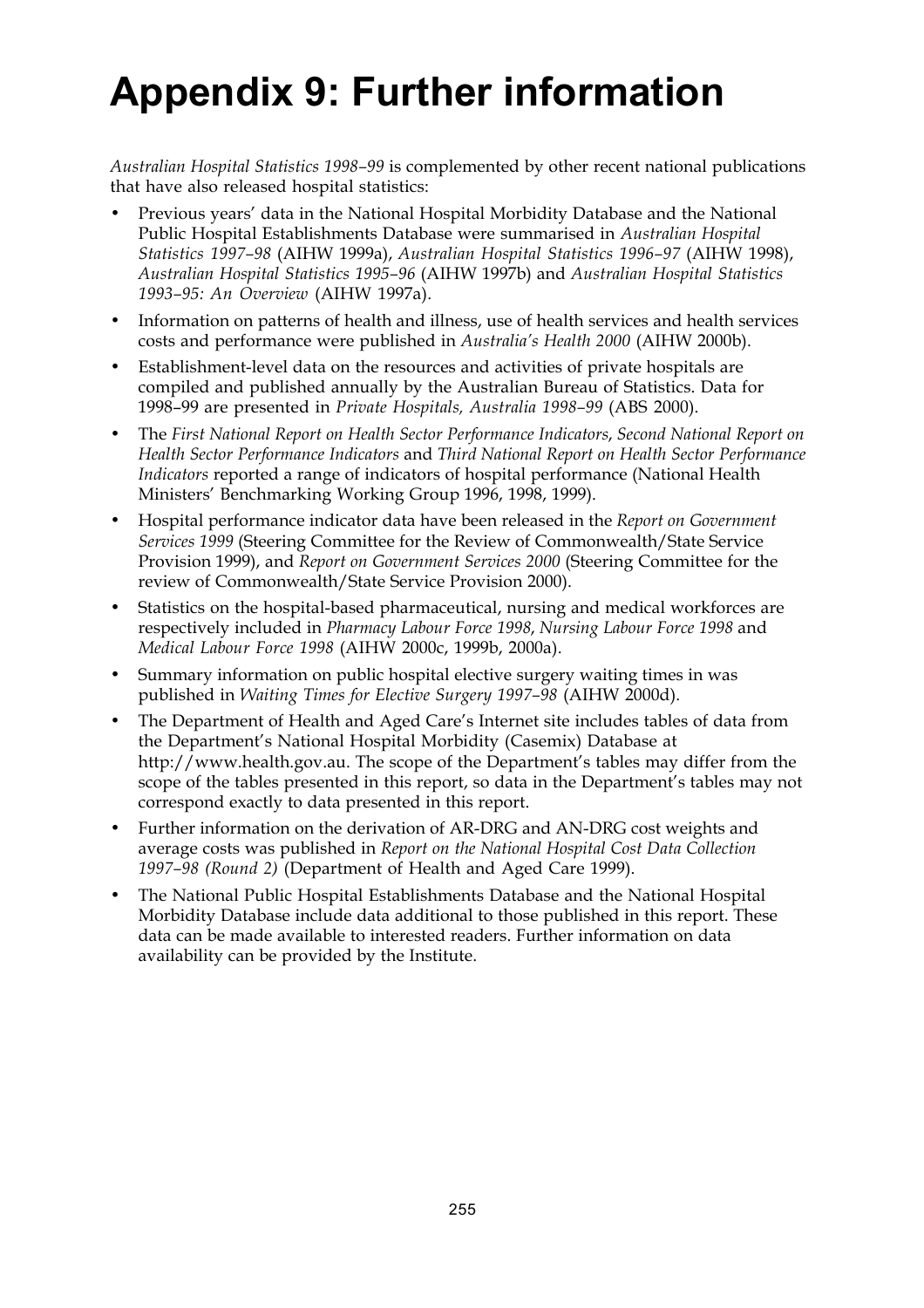# Appendix 9: Further information

*Australian Hospital Statistics 1998–99* is complemented by other recent national publications that have also released hospital statistics:

- Previous years' data in the National Hospital Morbidity Database and the National Public Hospital Establishments Database were summarised in *Australian Hospital Statistics 1997–98* (AIHW 1999a), *Australian Hospital Statistics 1996–97* (AIHW 1998), *Australian Hospital Statistics 1995–96* (AIHW 1997b) and *Australian Hospital Statistics 1993–95: An Overview* (AIHW 1997a).
- Information on patterns of health and illness, use of health services and health services costs and performance were published in *Australia's Health 2000* (AIHW 2000b).
- Establishment-level data on the resources and activities of private hospitals are compiled and published annually by the Australian Bureau of Statistics. Data for 1998–99 are presented in *Private Hospitals, Australia 1998–99* (ABS 2000).
- The *First National Report on Health Sector Performance Indicators*, *Second National Report on Health Sector Performance Indicators* and *Third National Report on Health Sector Performance Indicators* reported a range of indicators of hospital performance (National Health Ministers' Benchmarking Working Group 1996, 1998, 1999).
- Hospital performance indicator data have been released in the *Report on Government Services 1999* (Steering Committee for the Review of Commonwealth/State Service Provision 1999), and *Report on Government Services 2000* (Steering Committee for the review of Commonwealth/State Service Provision 2000).
- Statistics on the hospital-based pharmaceutical, nursing and medical workforces are respectively included in *Pharmacy Labour Force 1998*, *Nursing Labour Force 1998* and *Medical Labour Force 1998* (AIHW 2000c, 1999b, 2000a).
- Summary information on public hospital elective surgery waiting times in was published in *Waiting Times for Elective Surgery 1997–98* (AIHW 2000d).
- The Department of Health and Aged Care's Internet site includes tables of data from the Department's National Hospital Morbidity (Casemix) Database at http://www.health.gov.au. The scope of the Department's tables may differ from the scope of the tables presented in this report, so data in the Department's tables may not correspond exactly to data presented in this report.
- Further information on the derivation of AR-DRG and AN-DRG cost weights and average costs was published in *Report on the National Hospital Cost Data Collection 1997–98 (Round 2)* (Department of Health and Aged Care 1999).
- The National Public Hospital Establishments Database and the National Hospital Morbidity Database include data additional to those published in this report. These data can be made available to interested readers. Further information on data availability can be provided by the Institute.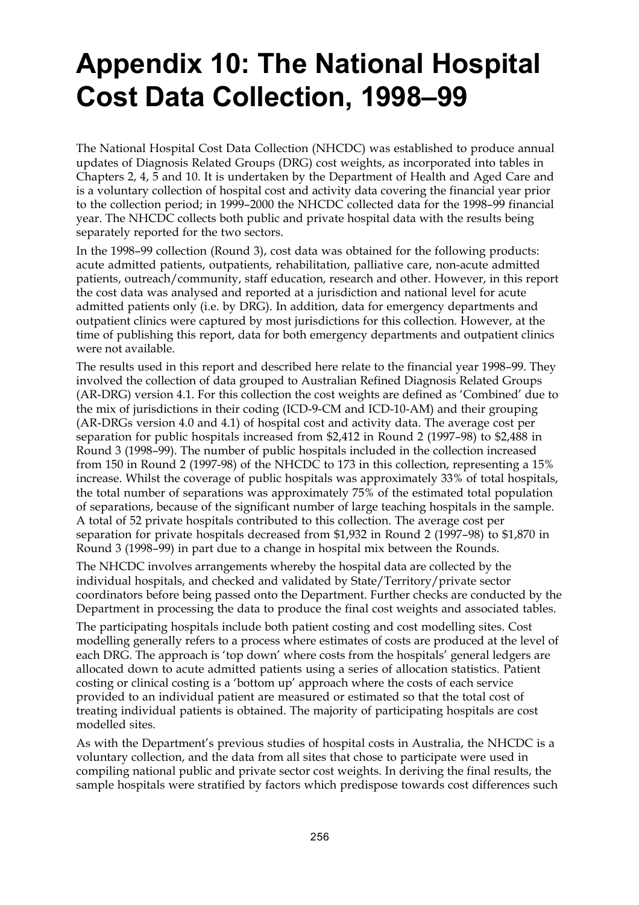# Appendix 10: The National Hospital Cost Data Collection, 1998–99

The National Hospital Cost Data Collection (NHCDC) was established to produce annual updates of Diagnosis Related Groups (DRG) cost weights, as incorporated into tables in Chapters 2, 4, 5 and 10. It is undertaken by the Department of Health and Aged Care and is a voluntary collection of hospital cost and activity data covering the financial year prior to the collection period; in 1999–2000 the NHCDC collected data for the 1998–99 financial year. The NHCDC collects both public and private hospital data with the results being separately reported for the two sectors.

In the 1998–99 collection (Round 3), cost data was obtained for the following products: acute admitted patients, outpatients, rehabilitation, palliative care, non-acute admitted patients, outreach/community, staff education, research and other. However, in this report the cost data was analysed and reported at a jurisdiction and national level for acute admitted patients only (i.e. by DRG). In addition, data for emergency departments and outpatient clinics were captured by most jurisdictions for this collection. However, at the time of publishing this report, data for both emergency departments and outpatient clinics were not available.

The results used in this report and described here relate to the financial year 1998–99. They involved the collection of data grouped to Australian Refined Diagnosis Related Groups (AR-DRG) version 4.1. For this collection the cost weights are defined as 'Combined' due to the mix of jurisdictions in their coding (ICD-9-CM and ICD-10-AM) and their grouping (AR-DRGs version 4.0 and 4.1) of hospital cost and activity data. The average cost per separation for public hospitals increased from $2,412 in Round 2 (1997–98) to $2,488 in Round 3 (1998–99). The number of public hospitals included in the collection increased from 150 in Round 2 (1997-98) of the NHCDC to 173 in this collection, representing a 15% increase. Whilst the coverage of public hospitals was approximately 33% of total hospitals, the total number of separations was approximately 75% of the estimated total population of separations, because of the significant number of large teaching hospitals in the sample. A total of 52 private hospitals contributed to this collection. The average cost per separation for private hospitals decreased from $1,932 in Round 2 (1997–98) to $1,870 in Round 3 (1998–99) in part due to a change in hospital mix between the Rounds.

The NHCDC involves arrangements whereby the hospital data are collected by the individual hospitals, and checked and validated by State/Territory/private sector coordinators before being passed onto the Department. Further checks are conducted by the Department in processing the data to produce the final cost weights and associated tables.

The participating hospitals include both patient costing and cost modelling sites. Cost modelling generally refers to a process where estimates of costs are produced at the level of each DRG. The approach is 'top down' where costs from the hospitals' general ledgers are allocated down to acute admitted patients using a series of allocation statistics. Patient costing or clinical costing is a 'bottom up' approach where the costs of each service provided to an individual patient are measured or estimated so that the total cost of treating individual patients is obtained. The majority of participating hospitals are cost modelled sites.

As with the Department's previous studies of hospital costs in Australia, the NHCDC is a voluntary collection, and the data from all sites that chose to participate were used in compiling national public and private sector cost weights. In deriving the final results, the sample hospitals were stratified by factors which predispose towards cost differences such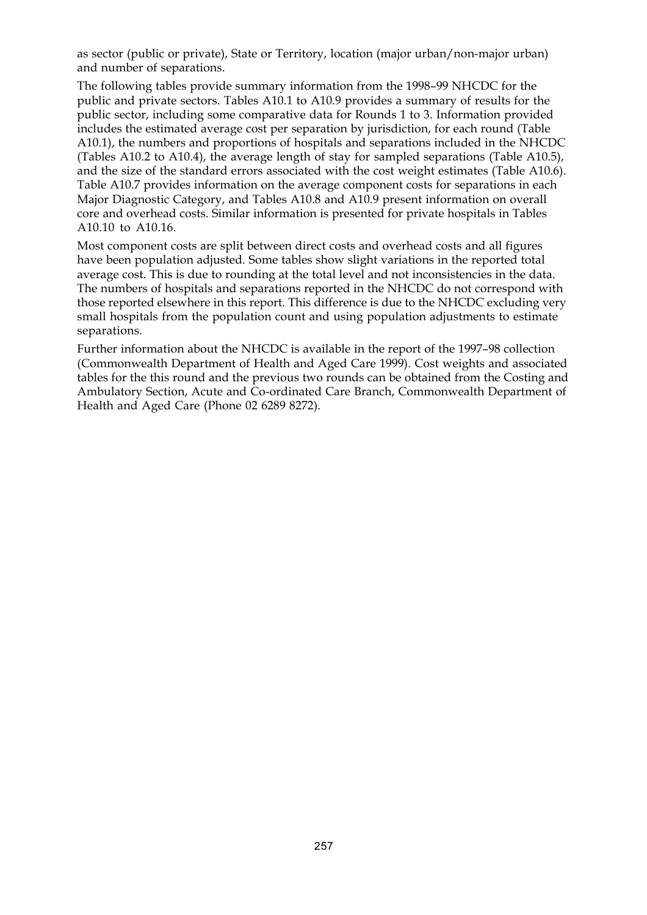as sector (public or private), State or Territory, location (major urban/non-major urban) and number of separations.

The following tables provide summary information from the 1998–99 NHCDC for the public and private sectors. Tables A10.1 to A10.9 provides a summary of results for the public sector, including some comparative data for Rounds 1 to 3. Information provided includes the estimated average cost per separation by jurisdiction, for each round (Table A10.1), the numbers and proportions of hospitals and separations included in the NHCDC (Tables A10.2 to A10.4), the average length of stay for sampled separations (Table A10.5), and the size of the standard errors associated with the cost weight estimates (Table A10.6). Table A10.7 provides information on the average component costs for separations in each Major Diagnostic Category, and Tables A10.8 and A10.9 present information on overall core and overhead costs. Similar information is presented for private hospitals in Tables A10.10 to A10.16.

Most component costs are split between direct costs and overhead costs and all figures have been population adjusted. Some tables show slight variations in the reported total average cost. This is due to rounding at the total level and not inconsistencies in the data. The numbers of hospitals and separations reported in the NHCDC do not correspond with those reported elsewhere in this report. This difference is due to the NHCDC excluding very small hospitals from the population count and using population adjustments to estimate separations.

Further information about the NHCDC is available in the report of the 1997–98 collection (Commonwealth Department of Health and Aged Care 1999). Cost weights and associated tables for the this round and the previous two rounds can be obtained from the Costing and Ambulatory Section, Acute and Co-ordinated Care Branch, Commonwealth Department of Health and Aged Care (Phone 02 6289 8272).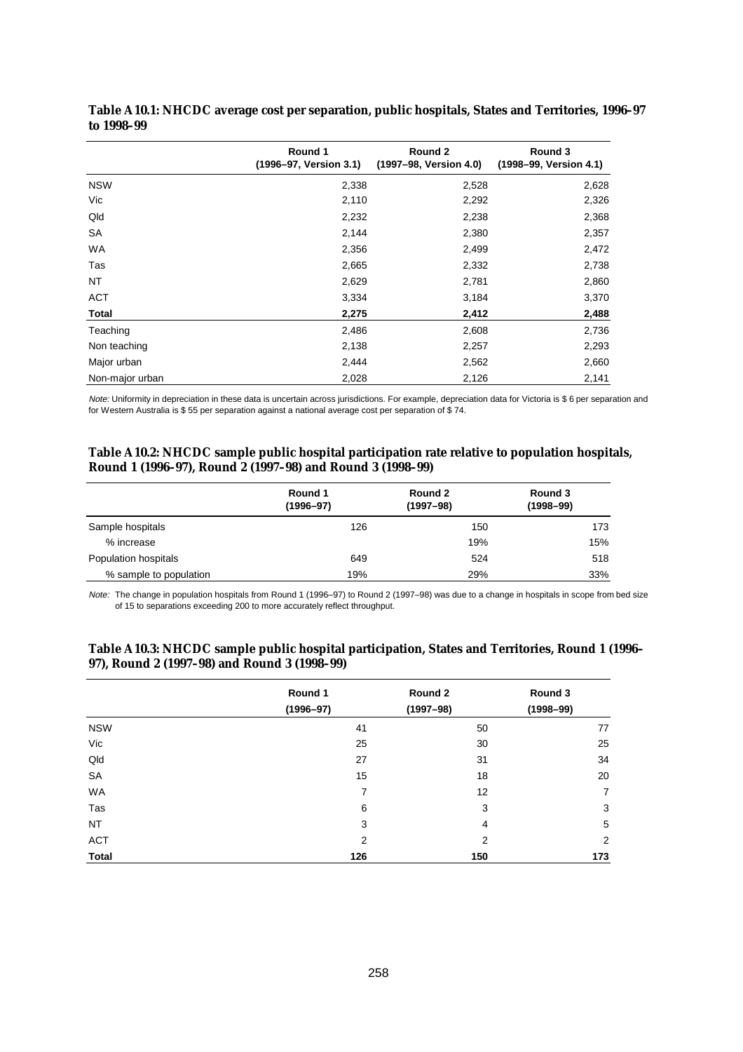**Table A10.1: NHCDC average cost per separation, public hospitals, States and Territories, 1996–97 to 1998–99**

| | Round 1 (1996–97, Version 3.1) | Round 2 (1997–98, Version 4.0) | Round 3 (1998–99, Version 4.1) |
|---|---|---|---|
| NSW | 2,338 | 2,528 | 2,628 |
| Vic | 2,110 | 2,292 | 2,326 |
| Qld | 2,232 | 2,238 | 2,368 |
| SA | 2,144 | 2,380 | 2,357 |
| WA | 2,356 | 2,499 | 2,472 |
| Tas | 2,665 | 2,332 | 2,738 |
| NT | 2,629 | 2,781 | 2,860 |
| ACT | 3,334 | 3,184 | 3,370 |
| **Total** | **2,275** | **2,412** | **2,488** |
| Teaching | 2,486 | 2,608 | 2,736 |
| Non teaching | 2,138 | 2,257 | 2,293 |
| Major urban | 2,444 | 2,562 | 2,660 |
| Non-major urban | 2,028 | 2,126 | 2,141 |

*Note:* Uniformity in depreciation in these data is uncertain across jurisdictions. For example, depreciation data for Victoria is $ 6 per separation and for Western Australia is $ 55 per separation against a national average cost per separation of $ 74.

**Table A10.2: NHCDC sample public hospital participation rate relative to population hospitals, Round 1 (1996–97), Round 2 (1997–98) and Round 3 (1998–99)**

| | Round 1 (1996–97) | Round 2 (1997–98) | Round 3 (1998–99) |
|---|---|---|---|
| Sample hospitals | 126 | 150 | 173 |
| % increase | | 19% | 15% |
| Population hospitals | 649 | 524 | 518 |
| % sample to population | 19% | 29% | 33% |

*Note:* The change in population hospitals from Round 1 (1996–97) to Round 2 (1997–98) was due to a change in hospitals in scope from bed size of 15 to separations exceeding 200 to more accurately reflect throughput.

**Table A10.3: NHCDC sample public hospital participation, States and Territories, Round 1 (1996–97), Round 2 (1997–98) and Round 3 (1998–99)**

| | Round 1 (1996–97) | Round 2 (1997–98) | Round 3 (1998–99) |
|---|---|---|---|
| NSW | 41 | 50 | 77 |
| Vic | 25 | 30 | 25 |
| Qld | 27 | 31 | 34 |
| SA | 15 | 18 | 20 |
| WA | 7 | 12 | 7 |
| Tas | 6 | 3 | 3 |
| NT | 3 | 4 | 5 |
| ACT | 2 | 2 | 2 |
| **Total** | **126** | **150** | **173** |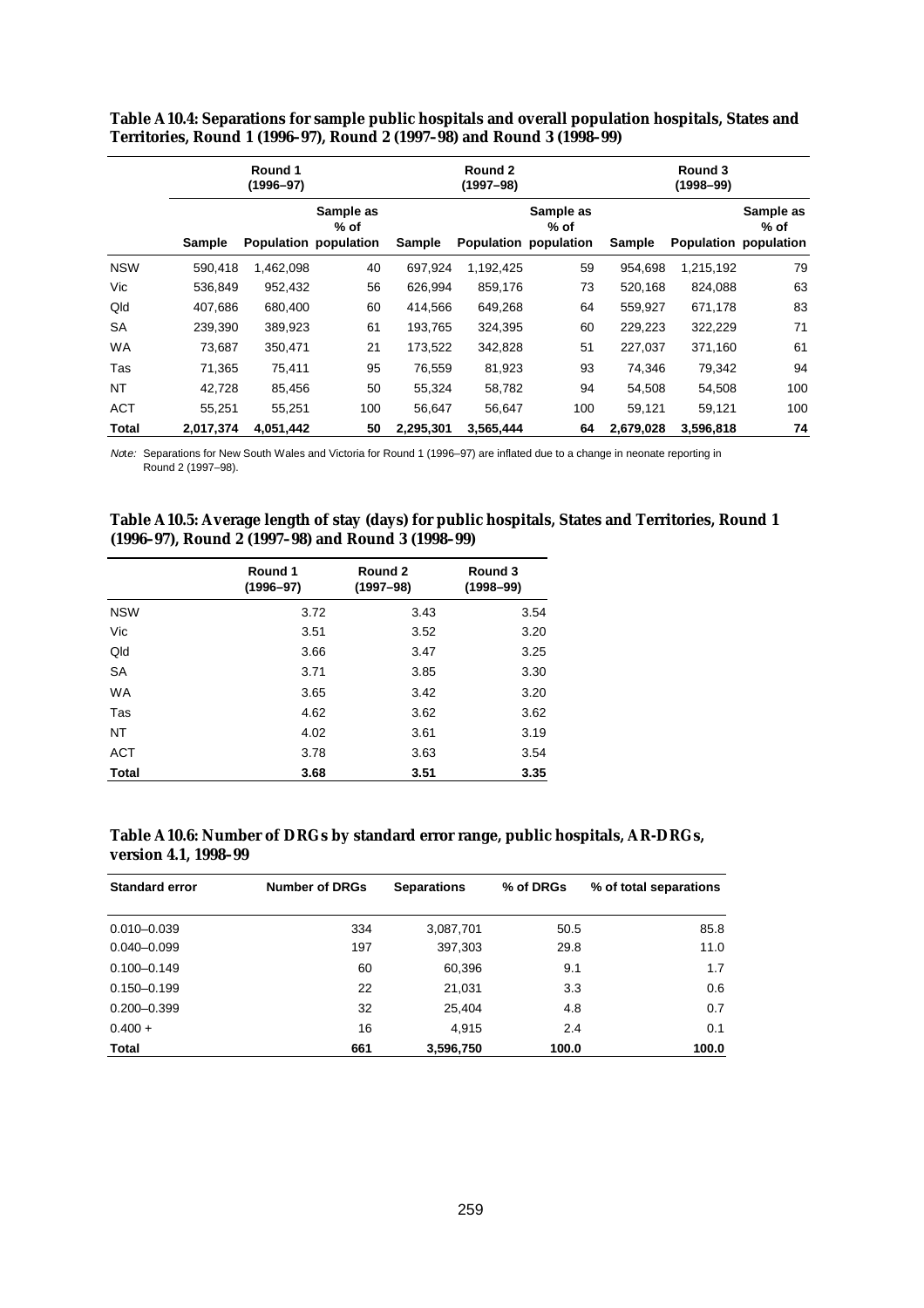**Table A10.4: Separations for sample public hospitals and overall population hospitals, States and Territories, Round 1 (1996–97), Round 2 (1997–98) and Round 3 (1998–99)**

| | Round 1 (1996–97) | | | Round 2 (1997–98) | | | Round 3 (1998–99) | | |
|---|---|---|---|---|---|---|---|---|---|
| | Sample | Population | Sample as % of population | Sample | Population | Sample as % of population | Sample | Population | Sample as % of population |
| NSW | 590,418 | 1,462,098 | 40 | 697,924 | 1,192,425 | 59 | 954,698 | 1,215,192 | 79 |
| Vic | 536,849 | 952,432 | 56 | 626,994 | 859,176 | 73 | 520,168 | 824,088 | 63 |
| Qld | 407,686 | 680,400 | 60 | 414,566 | 649,268 | 64 | 559,927 | 671,178 | 83 |
| SA | 239,390 | 389,923 | 61 | 193,765 | 324,395 | 60 | 229,223 | 322,229 | 71 |
| WA | 73,687 | 350,471 | 21 | 173,522 | 342,828 | 51 | 227,037 | 371,160 | 61 |
| Tas | 71,365 | 75,411 | 95 | 76,559 | 81,923 | 93 | 74,346 | 79,342 | 94 |
| NT | 42,728 | 85,456 | 50 | 55,324 | 58,782 | 94 | 54,508 | 54,508 | 100 |
| ACT | 55,251 | 55,251 | 100 | 56,647 | 56,647 | 100 | 59,121 | 59,121 | 100 |
| **Total** | **2,017,374** | **4,051,442** | **50** | **2,295,301** | **3,565,444** | **64** | **2,679,028** | **3,596,818** | **74** |

*Note:* Separations for New South Wales and Victoria for Round 1 (1996–97) are inflated due to a change in neonate reporting in Round 2 (1997–98).

**Table A10.5: Average length of stay (days) for public hospitals, States and Territories, Round 1 (1996–97), Round 2 (1997–98) and Round 3 (1998–99)**

| | Round 1 (1996–97) | Round 2 (1997–98) | Round 3 (1998–99) |
|---|---|---|---|
| NSW | 3.72 | 3.43 | 3.54 |
| Vic | 3.51 | 3.52 | 3.20 |
| Qld | 3.66 | 3.47 | 3.25 |
| SA | 3.71 | 3.85 | 3.30 |
| WA | 3.65 | 3.42 | 3.20 |
| Tas | 4.62 | 3.62 | 3.62 |
| NT | 4.02 | 3.61 | 3.19 |
| ACT | 3.78 | 3.63 | 3.54 |
| **Total** | **3.68** | **3.51** | **3.35** |

**Table A10.6: Number of DRGs by standard error range, public hospitals, AR-DRGs, version 4.1, 1998–99**

| Standard error | Number of DRGs | Separations | % of DRGs | % of total separations |
|---|---|---|---|---|
| 0.010–0.039 | 334 | 3,087,701 | 50.5 | 85.8 |
| 0.040–0.099 | 197 | 397,303 | 29.8 | 11.0 |
| 0.100–0.149 | 60 | 60,396 | 9.1 | 1.7 |
| 0.150–0.199 | 22 | 21,031 | 3.3 | 0.6 |
| 0.200–0.399 | 32 | 25,404 | 4.8 | 0.7 |
| 0.400 + | 16 | 4,915 | 2.4 | 0.1 |
| **Total** | **661** | **3,596,750** | **100.0** | **100.0** |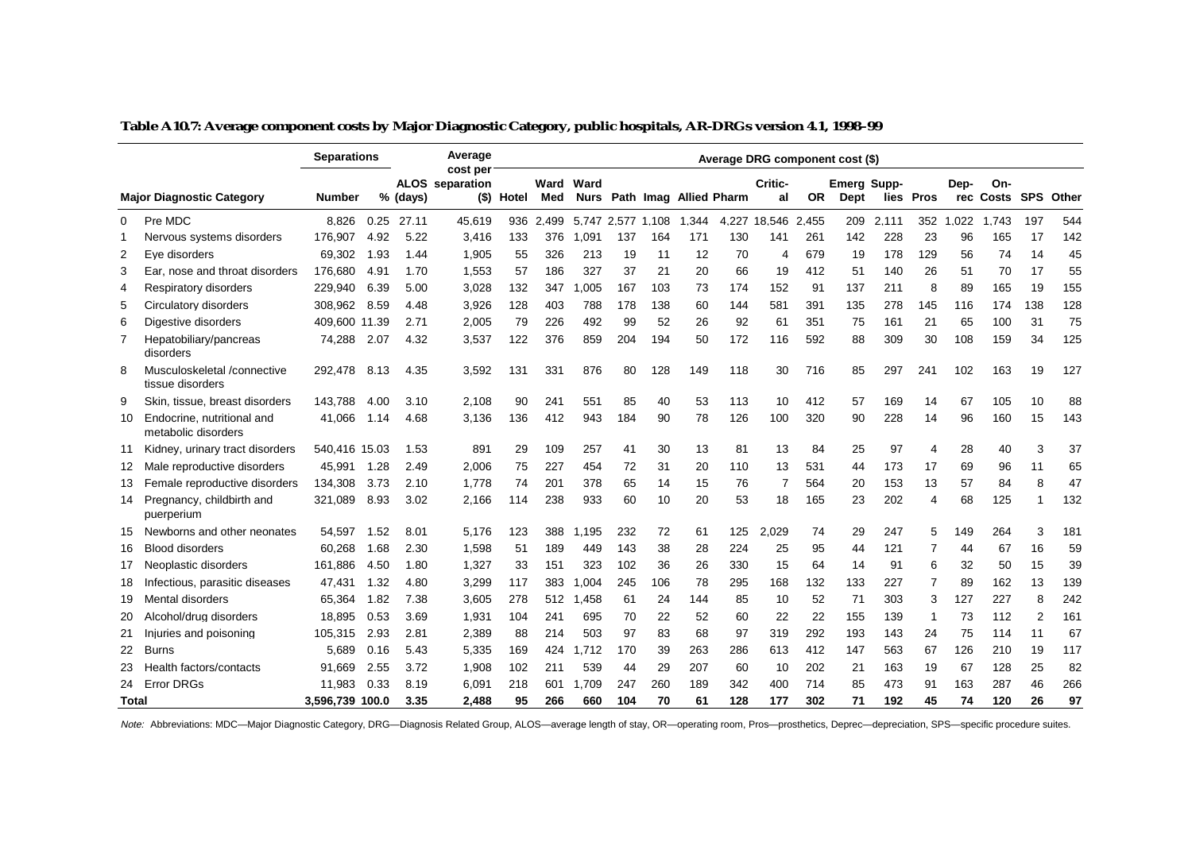**Table A10.7: Average component costs by Major Diagnostic Category, public hospitals, AR-DRGs version 4.1, 1998–99**

| | Major Diagnostic Category | Separations | | ALOS (days) | Average cost per separation ($) | Average DRG component cost ($) | | | | | | | | | | | | | | | | | |
|---|---|---|---|---|---|---|---|---|---|---|---|---|---|---|---|---|---|---|---|---|---|---|---|
| | | Number | % | | | Hotel | Ward Med | Ward Nurs | Path | Imag | Allied | Pharm | Critic-al | OR | Emerg Dept | Supp-lies | Pros | Dep-rec | On-Costs | SPS | Other |
| 0 | Pre MDC | 8,826 | 0.25 | 27.11 | 45,619 | 936 | 2,499 | 5,747 | 2,577 | 1,108 | 1,344 | 4,227 | 18,546 | 2,455 | 209 | 2,111 | 352 | 1,022 | 1,743 | 197 | 544 |
| 1 | Nervous systems disorders | 176,907 | 4.92 | 5.22 | 3,416 | 133 | 376 | 1,091 | 137 | 164 | 171 | 130 | 141 | 261 | 142 | 228 | 23 | 96 | 165 | 17 | 142 |
| 2 | Eye disorders | 69,302 | 1.93 | 1.44 | 1,905 | 55 | 326 | 213 | 19 | 11 | 12 | 70 | 4 | 679 | 19 | 178 | 129 | 56 | 74 | 14 | 45 |
| 3 | Ear, nose and throat disorders | 176,680 | 4.91 | 1.70 | 1,553 | 57 | 186 | 327 | 37 | 21 | 20 | 66 | 19 | 412 | 51 | 140 | 26 | 51 | 70 | 17 | 55 |
| 4 | Respiratory disorders | 229,940 | 6.39 | 5.00 | 3,028 | 132 | 347 | 1,005 | 167 | 103 | 73 | 174 | 152 | 91 | 137 | 211 | 8 | 89 | 165 | 19 | 155 |
| 5 | Circulatory disorders | 308,962 | 8.59 | 4.48 | 3,926 | 128 | 403 | 788 | 178 | 138 | 60 | 144 | 581 | 391 | 135 | 278 | 145 | 116 | 174 | 138 | 128 |
| 6 | Digestive disorders | 409,600 | 11.39 | 2.71 | 2,005 | 79 | 226 | 492 | 99 | 52 | 26 | 92 | 61 | 351 | 75 | 161 | 21 | 65 | 100 | 31 | 75 |
| 7 | Hepatobiliary/pancreas disorders | 74,288 | 2.07 | 4.32 | 3,537 | 122 | 376 | 859 | 204 | 194 | 50 | 172 | 116 | 592 | 88 | 309 | 30 | 108 | 159 | 34 | 125 |
| 8 | Musculoskeletal /connective tissue disorders | 292,478 | 8.13 | 4.35 | 3,592 | 131 | 331 | 876 | 80 | 128 | 149 | 118 | 30 | 716 | 85 | 297 | 241 | 102 | 163 | 19 | 127 |
| 9 | Skin, tissue, breast disorders | 143,788 | 4.00 | 3.10 | 2,108 | 90 | 241 | 551 | 85 | 40 | 53 | 113 | 10 | 412 | 57 | 169 | 14 | 67 | 105 | 10 | 88 |
| 10 | Endocrine, nutritional and metabolic disorders | 41,066 | 1.14 | 4.68 | 3,136 | 136 | 412 | 943 | 184 | 90 | 78 | 126 | 100 | 320 | 90 | 228 | 14 | 96 | 160 | 15 | 143 |
| 11 | Kidney, urinary tract disorders | 540,416 | 15.03 | 1.53 | 891 | 29 | 109 | 257 | 41 | 30 | 13 | 81 | 13 | 84 | 25 | 97 | 4 | 28 | 40 | 3 | 37 |
| 12 | Male reproductive disorders | 45,991 | 1.28 | 2.49 | 2,006 | 75 | 227 | 454 | 72 | 31 | 20 | 110 | 13 | 531 | 44 | 173 | 17 | 69 | 96 | 11 | 65 |
| 13 | Female reproductive disorders | 134,308 | 3.73 | 2.10 | 1,778 | 74 | 201 | 378 | 65 | 14 | 15 | 76 | 7 | 564 | 20 | 153 | 13 | 57 | 84 | 8 | 47 |
| 14 | Pregnancy, childbirth and puerperium | 321,089 | 8.93 | 3.02 | 2,166 | 114 | 238 | 933 | 60 | 10 | 20 | 53 | 18 | 165 | 23 | 202 | 4 | 68 | 125 | 1 | 132 |
| 15 | Newborns and other neonates | 54,597 | 1.52 | 8.01 | 5,176 | 123 | 388 | 1,195 | 232 | 72 | 61 | 125 | 2,029 | 74 | 29 | 247 | 5 | 149 | 264 | 3 | 181 |
| 16 | Blood disorders | 60,268 | 1.68 | 2.30 | 1,598 | 51 | 189 | 449 | 143 | 38 | 28 | 224 | 25 | 95 | 44 | 121 | 7 | 44 | 67 | 16 | 59 |
| 17 | Neoplastic disorders | 161,886 | 4.50 | 1.80 | 1,327 | 33 | 151 | 323 | 102 | 36 | 26 | 330 | 15 | 64 | 14 | 91 | 6 | 32 | 50 | 15 | 39 |
| 18 | Infectious, parasitic diseases | 47,431 | 1.32 | 4.80 | 3,299 | 117 | 383 | 1,004 | 245 | 106 | 78 | 295 | 168 | 132 | 133 | 227 | 7 | 89 | 162 | 13 | 139 |
| 19 | Mental disorders | 65,364 | 1.82 | 7.38 | 3,605 | 278 | 512 | 1,458 | 61 | 24 | 144 | 85 | 10 | 52 | 71 | 303 | 3 | 127 | 227 | 8 | 242 |
| 20 | Alcohol/drug disorders | 18,895 | 0.53 | 3.69 | 1,931 | 104 | 241 | 695 | 70 | 22 | 52 | 60 | 22 | 22 | 155 | 139 | 1 | 73 | 112 | 2 | 161 |
| 21 | Injuries and poisoning | 105,315 | 2.93 | 2.81 | 2,389 | 88 | 214 | 503 | 97 | 83 | 68 | 97 | 319 | 292 | 193 | 143 | 24 | 75 | 114 | 11 | 67 |
| 22 | Burns | 5,689 | 0.16 | 5.43 | 5,335 | 169 | 424 | 1,712 | 170 | 39 | 263 | 286 | 613 | 412 | 147 | 563 | 67 | 126 | 210 | 19 | 117 |
| 23 | Health factors/contacts | 91,669 | 2.55 | 3.72 | 1,908 | 102 | 211 | 539 | 44 | 29 | 207 | 60 | 10 | 202 | 21 | 163 | 19 | 67 | 128 | 25 | 82 |
| 24 | Error DRGs | 11,983 | 0.33 | 8.19 | 6,091 | 218 | 601 | 1,709 | 247 | 260 | 189 | 342 | 400 | 714 | 85 | 473 | 91 | 163 | 287 | 46 | 266 |
| **Total** | | **3,596,739** | **100.0** | **3.35** | **2,488** | **95** | **266** | **660** | **104** | **70** | **61** | **128** | **177** | **302** | **71** | **192** | **45** | **74** | **120** | **26** | **97** |

*Note:* Abbreviations: MDC—Major Diagnostic Category, DRG—Diagnosis Related Group, ALOS—average length of stay, OR—operating room, Pros—prosthetics, Deprec—depreciation, SPS—specific procedure suites.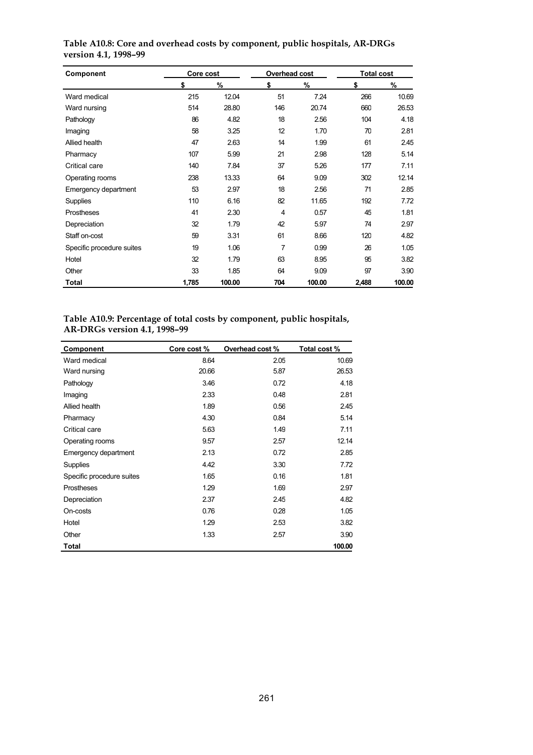**Table A10.8: Core and overhead costs by component, public hospitals, AR-DRGs version 4.1, 1998–99**

| Component | Core cost | | Overhead cost | | Total cost | |
|---|---|---|---|---|---|---|
| | $ | % | $ | % | $ | % |
| Ward medical | 215 | 12.04 | 51 | 7.24 | 266 | 10.69 |
| Ward nursing | 514 | 28.80 | 146 | 20.74 | 660 | 26.53 |
| Pathology | 86 | 4.82 | 18 | 2.56 | 104 | 4.18 |
| Imaging | 58 | 3.25 | 12 | 1.70 | 70 | 2.81 |
| Allied health | 47 | 2.63 | 14 | 1.99 | 61 | 2.45 |
| Pharmacy | 107 | 5.99 | 21 | 2.98 | 128 | 5.14 |
| Critical care | 140 | 7.84 | 37 | 5.26 | 177 | 7.11 |
| Operating rooms | 238 | 13.33 | 64 | 9.09 | 302 | 12.14 |
| Emergency department | 53 | 2.97 | 18 | 2.56 | 71 | 2.85 |
| Supplies | 110 | 6.16 | 82 | 11.65 | 192 | 7.72 |
| Prostheses | 41 | 2.30 | 4 | 0.57 | 45 | 1.81 |
| Depreciation | 32 | 1.79 | 42 | 5.97 | 74 | 2.97 |
| Staff on-cost | 59 | 3.31 | 61 | 8.66 | 120 | 4.82 |
| Specific procedure suites | 19 | 1.06 | 7 | 0.99 | 26 | 1.05 |
| Hotel | 32 | 1.79 | 63 | 8.95 | 95 | 3.82 |
| Other | 33 | 1.85 | 64 | 9.09 | 97 | 3.90 |
| **Total** | **1,785** | **100.00** | **704** | **100.00** | **2,488** | **100.00** |

**Table A10.9: Percentage of total costs by component, public hospitals, AR-DRGs version 4.1, 1998–99**

| Component | Core cost % | Overhead cost % | Total cost % |
|---|---|---|---|
| Ward medical | 8.64 | 2.05 | 10.69 |
| Ward nursing | 20.66 | 5.87 | 26.53 |
| Pathology | 3.46 | 0.72 | 4.18 |
| Imaging | 2.33 | 0.48 | 2.81 |
| Allied health | 1.89 | 0.56 | 2.45 |
| Pharmacy | 4.30 | 0.84 | 5.14 |
| Critical care | 5.63 | 1.49 | 7.11 |
| Operating rooms | 9.57 | 2.57 | 12.14 |
| Emergency department | 2.13 | 0.72 | 2.85 |
| Supplies | 4.42 | 3.30 | 7.72 |
| Specific procedure suites | 1.65 | 0.16 | 1.81 |
| Prostheses | 1.29 | 1.69 | 2.97 |
| Depreciation | 2.37 | 2.45 | 4.82 |
| On-costs | 0.76 | 0.28 | 1.05 |
| Hotel | 1.29 | 2.53 | 3.82 |
| Other | 1.33 | 2.57 | 3.90 |
| **Total** | | | **100.00** |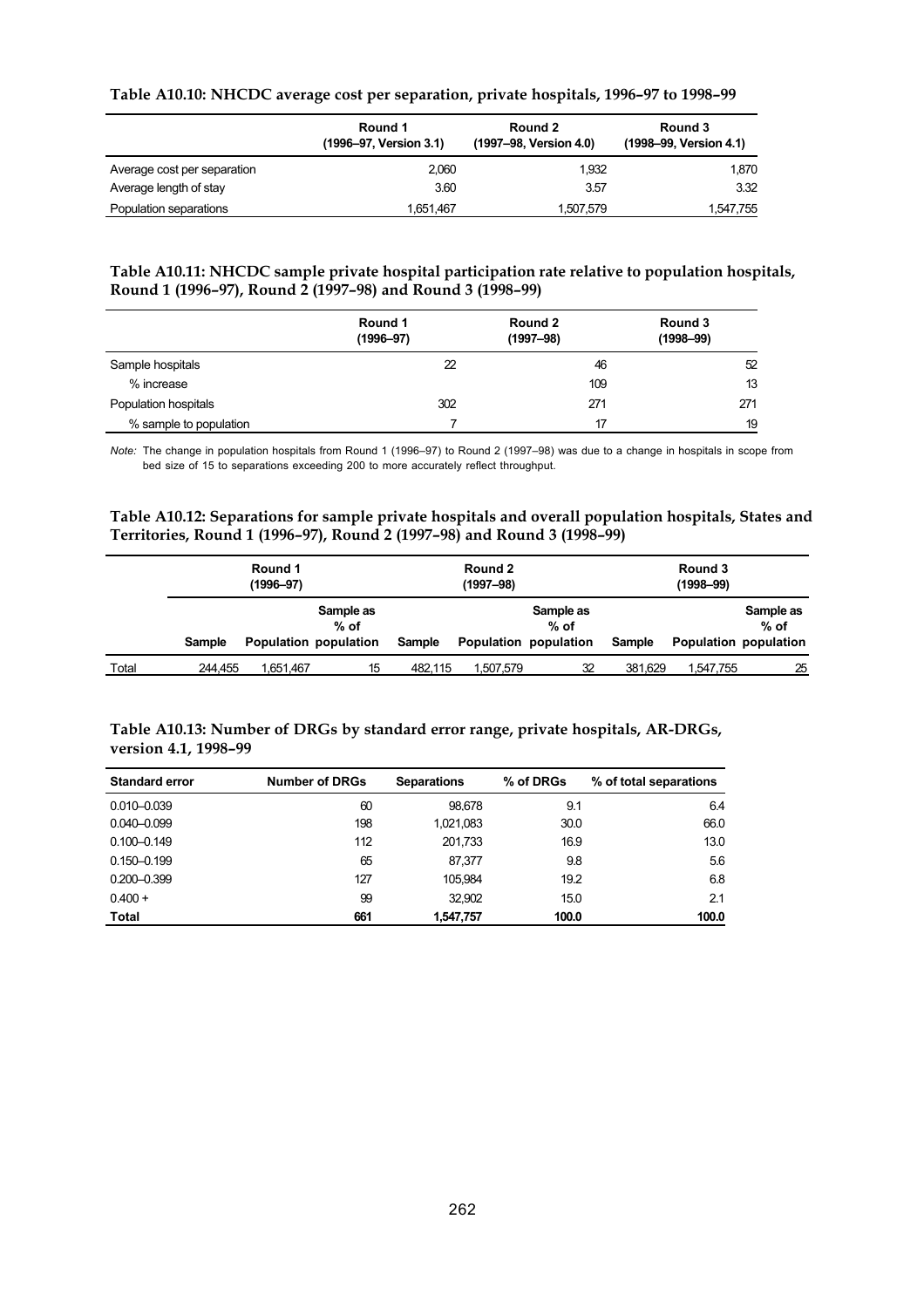**Table A10.10: NHCDC average cost per separation, private hospitals, 1996–97 to 1998–99**

| | Round 1 (1996–97, Version 3.1) | Round 2 (1997–98, Version 4.0) | Round 3 (1998–99, Version 4.1) |
|---|---|---|---|
| Average cost per separation | 2,060 | 1,932 | 1,870 |
| Average length of stay | 3.60 | 3.57 | 3.32 |
| Population separations | 1,651,467 | 1,507,579 | 1,547,755 |

**Table A10.11: NHCDC sample private hospital participation rate relative to population hospitals, Round 1 (1996–97), Round 2 (1997–98) and Round 3 (1998–99)**

| | Round 1 (1996–97) | Round 2 (1997–98) | Round 3 (1998–99) |
|---|---|---|---|
| Sample hospitals | 22 | 46 | 52 |
| % increase | | 109 | 13 |
| Population hospitals | 302 | 271 | 271 |
| % sample to population | 7 | 17 | 19 |

*Note:* The change in population hospitals from Round 1 (1996–97) to Round 2 (1997–98) was due to a change in hospitals in scope from bed size of 15 to separations exceeding 200 to more accurately reflect throughput.

**Table A10.12: Separations for sample private hospitals and overall population hospitals, States and Territories, Round 1 (1996–97), Round 2 (1997–98) and Round 3 (1998–99)**

| | Round 1 (1996–97) | | | Round 2 (1997–98) | | | Round 3 (1998–99) | | |
|---|---|---|---|---|---|---|---|---|---|
| | Sample | Population | Sample as % of population | Sample | Population | Sample as % of population | Sample | Population | Sample as % of population |
| Total | 244,455 | 1,651,467 | 15 | 482,115 | 1,507,579 | 32 | 381,629 | 1,547,755 | 25 |

**Table A10.13: Number of DRGs by standard error range, private hospitals, AR-DRGs, version 4.1, 1998–99**

| Standard error | Number of DRGs | Separations | % of DRGs | % of total separations |
|---|---|---|---|---|
| 0.010–0.039 | 60 | 98,678 | 9.1 | 6.4 |
| 0.040–0.099 | 198 | 1,021,083 | 30.0 | 66.0 |
| 0.100–0.149 | 112 | 201,733 | 16.9 | 13.0 |
| 0.150–0.199 | 65 | 87,377 | 9.8 | 5.6 |
| 0.200–0.399 | 127 | 105,984 | 19.2 | 6.8 |
| 0.400 + | 99 | 32,902 | 15.0 | 2.1 |
| **Total** | **661** | **1,547,757** | **100.0** | **100.0** |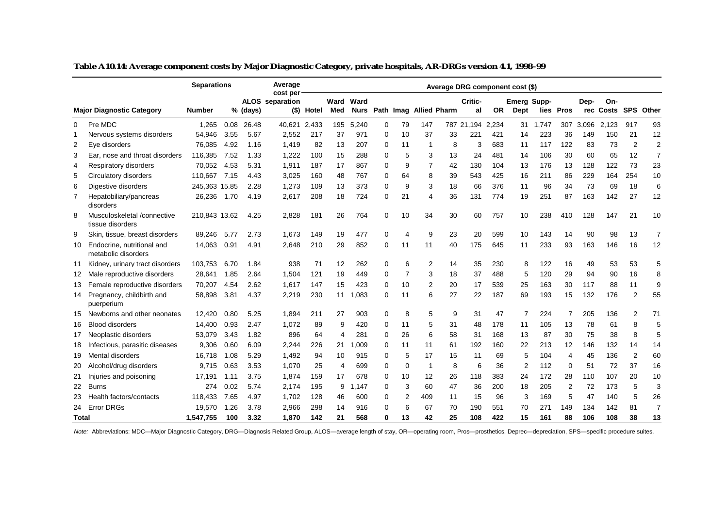**Table A10.14: Average component costs by Major Diagnostic Category, private hospitals, AR-DRGs version 4.1, 1998–99**

| | Major Diagnostic Category | Separations | | ALOS (days) | Average cost per separation ($) | Average DRG component cost ($) | | | | | | | | | | | | | | | | | |
|---|---|---|---|---|---|---|---|---|---|---|---|---|---|---|---|---|---|---|---|---|---|---|---|
| | | Number | % | | | Hotel | Ward Med | Ward Nurs | Path | Imag | Allied | Pharm | Critic-al | OR | Emerg Dept | Supp-lies | Pros | Dep-rec | On-Costs | SPS | Other |
| 0 | Pre MDC | 1,265 | 0.08 | 26.48 | 40,621 | 2,433 | 195 | 5,240 | 0 | 79 | 147 | 787 | 21,194 | 2,234 | 31 | 1,747 | 307 | 3,096 | 2,123 | 917 | 93 |
| 1 | Nervous systems disorders | 54,946 | 3.55 | 5.67 | 2,552 | 217 | 37 | 971 | 0 | 10 | 37 | 33 | 221 | 421 | 14 | 223 | 36 | 149 | 150 | 21 | 12 |
| 2 | Eye disorders | 76,085 | 4.92 | 1.16 | 1,419 | 82 | 13 | 207 | 0 | 11 | 1 | 8 | 3 | 683 | 11 | 117 | 122 | 83 | 73 | 2 | 2 |
| 3 | Ear, nose and throat disorders | 116,385 | 7.52 | 1.33 | 1,222 | 100 | 15 | 288 | 0 | 5 | 3 | 13 | 24 | 481 | 14 | 106 | 30 | 60 | 65 | 12 | 7 |
| 4 | Respiratory disorders | 70,052 | 4.53 | 5.31 | 1,911 | 187 | 17 | 867 | 0 | 9 | 7 | 42 | 130 | 104 | 13 | 176 | 13 | 128 | 122 | 73 | 23 |
| 5 | Circulatory disorders | 110,667 | 7.15 | 4.43 | 3,025 | 160 | 48 | 767 | 0 | 64 | 8 | 39 | 543 | 425 | 16 | 211 | 86 | 229 | 164 | 254 | 10 |
| 6 | Digestive disorders | 245,363 | 15.85 | 2.28 | 1,273 | 109 | 13 | 373 | 0 | 9 | 3 | 18 | 66 | 376 | 11 | 96 | 34 | 73 | 69 | 18 | 6 |
| 7 | Hepatobiliary/pancreas disorders | 26,236 | 1.70 | 4.19 | 2,617 | 208 | 18 | 724 | 0 | 21 | 4 | 36 | 131 | 774 | 19 | 251 | 87 | 163 | 142 | 27 | 12 |
| 8 | Musculoskeletal /connective tissue disorders | 210,843 | 13.62 | 4.25 | 2,828 | 181 | 26 | 764 | 0 | 10 | 34 | 30 | 60 | 757 | 10 | 238 | 410 | 128 | 147 | 21 | 10 |
| 9 | Skin, tissue, breast disorders | 89,246 | 5.77 | 2.73 | 1,673 | 149 | 19 | 477 | 0 | 4 | 9 | 23 | 20 | 599 | 10 | 143 | 14 | 90 | 98 | 13 | 7 |
| 10 | Endocrine, nutritional and metabolic disorders | 14,063 | 0.91 | 4.91 | 2,648 | 210 | 29 | 852 | 0 | 11 | 11 | 40 | 175 | 645 | 11 | 233 | 93 | 163 | 146 | 16 | 12 |
| 11 | Kidney, urinary tract disorders | 103,753 | 6.70 | 1.84 | 938 | 71 | 12 | 262 | 0 | 6 | 2 | 14 | 35 | 230 | 8 | 122 | 16 | 49 | 53 | 53 | 5 |
| 12 | Male reproductive disorders | 28,641 | 1.85 | 2.64 | 1,504 | 121 | 19 | 449 | 0 | 7 | 3 | 18 | 37 | 488 | 5 | 120 | 29 | 94 | 90 | 16 | 8 |
| 13 | Female reproductive disorders | 70,207 | 4.54 | 2.62 | 1,617 | 147 | 15 | 423 | 0 | 10 | 2 | 20 | 17 | 539 | 25 | 163 | 30 | 117 | 88 | 11 | 9 |
| 14 | Pregnancy, childbirth and puerperium | 58,898 | 3.81 | 4.37 | 2,219 | 230 | 11 | 1,083 | 0 | 11 | 6 | 27 | 22 | 187 | 69 | 193 | 15 | 132 | 176 | 2 | 55 |
| 15 | Newborns and other neonates | 12,420 | 0.80 | 5.25 | 1,894 | 211 | 27 | 903 | 0 | 8 | 5 | 9 | 31 | 47 | 7 | 224 | 7 | 205 | 136 | 2 | 71 |
| 16 | Blood disorders | 14,400 | 0.93 | 2.47 | 1,072 | 89 | 9 | 420 | 0 | 11 | 5 | 31 | 48 | 178 | 11 | 105 | 13 | 78 | 61 | 8 | 5 |
| 17 | Neoplastic disorders | 53,079 | 3.43 | 1.82 | 896 | 64 | 4 | 281 | 0 | 26 | 6 | 58 | 31 | 168 | 13 | 87 | 30 | 75 | 38 | 8 | 5 |
| 18 | Infectious, parasitic diseases | 9,306 | 0.60 | 6.09 | 2,244 | 226 | 21 | 1,009 | 0 | 11 | 11 | 61 | 192 | 160 | 22 | 213 | 12 | 146 | 132 | 14 | 14 |
| 19 | Mental disorders | 16,718 | 1.08 | 5.29 | 1,492 | 94 | 10 | 915 | 0 | 5 | 17 | 15 | 11 | 69 | 5 | 104 | 4 | 45 | 136 | 2 | 60 |
| 20 | Alcohol/drug disorders | 9,715 | 0.63 | 3.53 | 1,070 | 25 | 4 | 699 | 0 | 0 | 1 | 8 | 6 | 36 | 2 | 112 | 0 | 51 | 72 | 37 | 16 |
| 21 | Injuries and poisoning | 17,191 | 1.11 | 3.75 | 1,874 | 159 | 17 | 678 | 0 | 10 | 12 | 26 | 118 | 383 | 24 | 172 | 28 | 110 | 107 | 20 | 10 |
| 22 | Burns | 274 | 0.02 | 5.74 | 2,174 | 195 | 9 | 1,147 | 0 | 3 | 60 | 47 | 36 | 200 | 18 | 205 | 2 | 72 | 173 | 5 | 3 |
| 23 | Health factors/contacts | 118,433 | 7.65 | 4.97 | 1,702 | 128 | 46 | 600 | 0 | 2 | 409 | 11 | 15 | 96 | 3 | 169 | 5 | 47 | 140 | 5 | 26 |
| 24 | Error DRGs | 19,570 | 1.26 | 3.78 | 2,966 | 298 | 14 | 916 | 0 | 6 | 67 | 70 | 190 | 551 | 70 | 271 | 149 | 134 | 142 | 81 | 7 |
| **Total** | | **1,547,755** | **100** | **3.32** | **1,870** | **142** | **21** | **568** | **0** | **13** | **42** | **25** | **108** | **422** | **15** | **161** | **88** | **106** | **108** | **38** | **13** |

*Note:* Abbreviations: MDC—Major Diagnostic Category, DRG—Diagnosis Related Group, ALOS—average length of stay, OR—operating room, Pros—prosthetics, Deprec—depreciation, SPS—specific procedure suites.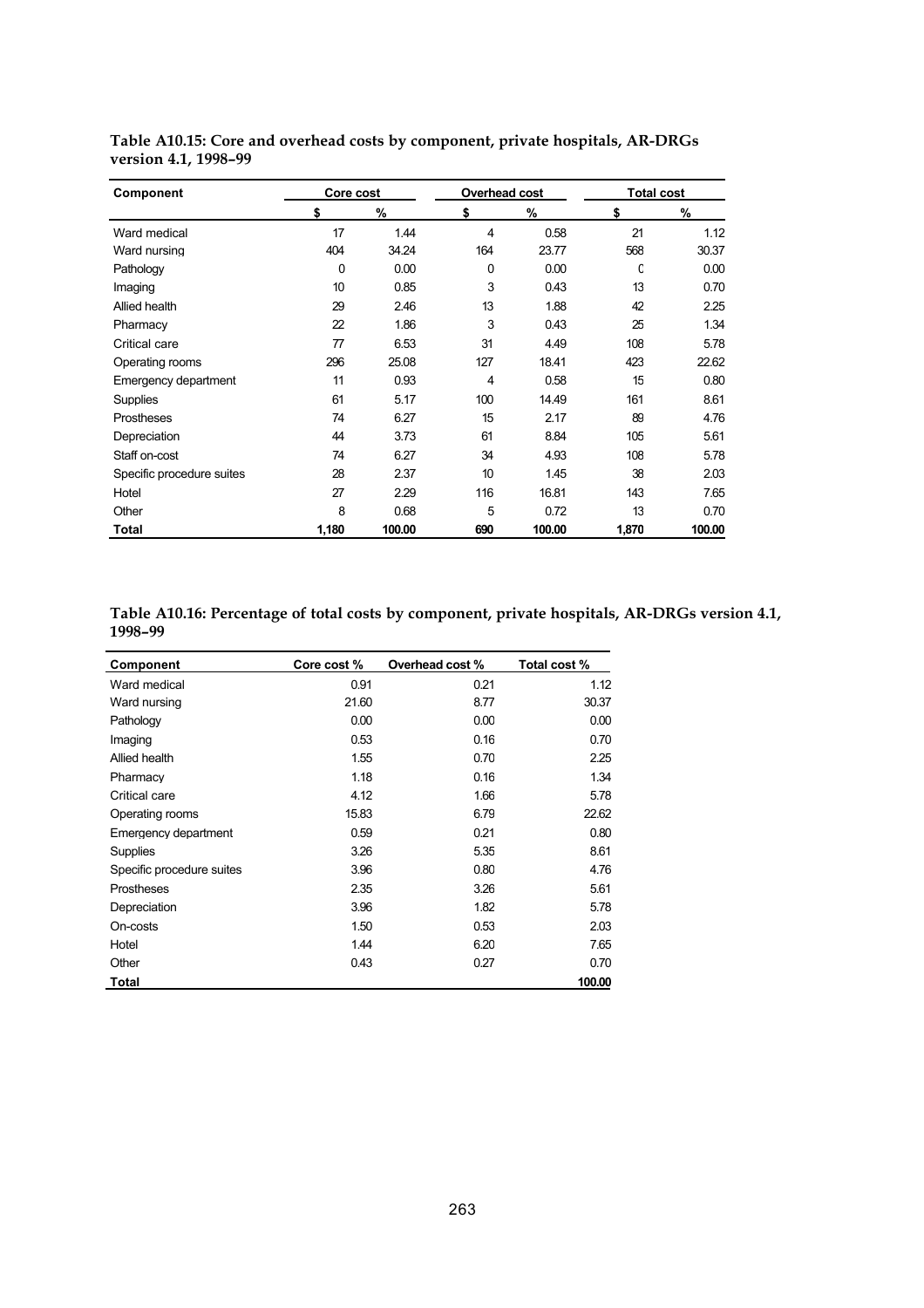**Table A10.15: Core and overhead costs by component, private hospitals, AR-DRGs version 4.1, 1998–99**

| Component | Core cost | | Overhead cost | | Total cost | |
|---|---|---|---|---|---|---|
| | $ | % | $ | % | $ | % |
| Ward medical | 17 | 1.44 | 4 | 0.58 | 21 | 1.12 |
| Ward nursing | 404 | 34.24 | 164 | 23.77 | 568 | 30.37 |
| Pathology | 0 | 0.00 | 0 | 0.00 | 0 | 0.00 |
| Imaging | 10 | 0.85 | 3 | 0.43 | 13 | 0.70 |
| Allied health | 29 | 2.46 | 13 | 1.88 | 42 | 2.25 |
| Pharmacy | 22 | 1.86 | 3 | 0.43 | 25 | 1.34 |
| Critical care | 77 | 6.53 | 31 | 4.49 | 108 | 5.78 |
| Operating rooms | 296 | 25.08 | 127 | 18.41 | 423 | 22.62 |
| Emergency department | 11 | 0.93 | 4 | 0.58 | 15 | 0.80 |
| Supplies | 61 | 5.17 | 100 | 14.49 | 161 | 8.61 |
| Prostheses | 74 | 6.27 | 15 | 2.17 | 89 | 4.76 |
| Depreciation | 44 | 3.73 | 61 | 8.84 | 105 | 5.61 |
| Staff on-cost | 74 | 6.27 | 34 | 4.93 | 108 | 5.78 |
| Specific procedure suites | 28 | 2.37 | 10 | 1.45 | 38 | 2.03 |
| Hotel | 27 | 2.29 | 116 | 16.81 | 143 | 7.65 |
| Other | 8 | 0.68 | 5 | 0.72 | 13 | 0.70 |
| **Total** | **1,180** | **100.00** | **690** | **100.00** | **1,870** | **100.00** |

**Table A10.16: Percentage of total costs by component, private hospitals, AR-DRGs version 4.1, 1998–99**

| Component | Core cost % | Overhead cost % | Total cost % |
|---|---|---|---|
| Ward medical | 0.91 | 0.21 | 1.12 |
| Ward nursing | 21.60 | 8.77 | 30.37 |
| Pathology | 0.00 | 0.00 | 0.00 |
| Imaging | 0.53 | 0.16 | 0.70 |
| Allied health | 1.55 | 0.70 | 2.25 |
| Pharmacy | 1.18 | 0.16 | 1.34 |
| Critical care | 4.12 | 1.66 | 5.78 |
| Operating rooms | 15.83 | 6.79 | 22.62 |
| Emergency department | 0.59 | 0.21 | 0.80 |
| Supplies | 3.26 | 5.35 | 8.61 |
| Specific procedure suites | 3.96 | 0.80 | 4.76 |
| Prostheses | 2.35 | 3.26 | 5.61 |
| Depreciation | 3.96 | 1.82 | 5.78 |
| On-costs | 1.50 | 0.53 | 2.03 |
| Hotel | 1.44 | 6.20 | 7.65 |
| Other | 0.43 | 0.27 | 0.70 |
| **Total** | | | **100.00** |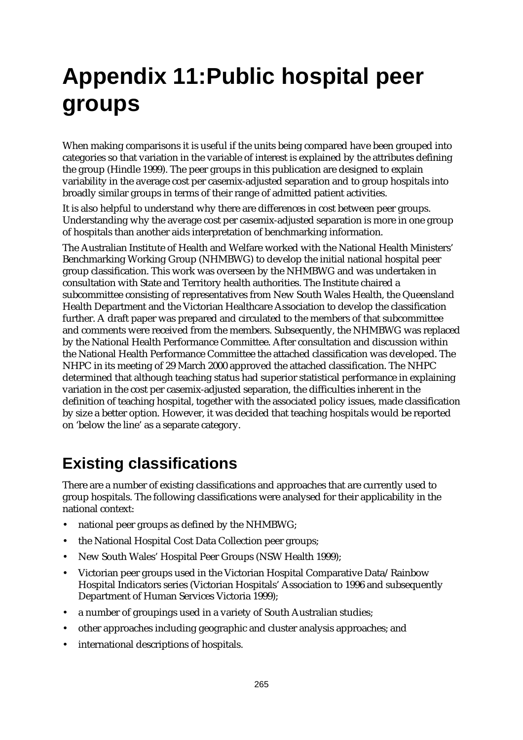# Appendix 11:Public hospital peer groups

When making comparisons it is useful if the units being compared have been grouped into categories so that variation in the variable of interest is explained by the attributes defining the group (Hindle 1999). The peer groups in this publication are designed to explain variability in the average cost per casemix-adjusted separation and to group hospitals into broadly similar groups in terms of their range of admitted patient activities.

It is also helpful to understand why there are differences in cost between peer groups. Understanding why the average cost per casemix-adjusted separation is more in one group of hospitals than another aids interpretation of benchmarking information.

The Australian Institute of Health and Welfare worked with the National Health Ministers' Benchmarking Working Group (NHMBWG) to develop the initial national hospital peer group classification. This work was overseen by the NHMBWG and was undertaken in consultation with State and Territory health authorities. The Institute chaired a subcommittee consisting of representatives from New South Wales Health, the Queensland Health Department and the Victorian Healthcare Association to develop the classification further. A draft paper was prepared and circulated to the members of that subcommittee and comments were received from the members. Subsequently, the NHMBWG was replaced by the National Health Performance Committee. After consultation and discussion within the National Health Performance Committee the attached classification was developed. The NHPC in its meeting of 29 March 2000 approved the attached classification. The NHPC determined that although teaching status had superior statistical performance in explaining variation in the cost per casemix-adjusted separation, the difficulties inherent in the definition of teaching hospital, together with the associated policy issues, made classification by size a better option. However, it was decided that teaching hospitals would be reported on 'below the line' as a separate category.

## Existing classifications

There are a number of existing classifications and approaches that are currently used to group hospitals. The following classifications were analysed for their applicability in the national context:

- national peer groups as defined by the NHMBWG;
- the National Hospital Cost Data Collection peer groups;
- New South Wales' Hospital Peer Groups (NSW Health 1999);
- Victorian peer groups used in the Victorian Hospital Comparative Data/Rainbow Hospital Indicators series (Victorian Hospitals' Association to 1996 and subsequently Department of Human Services Victoria 1999);
- a number of groupings used in a variety of South Australian studies;
- other approaches including geographic and cluster analysis approaches; and
- international descriptions of hospitals.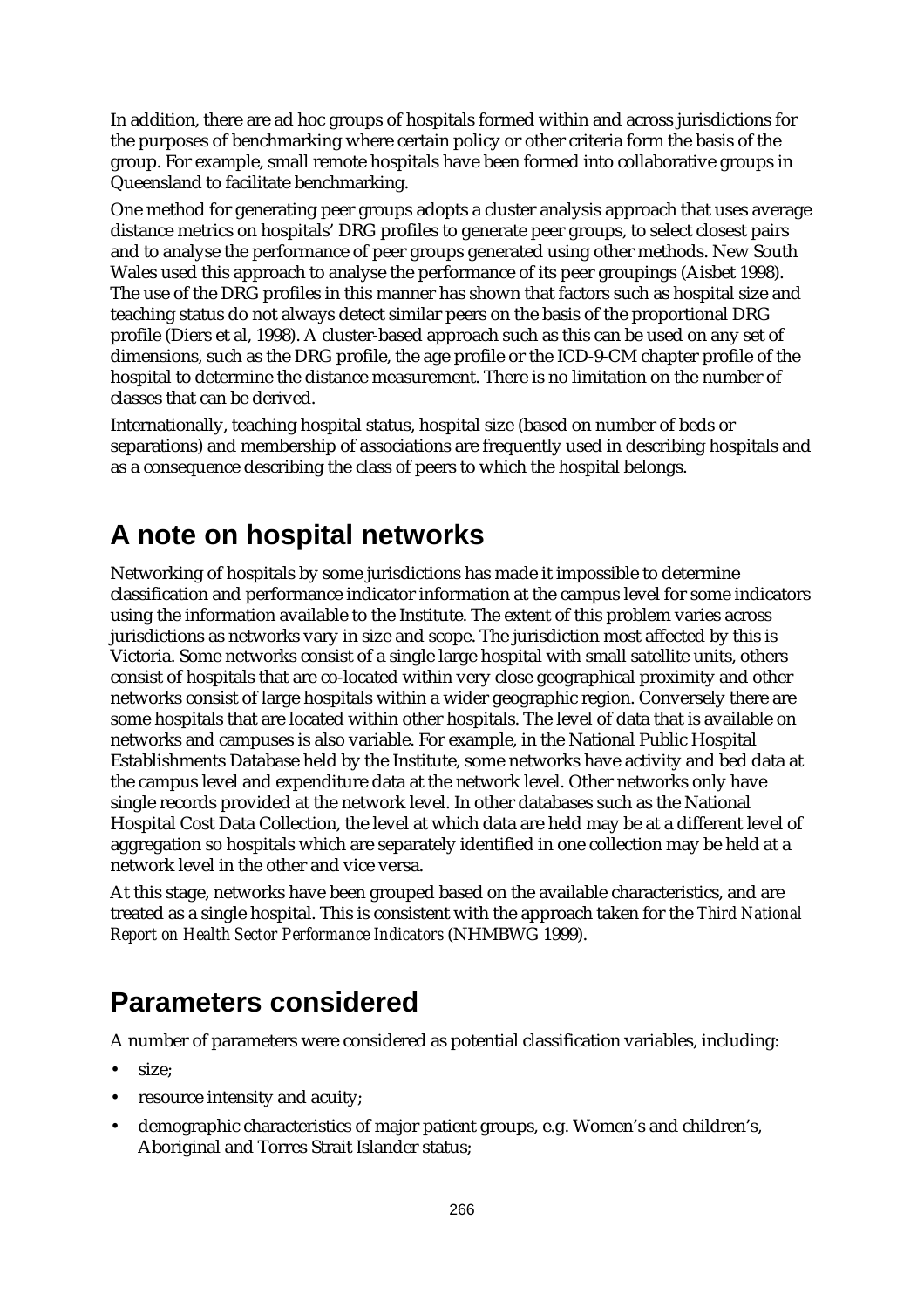In addition, there are ad hoc groups of hospitals formed within and across jurisdictions for the purposes of benchmarking where certain policy or other criteria form the basis of the group. For example, small remote hospitals have been formed into collaborative groups in Queensland to facilitate benchmarking.

One method for generating peer groups adopts a cluster analysis approach that uses average distance metrics on hospitals' DRG profiles to generate peer groups, to select closest pairs and to analyse the performance of peer groups generated using other methods. New South Wales used this approach to analyse the performance of its peer groupings (Aisbet 1998). The use of the DRG profiles in this manner has shown that factors such as hospital size and teaching status do not always detect similar peers on the basis of the proportional DRG profile (Diers et al, 1998). A cluster-based approach such as this can be used on any set of dimensions, such as the DRG profile, the age profile or the ICD-9-CM chapter profile of the hospital to determine the distance measurement. There is no limitation on the number of classes that can be derived.

Internationally, teaching hospital status, hospital size (based on number of beds or separations) and membership of associations are frequently used in describing hospitals and as a consequence describing the class of peers to which the hospital belongs.

## A note on hospital networks

Networking of hospitals by some jurisdictions has made it impossible to determine classification and performance indicator information at the campus level for some indicators using the information available to the Institute. The extent of this problem varies across jurisdictions as networks vary in size and scope. The jurisdiction most affected by this is Victoria. Some networks consist of a single large hospital with small satellite units, others consist of hospitals that are co-located within very close geographical proximity and other networks consist of large hospitals within a wider geographic region. Conversely there are some hospitals that are located within other hospitals. The level of data that is available on networks and campuses is also variable. For example, in the National Public Hospital Establishments Database held by the Institute, some networks have activity and bed data at the campus level and expenditure data at the network level. Other networks only have single records provided at the network level. In other databases such as the National Hospital Cost Data Collection, the level at which data are held may be at a different level of aggregation so hospitals which are separately identified in one collection may be held at a network level in the other and vice versa.

At this stage, networks have been grouped based on the available characteristics, and are treated as a single hospital. This is consistent with the approach taken for the *Third National Report on Health Sector Performance Indicators* (NHMBWG 1999).

## Parameters considered

A number of parameters were considered as potential classification variables, including:

- size;
- resource intensity and acuity;
- demographic characteristics of major patient groups, e.g. Women's and children's, Aboriginal and Torres Strait Islander status;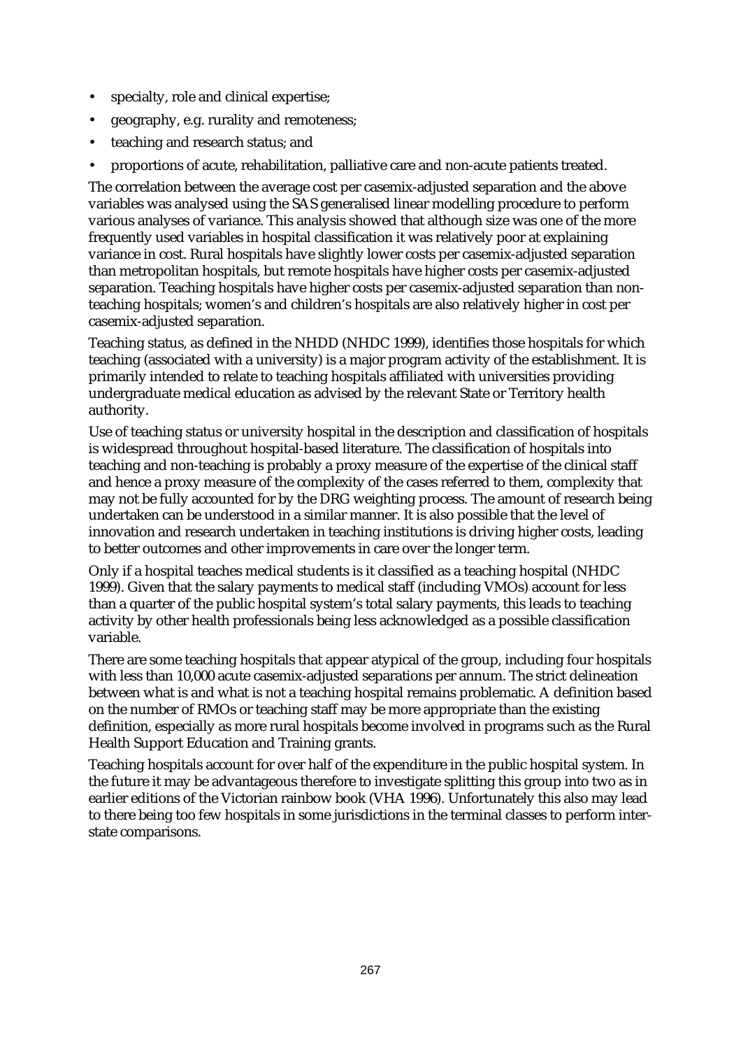- specialty, role and clinical expertise;
- geography, e.g. rurality and remoteness;
- teaching and research status; and
- proportions of acute, rehabilitation, palliative care and non-acute patients treated.

The correlation between the average cost per casemix-adjusted separation and the above variables was analysed using the SAS generalised linear modelling procedure to perform various analyses of variance. This analysis showed that although size was one of the more frequently used variables in hospital classification it was relatively poor at explaining variance in cost. Rural hospitals have slightly lower costs per casemix-adjusted separation than metropolitan hospitals, but remote hospitals have higher costs per casemix-adjusted separation. Teaching hospitals have higher costs per casemix-adjusted separation than non-teaching hospitals; women's and children's hospitals are also relatively higher in cost per casemix-adjusted separation.

Teaching status, as defined in the NHDD (NHDC 1999), identifies those hospitals for which teaching (associated with a university) is a major program activity of the establishment. It is primarily intended to relate to teaching hospitals affiliated with universities providing undergraduate medical education as advised by the relevant State or Territory health authority.

Use of teaching status or university hospital in the description and classification of hospitals is widespread throughout hospital-based literature. The classification of hospitals into teaching and non-teaching is probably a proxy measure of the expertise of the clinical staff and hence a proxy measure of the complexity of the cases referred to them, complexity that may not be fully accounted for by the DRG weighting process. The amount of research being undertaken can be understood in a similar manner. It is also possible that the level of innovation and research undertaken in teaching institutions is driving higher costs, leading to better outcomes and other improvements in care over the longer term.

Only if a hospital teaches medical students is it classified as a teaching hospital (NHDC 1999). Given that the salary payments to medical staff (including VMOs) account for less than a quarter of the public hospital system's total salary payments, this leads to teaching activity by other health professionals being less acknowledged as a possible classification variable.

There are some teaching hospitals that appear atypical of the group, including four hospitals with less than 10,000 acute casemix-adjusted separations per annum. The strict delineation between what is and what is not a teaching hospital remains problematic. A definition based on the number of RMOs or teaching staff may be more appropriate than the existing definition, especially as more rural hospitals become involved in programs such as the Rural Health Support Education and Training grants.

Teaching hospitals account for over half of the expenditure in the public hospital system. In the future it may be advantageous therefore to investigate splitting this group into two as in earlier editions of the Victorian rainbow book (VHA 1996). Unfortunately this also may lead to there being too few hospitals in some jurisdictions in the terminal classes to perform inter-state comparisons.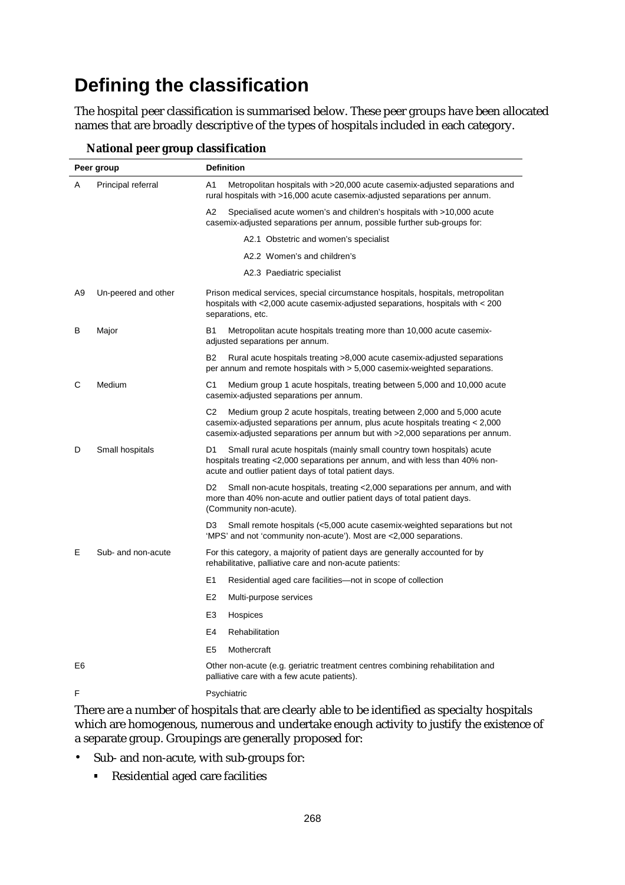# Defining the classification

The hospital peer classification is summarised below. These peer groups have been allocated names that are broadly descriptive of the types of hospitals included in each category.

**National peer group classification**

| Peer group | | Definition |
|---|---|---|
| A | Principal referral | A1 Metropolitan hospitals with >20,000 acute casemix-adjusted separations and rural hospitals with >16,000 acute casemix-adjusted separations per annum. |
| | | A2 Specialised acute women's and children's hospitals with >10,000 acute casemix-adjusted separations per annum, possible further sub-groups for: |
| | | A2.1 Obstetric and women's specialist |
| | | A2.2 Women's and children's |
| | | A2.3 Paediatric specialist |
| A9 | Un-peered and other | Prison medical services, special circumstance hospitals, hospitals, metropolitan hospitals with <2,000 acute casemix-adjusted separations, hospitals with < 200 separations, etc. |
| B | Major | B1 Metropolitan acute hospitals treating more than 10,000 acute casemix-adjusted separations per annum. |
| | | B2 Rural acute hospitals treating >8,000 acute casemix-adjusted separations per annum and remote hospitals with > 5,000 casemix-weighted separations. |
| C | Medium | C1 Medium group 1 acute hospitals, treating between 5,000 and 10,000 acute casemix-adjusted separations per annum. |
| | | C2 Medium group 2 acute hospitals, treating between 2,000 and 5,000 acute casemix-adjusted separations per annum, plus acute hospitals treating < 2,000 casemix-adjusted separations per annum but with >2,000 separations per annum. |
| D | Small hospitals | D1 Small rural acute hospitals (mainly small country town hospitals) acute hospitals treating <2,000 separations per annum, and with less than 40% non-acute and outlier patient days of total patient days. |
| | | D2 Small non-acute hospitals, treating <2,000 separations per annum, and with more than 40% non-acute and outlier patient days of total patient days. (Community non-acute). |
| | | D3 Small remote hospitals (<5,000 acute casemix-weighted separations but not 'MPS' and not 'community non-acute'). Most are <2,000 separations. |
| E | Sub- and non-acute | For this category, a majority of patient days are generally accounted for by rehabilitative, palliative care and non-acute patients: |
| | | E1 Residential aged care facilities—not in scope of collection |
| | | E2 Multi-purpose services |
| | | E3 Hospices |
| | | E4 Rehabilitation |
| | | E5 Mothercraft |
| E6 | | Other non-acute (e.g. geriatric treatment centres combining rehabilitation and palliative care with a few acute patients). |
| F | | Psychiatric |

There are a number of hospitals that are clearly able to be identified as specialty hospitals which are homogenous, numerous and undertake enough activity to justify the existence of a separate group. Groupings are generally proposed for:

- Sub- and non-acute, with sub-groups for:
  - Residential aged care facilities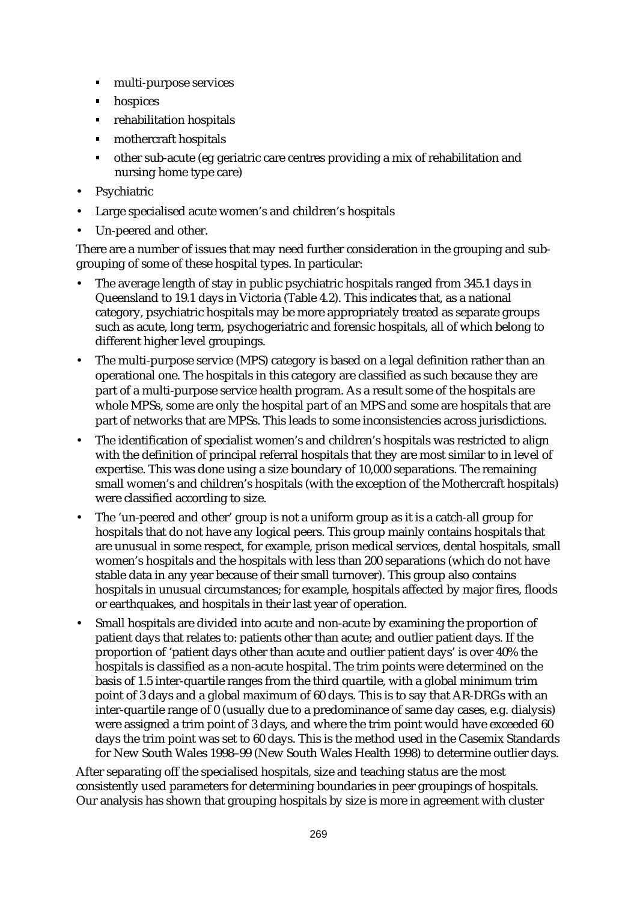- multi-purpose services
    - hospices
    - rehabilitation hospitals
    - mothercraft hospitals
    - other sub-acute (eg geriatric care centres providing a mix of rehabilitation and nursing home type care)
- Psychiatric
- Large specialised acute women's and children's hospitals
- Un-peered and other.

There are a number of issues that may need further consideration in the grouping and sub-grouping of some of these hospital types. In particular:

- The average length of stay in public psychiatric hospitals ranged from 345.1 days in Queensland to 19.1 days in Victoria (Table 4.2). This indicates that, as a national category, psychiatric hospitals may be more appropriately treated as separate groups such as acute, long term, psychogeriatric and forensic hospitals, all of which belong to different higher level groupings.
- The multi-purpose service (MPS) category is based on a legal definition rather than an operational one. The hospitals in this category are classified as such because they are part of a multi-purpose service health program. As a result some of the hospitals are whole MPSs, some are only the hospital part of an MPS and some are hospitals that are part of networks that are MPSs. This leads to some inconsistencies across jurisdictions.
- The identification of specialist women's and children's hospitals was restricted to align with the definition of principal referral hospitals that they are most similar to in level of expertise. This was done using a size boundary of 10,000 separations. The remaining small women's and children's hospitals (with the exception of the Mothercraft hospitals) were classified according to size.
- The 'un-peered and other' group is not a uniform group as it is a catch-all group for hospitals that do not have any logical peers. This group mainly contains hospitals that are unusual in some respect, for example, prison medical services, dental hospitals, small women's hospitals and the hospitals with less than 200 separations (which do not have stable data in any year because of their small turnover). This group also contains hospitals in unusual circumstances; for example, hospitals affected by major fires, floods or earthquakes, and hospitals in their last year of operation.
- Small hospitals are divided into acute and non-acute by examining the proportion of patient days that relates to: patients other than acute; and outlier patient days. If the proportion of 'patient days other than acute and outlier patient days' is over 40% the hospitals is classified as a non-acute hospital. The trim points were determined on the basis of 1.5 inter-quartile ranges from the third quartile, with a global minimum trim point of 3 days and a global maximum of 60 days. This is to say that AR-DRGs with an inter-quartile range of 0 (usually due to a predominance of same day cases, e.g. dialysis) were assigned a trim point of 3 days, and where the trim point would have exceeded 60 days the trim point was set to 60 days. This is the method used in the Casemix Standards for New South Wales 1998–99 (New South Wales Health 1998) to determine outlier days.

After separating off the specialised hospitals, size and teaching status are the most consistently used parameters for determining boundaries in peer groupings of hospitals. Our analysis has shown that grouping hospitals by size is more in agreement with cluster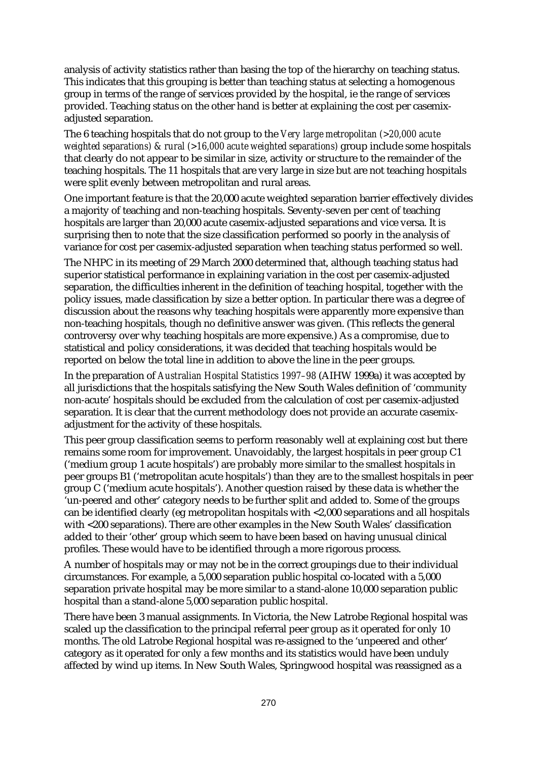analysis of activity statistics rather than basing the top of the hierarchy on teaching status. This indicates that this grouping is better than teaching status at selecting a homogenous group in terms of the range of services provided by the hospital, ie the range of services provided. Teaching status on the other hand is better at explaining the cost per casemix-adjusted separation.

The 6 teaching hospitals that do not group to the *Very large metropolitan (>20,000 acute weighted separations) & rural (>16,000 acute weighted separations)* group include some hospitals that clearly do not appear to be similar in size, activity or structure to the remainder of the teaching hospitals. The 11 hospitals that are very large in size but are not teaching hospitals were split evenly between metropolitan and rural areas.

One important feature is that the 20,000 acute weighted separation barrier effectively divides a majority of teaching and non-teaching hospitals. Seventy-seven per cent of teaching hospitals are larger than 20,000 acute casemix-adjusted separations and vice versa. It is surprising then to note that the size classification performed so poorly in the analysis of variance for cost per casemix-adjusted separation when teaching status performed so well.

The NHPC in its meeting of 29 March 2000 determined that, although teaching status had superior statistical performance in explaining variation in the cost per casemix-adjusted separation, the difficulties inherent in the definition of teaching hospital, together with the policy issues, made classification by size a better option. In particular there was a degree of discussion about the reasons why teaching hospitals were apparently more expensive than non-teaching hospitals, though no definitive answer was given. (This reflects the general controversy over why teaching hospitals are more expensive.) As a compromise, due to statistical and policy considerations, it was decided that teaching hospitals would be reported on below the total line in addition to above the line in the peer groups.

In the preparation of *Australian Hospital Statistics 1997–98* (AIHW 1999a) it was accepted by all jurisdictions that the hospitals satisfying the New South Wales definition of 'community non-acute' hospitals should be excluded from the calculation of cost per casemix-adjusted separation. It is clear that the current methodology does not provide an accurate casemix-adjustment for the activity of these hospitals.

This peer group classification seems to perform reasonably well at explaining cost but there remains some room for improvement. Unavoidably, the largest hospitals in peer group C1 ('medium group 1 acute hospitals') are probably more similar to the smallest hospitals in peer groups B1 ('metropolitan acute hospitals') than they are to the smallest hospitals in peer group C ('medium acute hospitals'). Another question raised by these data is whether the 'un-peered and other' category needs to be further split and added to. Some of the groups can be identified clearly (eg metropolitan hospitals with <2,000 separations and all hospitals with <200 separations). There are other examples in the New South Wales' classification added to their 'other' group which seem to have been based on having unusual clinical profiles. These would have to be identified through a more rigorous process.

A number of hospitals may or may not be in the correct groupings due to their individual circumstances. For example, a 5,000 separation public hospital co-located with a 5,000 separation private hospital may be more similar to a stand-alone 10,000 separation public hospital than a stand-alone 5,000 separation public hospital.

There have been 3 manual assignments. In Victoria, the New Latrobe Regional hospital was scaled up the classification to the principal referral peer group as it operated for only 10 months. The old Latrobe Regional hospital was re-assigned to the 'unpeered and other' category as it operated for only a few months and its statistics would have been unduly affected by wind up items. In New South Wales, Springwood hospital was reassigned as a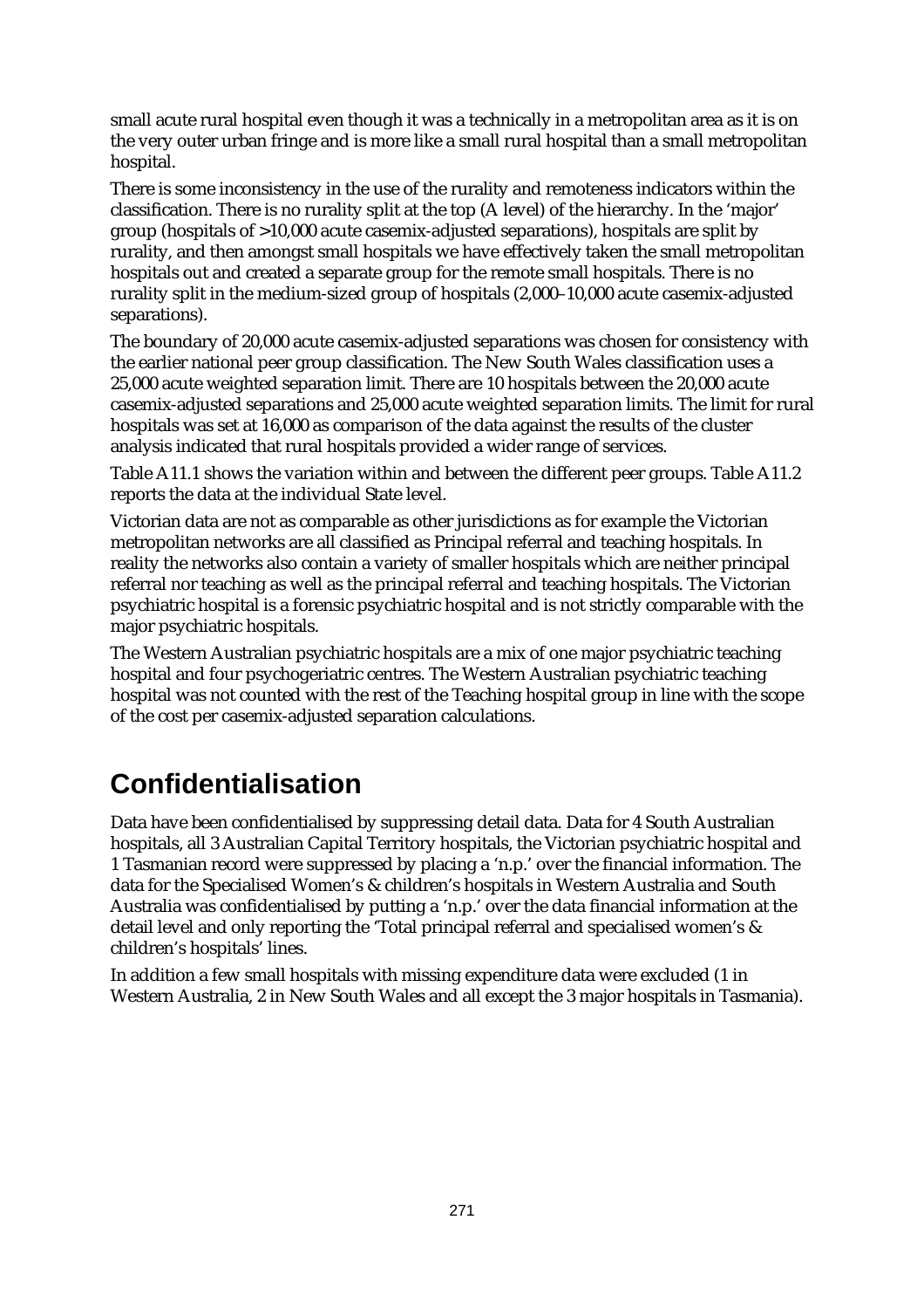small acute rural hospital even though it was a technically in a metropolitan area as it is on the very outer urban fringe and is more like a small rural hospital than a small metropolitan hospital.

There is some inconsistency in the use of the rurality and remoteness indicators within the classification. There is no rurality split at the top (A level) of the hierarchy. In the 'major' group (hospitals of >10,000 acute casemix-adjusted separations), hospitals are split by rurality, and then amongst small hospitals we have effectively taken the small metropolitan hospitals out and created a separate group for the remote small hospitals. There is no rurality split in the medium-sized group of hospitals (2,000–10,000 acute casemix-adjusted separations).

The boundary of 20,000 acute casemix-adjusted separations was chosen for consistency with the earlier national peer group classification. The New South Wales classification uses a 25,000 acute weighted separation limit. There are 10 hospitals between the 20,000 acute casemix-adjusted separations and 25,000 acute weighted separation limits. The limit for rural hospitals was set at 16,000 as comparison of the data against the results of the cluster analysis indicated that rural hospitals provided a wider range of services.

Table A11.1 shows the variation within and between the different peer groups. Table A11.2 reports the data at the individual State level.

Victorian data are not as comparable as other jurisdictions as for example the Victorian metropolitan networks are all classified as Principal referral and teaching hospitals. In reality the networks also contain a variety of smaller hospitals which are neither principal referral nor teaching as well as the principal referral and teaching hospitals. The Victorian psychiatric hospital is a forensic psychiatric hospital and is not strictly comparable with the major psychiatric hospitals.

The Western Australian psychiatric hospitals are a mix of one major psychiatric teaching hospital and four psychogeriatric centres. The Western Australian psychiatric teaching hospital was not counted with the rest of the Teaching hospital group in line with the scope of the cost per casemix-adjusted separation calculations.

# Confidentialisation

Data have been confidentialised by suppressing detail data. Data for 4 South Australian hospitals, all 3 Australian Capital Territory hospitals, the Victorian psychiatric hospital and 1 Tasmanian record were suppressed by placing a 'n.p.' over the financial information. The data for the Specialised Women's & children's hospitals in Western Australia and South Australia was confidentialised by putting a 'n.p.' over the data financial information at the detail level and only reporting the 'Total principal referral and specialised women's & children's hospitals' lines.

In addition a few small hospitals with missing expenditure data were excluded (1 in Western Australia, 2 in New South Wales and all except the 3 major hospitals in Tasmania).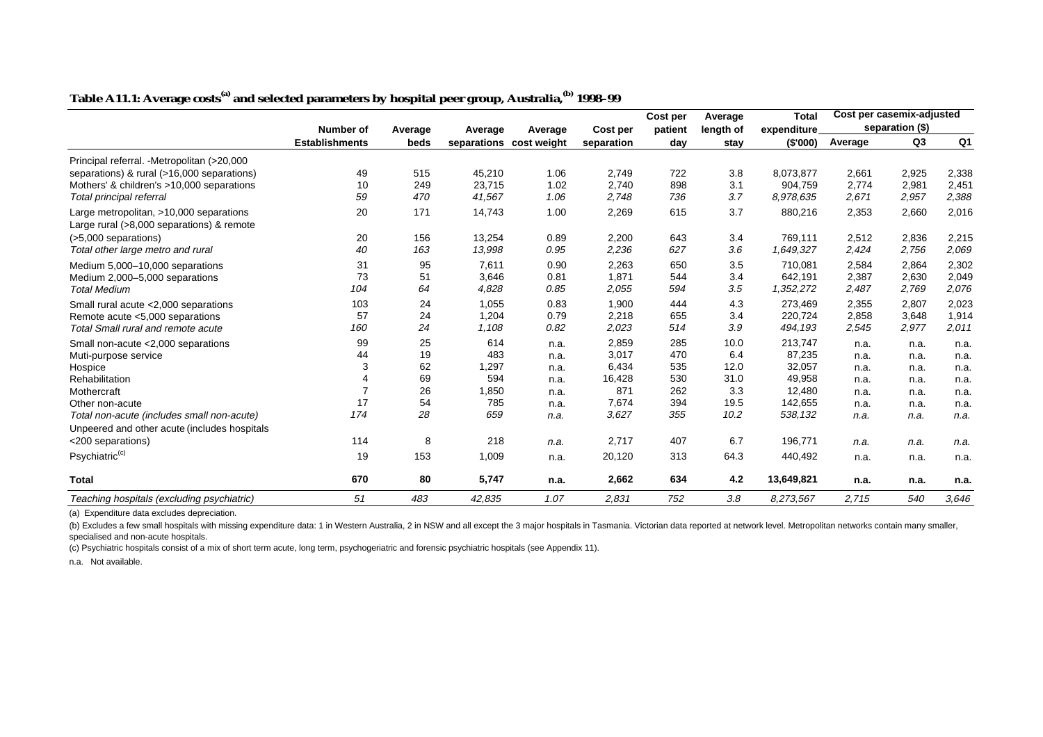**Table A11.1: Average costs[(a)] and selected parameters by hospital peer group, Australia,[(b)] 1998–99**

| | Number of Establishments | Average beds | Average separations | Average cost weight | Cost per separation | Cost per patient day | Average length of stay | Total expenditure ($'000) | Cost per casemix-adjusted separation ($) | | |
|---|---|---|---|---|---|---|---|---|---|---|---|
| | | | | | | | | | Average | Q3 | Q1 |
| Principal referral. -Metropolitan (>20,000 separations) & rural (>16,000 separations) | 49 | 515 | 45,210 | 1.06 | 2,749 | 722 | 3.8 | 8,073,877 | 2,661 | 2,925 | 2,338 |
| Mothers' & children's >10,000 separations | 10 | 249 | 23,715 | 1.02 | 2,740 | 898 | 3.1 | 904,759 | 2,774 | 2,981 | 2,451 |
| *Total principal referral* | *59* | *470* | *41,567* | *1.06* | *2,748* | *736* | *3.7* | *8,978,635* | *2,671* | *2,957* | *2,388* |
| Large metropolitan, >10,000 separations | 20 | 171 | 14,743 | 1.00 | 2,269 | 615 | 3.7 | 880,216 | 2,353 | 2,660 | 2,016 |
| Large rural (>8,000 separations) & remote (>5,000 separations) | 20 | 156 | 13,254 | 0.89 | 2,200 | 643 | 3.4 | 769,111 | 2,512 | 2,836 | 2,215 |
| *Total other large metro and rural* | *40* | *163* | *13,998* | *0.95* | *2,236* | *627* | *3.6* | *1,649,327* | *2,424* | *2,756* | *2,069* |
| Medium 5,000–10,000 separations | 31 | 95 | 7,611 | 0.90 | 2,263 | 650 | 3.5 | 710,081 | 2,584 | 2,864 | 2,302 |
| Medium 2,000–5,000 separations | 73 | 51 | 3,646 | 0.81 | 1,871 | 544 | 3.4 | 642,191 | 2,387 | 2,630 | 2,049 |
| *Total Medium* | *104* | *64* | *4,828* | *0.85* | *2,055* | *594* | *3.5* | *1,352,272* | *2,487* | *2,769* | *2,076* |
| Small rural acute <2,000 separations | 103 | 24 | 1,055 | 0.83 | 1,900 | 444 | 4.3 | 273,469 | 2,355 | 2,807 | 2,023 |
| Remote acute <5,000 separations | 57 | 24 | 1,204 | 0.79 | 2,218 | 655 | 3.4 | 220,724 | 2,858 | 3,648 | 1,914 |
| *Total Small rural and remote acute* | *160* | *24* | *1,108* | *0.82* | *2,023* | *514* | *3.9* | *494,193* | *2,545* | *2,977* | *2,011* |
| Small non-acute <2,000 separations | 99 | 25 | 614 | n.a. | 2,859 | 285 | 10.0 | 213,747 | n.a. | n.a. | n.a. |
| Muti-purpose service | 44 | 19 | 483 | n.a. | 3,017 | 470 | 6.4 | 87,235 | n.a. | n.a. | n.a. |
| Hospice | 3 | 62 | 1,297 | n.a. | 6,434 | 535 | 12.0 | 32,057 | n.a. | n.a. | n.a. |
| Rehabilitation | 4 | 69 | 594 | n.a. | 16,428 | 530 | 31.0 | 49,958 | n.a. | n.a. | n.a. |
| Mothercraft | 7 | 26 | 1,850 | n.a. | 871 | 262 | 3.3 | 12,480 | n.a. | n.a. | n.a. |
| Other non-acute | 17 | 54 | 785 | n.a. | 7,674 | 394 | 19.5 | 142,655 | n.a. | n.a. | n.a. |
| *Total non-acute (includes small non-acute)* | *174* | *28* | *659* | *n.a.* | *3,627* | *355* | *10.2* | *538,132* | *n.a.* | *n.a.* | *n.a.* |
| Unpeered and other acute (includes hospitals <200 separations) | 114 | 8 | 218 | n.a. | 2,717 | 407 | 6.7 | 196,771 | n.a. | n.a. | n.a. |
| Psychiatric[(c)] | 19 | 153 | 1,009 | n.a. | 20,120 | 313 | 64.3 | 440,492 | n.a. | n.a. | n.a. |
| **Total** | **670** | **80** | **5,747** | **n.a.** | **2,662** | **634** | **4.2** | **13,649,821** | **n.a.** | **n.a.** | **n.a.** |
| *Teaching hospitals (excluding psychiatric)* | *51* | *483* | *42,835* | *1.07* | *2,831* | *752* | *3.8* | *8,273,567* | *2,715* | *540* | *3,646* |

(a) Expenditure data excludes depreciation.

(b) Excludes a few small hospitals with missing expenditure data: 1 in Western Australia, 2 in NSW and all except the 3 major hospitals in Tasmania. Victorian data reported at network level. Metropolitan networks contain many smaller, specialised and non-acute hospitals.

(c) Psychiatric hospitals consist of a mix of short term acute, long term, psychogeriatric and forensic psychiatric hospitals (see Appendix 11).

n.a. Not available.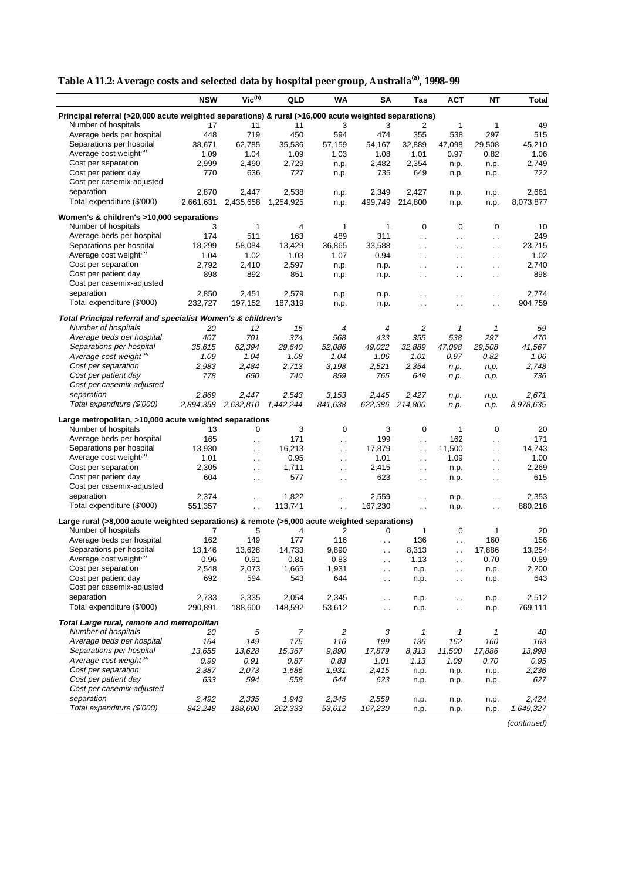**Table A11.2: Average costs and selected data by hospital peer group, Australia[(a)], 1998–99**

| | NSW | Vic[(b)] | QLD | WA | SA | Tas | ACT | NT | Total |
|---|---|---|---|---|---|---|---|---|---|
| **Principal referral (>20,000 acute weighted separations) & rural (>16,000 acute weighted separations)** | | | | | | | | | |
| Number of hospitals | 17 | 11 | 11 | 3 | 3 | 2 | 1 | 1 | 49 |
| Average beds per hospital | 448 | 719 | 450 | 594 | 474 | 355 | 538 | 297 | 515 |
| Separations per hospital | 38,671 | 62,785 | 35,536 | 57,159 | 54,167 | 32,889 | 47,098 | 29,508 | 45,210 |
| Average cost weight[(c)] | 1.09 | 1.04 | 1.09 | 1.03 | 1.08 | 1.01 | 0.97 | 0.82 | 1.06 |
| Cost per separation | 2,999 | 2,490 | 2,729 | n.p. | 2,482 | 2,354 | n.p. | n.p. | 2,749 |
| Cost per patient day | 770 | 636 | 727 | n.p. | 735 | 649 | n.p. | n.p. | 722 |
| Cost per casemix-adjusted separation | 2,870 | 2,447 | 2,538 | n.p. | 2,349 | 2,427 | n.p. | n.p. | 2,661 |
| Total expenditure ($'000) | 2,661,631 | 2,435,658 | 1,254,925 | n.p. | 499,749 | 214,800 | n.p. | n.p. | 8,073,877 |
| **Women's & children's >10,000 separations** | | | | | | | | | |
| Number of hospitals | 3 | 1 | 4 | 1 | 1 | 0 | 0 | 0 | 10 |
| Average beds per hospital | 174 | 511 | 163 | 489 | 311 | . . | . . | . . | 249 |
| Separations per hospital | 18,299 | 58,084 | 13,429 | 36,865 | 33,588 | . . | . . | . . | 23,715 |
| Average cost weight[(c)] | 1.04 | 1.02 | 1.03 | 1.07 | 0.94 | . . | . . | . . | 1.02 |
| Cost per separation | 2,792 | 2,410 | 2,597 | n.p. | n.p. | . . | . . | . . | 2,740 |
| Cost per patient day | 898 | 892 | 851 | n.p. | n.p. | . . | . . | . . | 898 |
| Cost per casemix-adjusted separation | 2,850 | 2,451 | 2,579 | n.p. | n.p. | . . | . . | . . | 2,774 |
| Total expenditure ($'000) | 232,727 | 197,152 | 187,319 | n.p. | n.p. | . . | . . | . . | 904,759 |
| ***Total Principal referral and specialist Women's & children's*** | | | | | | | | | |
| *Number of hospitals* | *20* | *12* | *15* | *4* | *4* | *2* | *1* | *1* | *59* |
| *Average beds per hospital* | *407* | *701* | *374* | *568* | *433* | *355* | *538* | *297* | *470* |
| *Separations per hospital* | *35,615* | *62,394* | *29,640* | *52,086* | *49,022* | *32,889* | *47,098* | *29,508* | *41,567* |
| *Average cost weight[(c)]* | *1.09* | *1.04* | *1.08* | *1.04* | *1.06* | *1.01* | *0.97* | *0.82* | *1.06* |
| *Cost per separation* | *2,983* | *2,484* | *2,713* | *3,198* | *2,521* | *2,354* | *n.p.* | *n.p.* | *2,748* |
| *Cost per patient day* | *778* | *650* | *740* | *859* | *765* | *649* | *n.p.* | *n.p.* | *736* |
| *Cost per casemix-adjusted separation* | *2,869* | *2,447* | *2,543* | *3,153* | *2,445* | *2,427* | *n.p.* | *n.p.* | *2,671* |
| *Total expenditure ($'000)* | *2,894,358* | *2,632,810* | *1,442,244* | *841,638* | *622,386* | *214,800* | *n.p.* | *n.p.* | *8,978,635* |
| **Large metropolitan, >10,000 acute weighted separations** | | | | | | | | | |
| Number of hospitals | 13 | 0 | 3 | 0 | 3 | 0 | 1 | 0 | 20 |
| Average beds per hospital | 165 | . . | 171 | . . | 199 | . . | 162 | . . | 171 |
| Separations per hospital | 13,930 | . . | 16,213 | . . | 17,879 | . . | 11,500 | . . | 14,743 |
| Average cost weight[(c)] | 1.01 | . . | 0.95 | . . | 1.01 | . . | 1.09 | . . | 1.00 |
| Cost per separation | 2,305 | . . | 1,711 | . . | 2,415 | . . | n.p. | . . | 2,269 |
| Cost per patient day | 604 | . . | 577 | . . | 623 | . . | n.p. | . . | 615 |
| Cost per casemix-adjusted separation | 2,374 | . . | 1,822 | . . | 2,559 | . . | n.p. | . . | 2,353 |
| Total expenditure ($'000) | 551,357 | . . | 113,741 | . . | 167,230 | . . | n.p. | . . | 880,216 |
| **Large rural (>8,000 acute weighted separations) & remote (>5,000 acute weighted separations)** | | | | | | | | | |
| Number of hospitals | 7 | 5 | 4 | 2 | 0 | 1 | 0 | 1 | 20 |
| Average beds per hospital | 162 | 149 | 177 | 116 | . . | 136 | . . | 160 | 156 |
| Separations per hospital | 13,146 | 13,628 | 14,733 | 9,890 | . . | 8,313 | . . | 17,886 | 13,254 |
| Average cost weight[(c)] | 0.96 | 0.91 | 0.81 | 0.83 | . . | 1.13 | . . | 0.70 | 0.89 |
| Cost per separation | 2,548 | 2,073 | 1,665 | 1,931 | . . | n.p. | . . | n.p. | 2,200 |
| Cost per patient day | 692 | 594 | 543 | 644 | . . | n.p. | . . | n.p. | 643 |
| Cost per casemix-adjusted separation | 2,733 | 2,335 | 2,054 | 2,345 | . . | n.p. | . . | n.p. | 2,512 |
| Total expenditure ($'000) | 290,891 | 188,600 | 148,592 | 53,612 | . . | n.p. | . . | n.p. | 769,111 |
| ***Total Large rural, remote and metropolitan*** | | | | | | | | | |
| *Number of hospitals* | *20* | *5* | *7* | *2* | *3* | *1* | *1* | *1* | *40* |
| *Average beds per hospital* | *164* | *149* | *175* | *116* | *199* | *136* | *162* | *160* | *163* |
| *Separations per hospital* | *13,655* | *13,628* | *15,367* | *9,890* | *17,879* | *8,313* | *11,500* | *17,886* | *13,998* |
| *Average cost weight[(c)]* | *0.99* | *0.91* | *0.87* | *0.83* | *1.01* | *1.13* | *1.09* | *0.70* | *0.95* |
| *Cost per separation* | *2,387* | *2,073* | *1,686* | *1,931* | *2,415* | *n.p.* | *n.p.* | *n.p.* | *2,236* |
| *Cost per patient day* | *633* | *594* | *558* | *644* | *623* | *n.p.* | *n.p.* | *n.p.* | *627* |
| *Cost per casemix-adjusted separation* | *2,492* | *2,335* | *1,943* | *2,345* | *2,559* | *n.p.* | *n.p.* | *n.p.* | *2,424* |
| *Total expenditure ($'000)* | *842,248* | *188,600* | *262,333* | *53,612* | *167,230* | *n.p.* | *n.p.* | *n.p.* | *1,649,327* |

*(continued)*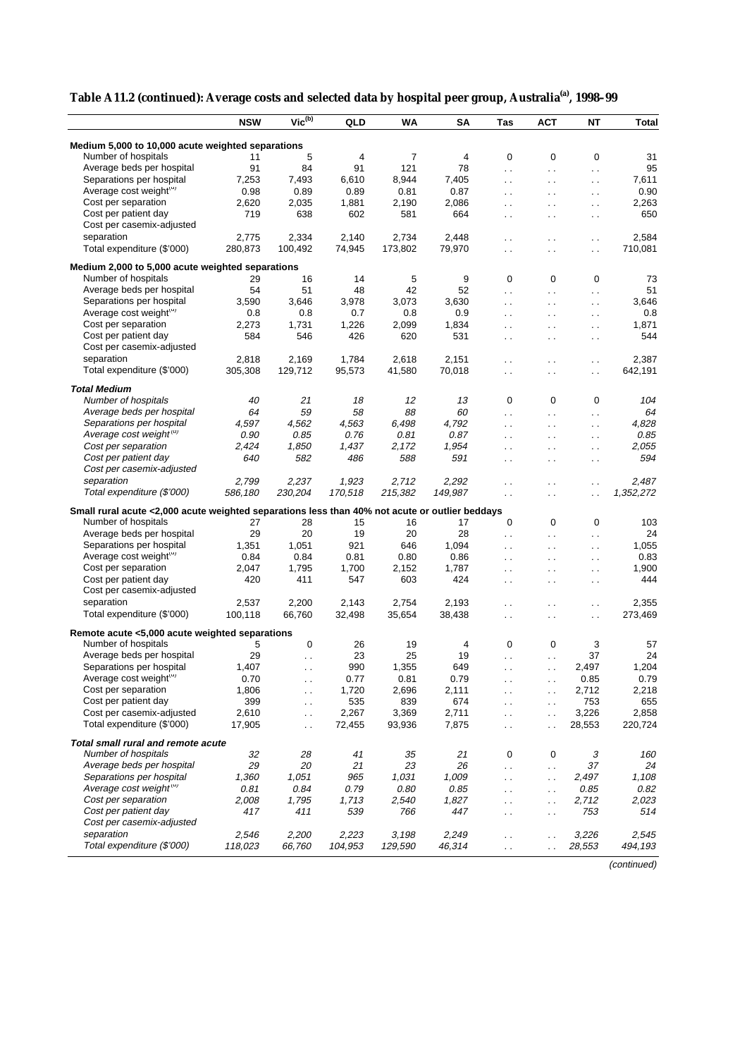**Table A11.2 (continued): Average costs and selected data by hospital peer group, Australia[(a)], 1998–99**

| | NSW | Vic[(b)] | QLD | WA | SA | Tas | ACT | NT | Total |
|---|---|---|---|---|---|---|---|---|---|
| **Medium 5,000 to 10,000 acute weighted separations** | | | | | | | | | |
| Number of hospitals | 11 | 5 | 4 | 7 | 4 | 0 | 0 | 0 | 31 |
| Average beds per hospital | 91 | 84 | 91 | 121 | 78 | . . | . . | . . | 95 |
| Separations per hospital | 7,253 | 7,493 | 6,610 | 8,944 | 7,405 | . . | . . | . . | 7,611 |
| Average cost weight[(c)] | 0.98 | 0.89 | 0.89 | 0.81 | 0.87 | . . | . . | . . | 0.90 |
| Cost per separation | 2,620 | 2,035 | 1,881 | 2,190 | 2,086 | . . | . . | . . | 2,263 |
| Cost per patient day | 719 | 638 | 602 | 581 | 664 | . . | . . | . . | 650 |
| Cost per casemix-adjusted separation | 2,775 | 2,334 | 2,140 | 2,734 | 2,448 | . . | . . | . . | 2,584 |
| Total expenditure ($'000) | 280,873 | 100,492 | 74,945 | 173,802 | 79,970 | . . | . . | . . | 710,081 |
| **Medium 2,000 to 5,000 acute weighted separations** | | | | | | | | | |
| Number of hospitals | 29 | 16 | 14 | 5 | 9 | 0 | 0 | 0 | 73 |
| Average beds per hospital | 54 | 51 | 48 | 42 | 52 | . . | . . | . . | 51 |
| Separations per hospital | 3,590 | 3,646 | 3,978 | 3,073 | 3,630 | . . | . . | . . | 3,646 |
| Average cost weight[(c)] | 0.8 | 0.8 | 0.7 | 0.8 | 0.9 | . . | . . | . . | 0.8 |
| Cost per separation | 2,273 | 1,731 | 1,226 | 2,099 | 1,834 | . . | . . | . . | 1,871 |
| Cost per patient day | 584 | 546 | 426 | 620 | 531 | . . | . . | . . | 544 |
| Cost per casemix-adjusted separation | 2,818 | 2,169 | 1,784 | 2,618 | 2,151 | . . | . . | . . | 2,387 |
| Total expenditure ($'000) | 305,308 | 129,712 | 95,573 | 41,580 | 70,018 | . . | . . | . . | 642,191 |
| ***Total Medium*** | | | | | | | | | |
| *Number of hospitals* | *40* | *21* | *18* | *12* | *13* | 0 | 0 | 0 | *104* |
| *Average beds per hospital* | *64* | *59* | *58* | *88* | *60* | . . | . . | . . | *64* |
| *Separations per hospital* | *4,597* | *4,562* | *4,563* | *6,498* | *4,792* | . . | . . | . . | *4,828* |
| *Average cost weight[(c)]* | *0.90* | *0.85* | *0.76* | *0.81* | *0.87* | . . | . . | . . | *0.85* |
| *Cost per separation* | *2,424* | *1,850* | *1,437* | *2,172* | *1,954* | . . | . . | . . | *2,055* |
| *Cost per patient day* | *640* | *582* | *486* | *588* | *591* | . . | . . | . . | *594* |
| *Cost per casemix-adjusted separation* | *2,799* | *2,237* | *1,923* | *2,712* | *2,292* | . . | . . | . . | *2,487* |
| *Total expenditure ($'000)* | *586,180* | *230,204* | *170,518* | *215,382* | *149,987* | . . | . . | . . | *1,352,272* |
| **Small rural acute <2,000 acute weighted separations less than 40% not acute or outlier beddays** | | | | | | | | | |
| Number of hospitals | 27 | 28 | 15 | 16 | 17 | 0 | 0 | 0 | 103 |
| Average beds per hospital | 29 | 20 | 19 | 20 | 28 | . . | . . | . . | 24 |
| Separations per hospital | 1,351 | 1,051 | 921 | 646 | 1,094 | . . | . . | . . | 1,055 |
| Average cost weight[(c)] | 0.84 | 0.84 | 0.81 | 0.80 | 0.86 | . . | . . | . . | 0.83 |
| Cost per separation | 2,047 | 1,795 | 1,700 | 2,152 | 1,787 | . . | . . | . . | 1,900 |
| Cost per patient day | 420 | 411 | 547 | 603 | 424 | . . | . . | . . | 444 |
| Cost per casemix-adjusted separation | 2,537 | 2,200 | 2,143 | 2,754 | 2,193 | . . | . . | . . | 2,355 |
| Total expenditure ($'000) | 100,118 | 66,760 | 32,498 | 35,654 | 38,438 | . . | . . | . . | 273,469 |
| **Remote acute <5,000 acute weighted separations** | | | | | | | | | |
| Number of hospitals | 5 | 0 | 26 | 19 | 4 | 0 | 0 | 3 | 57 |
| Average beds per hospital | 29 | . . | 23 | 25 | 19 | . . | . . | 37 | 24 |
| Separations per hospital | 1,407 | . . | 990 | 1,355 | 649 | . . | . . | 2,497 | 1,204 |
| Average cost weight[(c)] | 0.70 | . . | 0.77 | 0.81 | 0.79 | . . | . . | 0.85 | 0.79 |
| Cost per separation | 1,806 | . . | 1,720 | 2,696 | 2,111 | . . | . . | 2,712 | 2,218 |
| Cost per patient day | 399 | . . | 535 | 839 | 674 | . . | . . | 753 | 655 |
| Cost per casemix-adjusted separation | 2,610 | . . | 2,267 | 3,369 | 2,711 | . . | . . | 3,226 | 2,858 |
| Total expenditure ($'000) | 17,905 | . . | 72,455 | 93,936 | 7,875 | . . | . . | 28,553 | 220,724 |
| ***Total small rural and remote acute*** | | | | | | | | | |
| *Number of hospitals* | *32* | *28* | *41* | *35* | *21* | 0 | 0 | *3* | *160* |
| *Average beds per hospital* | *29* | *20* | *21* | *23* | *26* | . . | . . | *37* | *24* |
| *Separations per hospital* | *1,360* | *1,051* | *965* | *1,031* | *1,009* | . . | . . | *2,497* | *1,108* |
| *Average cost weight[(c)]* | *0.81* | *0.84* | *0.79* | *0.80* | *0.85* | . . | . . | *0.85* | *0.82* |
| *Cost per separation* | *2,008* | *1,795* | *1,713* | *2,540* | *1,827* | . . | . . | *2,712* | *2,023* |
| *Cost per patient day* | *417* | *411* | *539* | *766* | *447* | . . | . . | *753* | *514* |
| *Cost per casemix-adjusted separation* | *2,546* | *2,200* | *2,223* | *3,198* | *2,249* | . . | . . | *3,226* | *2,545* |
| *Total expenditure ($'000)* | *118,023* | *66,760* | *104,953* | *129,590* | *46,314* | . . | . . | *28,553* | *494,193* |

*(continued)*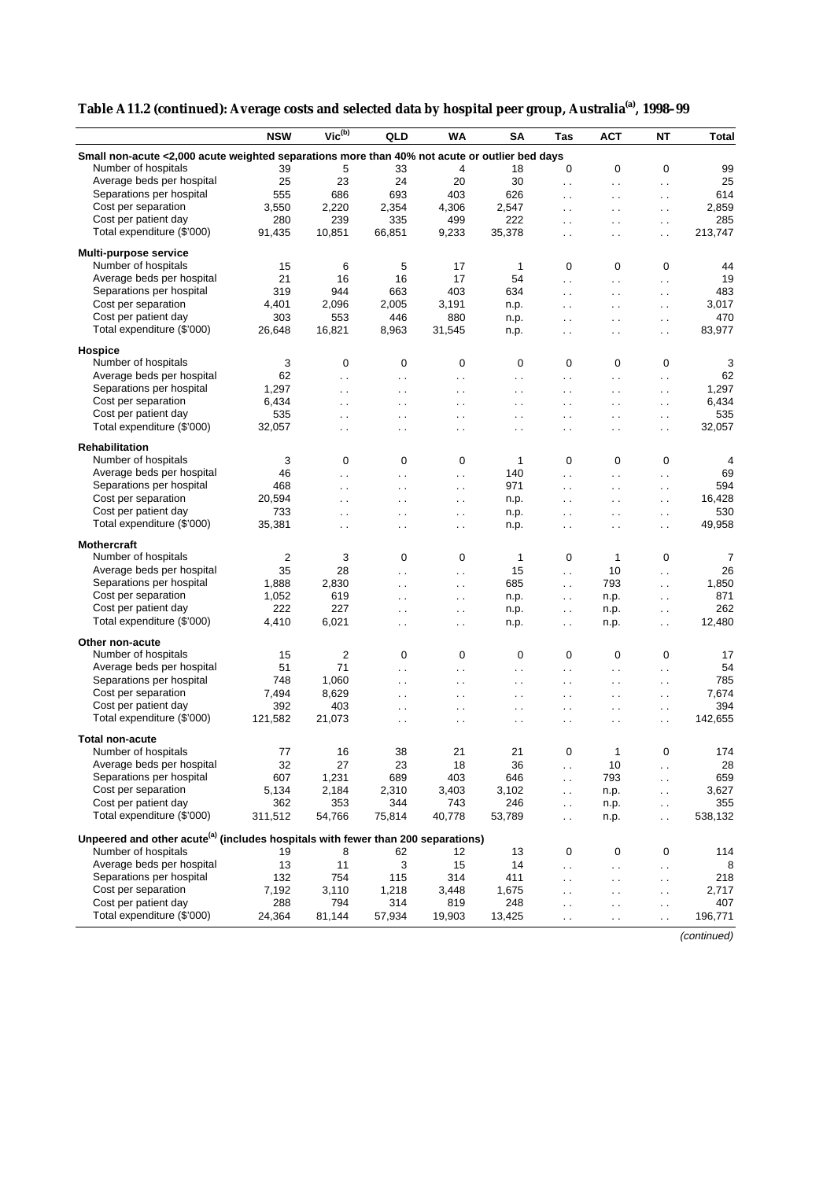**Table A11.2 (continued): Average costs and selected data by hospital peer group, Australia[(a)], 1998–99**

| | NSW | Vic[(b)] | QLD | WA | SA | Tas | ACT | NT | Total |
|---|---|---|---|---|---|---|---|---|---|
| **Small non-acute <2,000 acute weighted separations more than 40% not acute or outlier bed days** | | | | | | | | | |
| Number of hospitals | 39 | 5 | 33 | 4 | 18 | 0 | 0 | 0 | 99 |
| Average beds per hospital | 25 | 23 | 24 | 20 | 30 | . . | . . | . . | 25 |
| Separations per hospital | 555 | 686 | 693 | 403 | 626 | . . | . . | . . | 614 |
| Cost per separation | 3,550 | 2,220 | 2,354 | 4,306 | 2,547 | . . | . . | . . | 2,859 |
| Cost per patient day | 280 | 239 | 335 | 499 | 222 | . . | . . | . . | 285 |
| Total expenditure ($'000) | 91,435 | 10,851 | 66,851 | 9,233 | 35,378 | . . | . . | . . | 213,747 |
| **Multi-purpose service** | | | | | | | | | |
| Number of hospitals | 15 | 6 | 5 | 17 | 1 | 0 | 0 | 0 | 44 |
| Average beds per hospital | 21 | 16 | 16 | 17 | 54 | . . | . . | . . | 19 |
| Separations per hospital | 319 | 944 | 663 | 403 | 634 | . . | . . | . . | 483 |
| Cost per separation | 4,401 | 2,096 | 2,005 | 3,191 | n.p. | . . | . . | . . | 3,017 |
| Cost per patient day | 303 | 553 | 446 | 880 | n.p. | . . | . . | . . | 470 |
| Total expenditure ($'000) | 26,648 | 16,821 | 8,963 | 31,545 | n.p. | . . | . . | . . | 83,977 |
| **Hospice** | | | | | | | | | |
| Number of hospitals | 3 | 0 | 0 | 0 | 0 | 0 | 0 | 0 | 3 |
| Average beds per hospital | 62 | . . | . . | . . | . . | . . | . . | . . | 62 |
| Separations per hospital | 1,297 | . . | . . | . . | . . | . . | . . | . . | 1,297 |
| Cost per separation | 6,434 | . . | . . | . . | . . | . . | . . | . . | 6,434 |
| Cost per patient day | 535 | . . | . . | . . | . . | . . | . . | . . | 535 |
| Total expenditure ($'000) | 32,057 | . . | . . | . . | . . | . . | . . | . . | 32,057 |
| **Rehabilitation** | | | | | | | | | |
| Number of hospitals | 3 | 0 | 0 | 0 | 1 | 0 | 0 | 0 | 4 |
| Average beds per hospital | 46 | . . | . . | . . | 140 | . . | . . | . . | 69 |
| Separations per hospital | 468 | . . | . . | . . | 971 | . . | . . | . . | 594 |
| Cost per separation | 20,594 | . . | . . | . . | n.p. | . . | . . | . . | 16,428 |
| Cost per patient day | 733 | . . | . . | . . | n.p. | . . | . . | . . | 530 |
| Total expenditure ($'000) | 35,381 | . . | . . | . . | n.p. | . . | . . | . . | 49,958 |
| **Mothercraft** | | | | | | | | | |
| Number of hospitals | 2 | 3 | 0 | 0 | 1 | 0 | 1 | 0 | 7 |
| Average beds per hospital | 35 | 28 | . . | . . | 15 | . . | 10 | . . | 26 |
| Separations per hospital | 1,888 | 2,830 | . . | . . | 685 | . . | 793 | . . | 1,850 |
| Cost per separation | 1,052 | 619 | . . | . . | n.p. | . . | n.p. | . . | 871 |
| Cost per patient day | 222 | 227 | . . | . . | n.p. | . . | n.p. | . . | 262 |
| Total expenditure ($'000) | 4,410 | 6,021 | . . | . . | n.p. | . . | n.p. | . . | 12,480 |
| **Other non-acute** | | | | | | | | | |
| Number of hospitals | 15 | 2 | 0 | 0 | 0 | 0 | 0 | 0 | 17 |
| Average beds per hospital | 51 | 71 | . . | . . | . . | . . | . . | . . | 54 |
| Separations per hospital | 748 | 1,060 | . . | . . | . . | . . | . . | . . | 785 |
| Cost per separation | 7,494 | 8,629 | . . | . . | . . | . . | . . | . . | 7,674 |
| Cost per patient day | 392 | 403 | . . | . . | . . | . . | . . | . . | 394 |
| Total expenditure ($'000) | 121,582 | 21,073 | . . | . . | . . | . . | . . | . . | 142,655 |
| **Total non-acute** | | | | | | | | | |
| Number of hospitals | 77 | 16 | 38 | 21 | 21 | 0 | 1 | 0 | 174 |
| Average beds per hospital | 32 | 27 | 23 | 18 | 36 | . . | 10 | . . | 28 |
| Separations per hospital | 607 | 1,231 | 689 | 403 | 646 | . . | 793 | . . | 659 |
| Cost per separation | 5,134 | 2,184 | 2,310 | 3,403 | 3,102 | . . | n.p. | . . | 3,627 |
| Cost per patient day | 362 | 353 | 344 | 743 | 246 | . . | n.p. | . . | 355 |
| Total expenditure ($'000) | 311,512 | 54,766 | 75,814 | 40,778 | 53,789 | . . | n.p. | . . | 538,132 |
| **Unpeered and other acute[(a)] (includes hospitals with fewer than 200 separations)** | | | | | | | | | |
| Number of hospitals | 19 | 8 | 62 | 12 | 13 | 0 | 0 | 0 | 114 |
| Average beds per hospital | 13 | 11 | 3 | 15 | 14 | . . | . . | . . | 8 |
| Separations per hospital | 132 | 754 | 115 | 314 | 411 | . . | . . | . . | 218 |
| Cost per separation | 7,192 | 3,110 | 1,218 | 3,448 | 1,675 | . . | . . | . . | 2,717 |
| Cost per patient day | 288 | 794 | 314 | 819 | 248 | . . | . . | . . | 407 |
| Total expenditure ($'000) | 24,364 | 81,144 | 57,934 | 19,903 | 13,425 | . . | . . | . . | 196,771 |

*(continued)*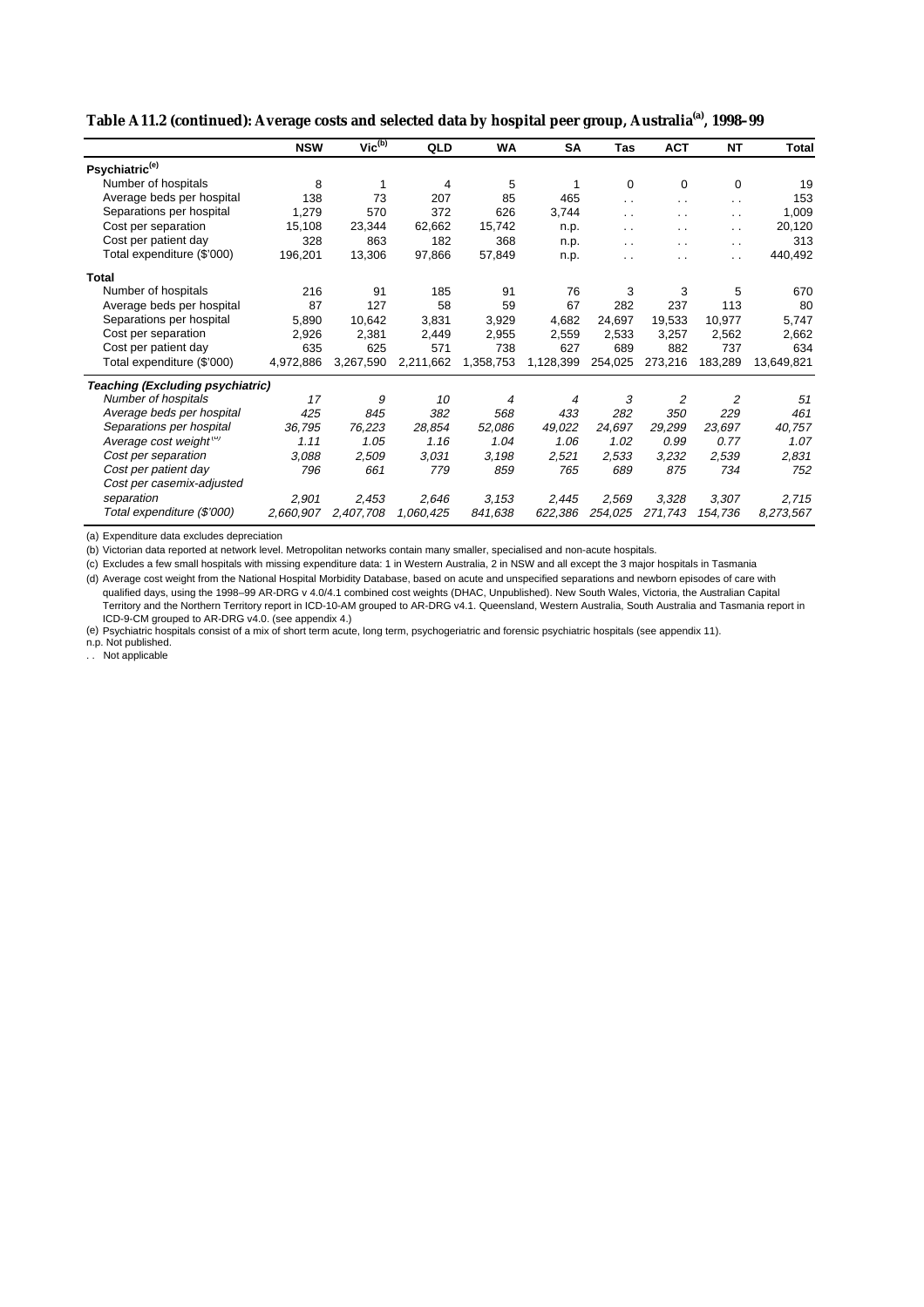**Table A11.2 (continued): Average costs and selected data by hospital peer group, Australia[a], 1998–99**

| | NSW | Vic[b] | QLD | WA | SA | Tas | ACT | NT | Total |
|---|---|---|---|---|---|---|---|---|---|
| **Psychiatric[e]** | | | | | | | | | |
| Number of hospitals | 8 | 1 | 4 | 5 | 1 | 0 | 0 | 0 | 19 |
| Average beds per hospital | 138 | 73 | 207 | 85 | 465 | . . | . . | . . | 153 |
| Separations per hospital | 1,279 | 570 | 372 | 626 | 3,744 | . . | . . | . . | 1,009 |
| Cost per separation | 15,108 | 23,344 | 62,662 | 15,742 | n.p. | . . | . . | . . | 20,120 |
| Cost per patient day | 328 | 863 | 182 | 368 | n.p. | . . | . . | . . | 313 |
| Total expenditure ($'000) | 196,201 | 13,306 | 97,866 | 57,849 | n.p. | . . | . . | . . | 440,492 |
| **Total** | | | | | | | | | |
| Number of hospitals | 216 | 91 | 185 | 91 | 76 | 3 | 3 | 5 | 670 |
| Average beds per hospital | 87 | 127 | 58 | 59 | 67 | 282 | 237 | 113 | 80 |
| Separations per hospital | 5,890 | 10,642 | 3,831 | 3,929 | 4,682 | 24,697 | 19,533 | 10,977 | 5,747 |
| Cost per separation | 2,926 | 2,381 | 2,449 | 2,955 | 2,559 | 2,533 | 3,257 | 2,562 | 2,662 |
| Cost per patient day | 635 | 625 | 571 | 738 | 627 | 689 | 882 | 737 | 634 |
| Total expenditure ($'000) | 4,972,886 | 3,267,590 | 2,211,662 | 1,358,753 | 1,128,399 | 254,025 | 273,216 | 183,289 | 13,649,821 |
| ***Teaching (Excluding psychiatric)*** | | | | | | | | | |
| *Number of hospitals* | *17* | *9* | *10* | *4* | *4* | *3* | *2* | *2* | *51* |
| *Average beds per hospital* | *425* | *845* | *382* | *568* | *433* | *282* | *350* | *229* | *461* |
| *Separations per hospital* | *36,795* | *76,223* | *28,854* | *52,086* | *49,022* | *24,697* | *29,299* | *23,697* | *40,757* |
| *Average cost weight[d]* | *1.11* | *1.05* | *1.16* | *1.04* | *1.06* | *1.02* | *0.99* | *0.77* | *1.07* |
| *Cost per separation* | *3,088* | *2,509* | *3,031* | *3,198* | *2,521* | *2,533* | *3,232* | *2,539* | *2,831* |
| *Cost per patient day* | *796* | *661* | *779* | *859* | *765* | *689* | *875* | *734* | *752* |
| *Cost per casemix-adjusted separation* | *2,901* | *2,453* | *2,646* | *3,153* | *2,445* | *2,569* | *3,328* | *3,307* | *2,715* |
| *Total expenditure ($'000)* | *2,660,907* | *2,407,708* | *1,060,425* | *841,638* | *622,386* | *254,025* | *271,743* | *154,736* | *8,273,567* |

(a) Expenditure data excludes depreciation

(b) Victorian data reported at network level. Metropolitan networks contain many smaller, specialised and non-acute hospitals.

(c) Excludes a few small hospitals with missing expenditure data: 1 in Western Australia, 2 in NSW and all except the 3 major hospitals in Tasmania

(d) Average cost weight from the National Hospital Morbidity Database, based on acute and unspecified separations and newborn episodes of care with qualified days, using the 1998–99 AR-DRG v 4.0/4.1 combined cost weights (DHAC, Unpublished). New South Wales, Victoria, the Australian Capital Territory and the Northern Territory report in ICD-10-AM grouped to AR-DRG v4.1. Queensland, Western Australia, South Australia and Tasmania report in ICD-9-CM grouped to AR-DRG v4.0. (see appendix 4.)

(e) Psychiatric hospitals consist of a mix of short term acute, long term, psychogeriatric and forensic psychiatric hospitals (see appendix 11).

n.p. Not published.

. . Not applicable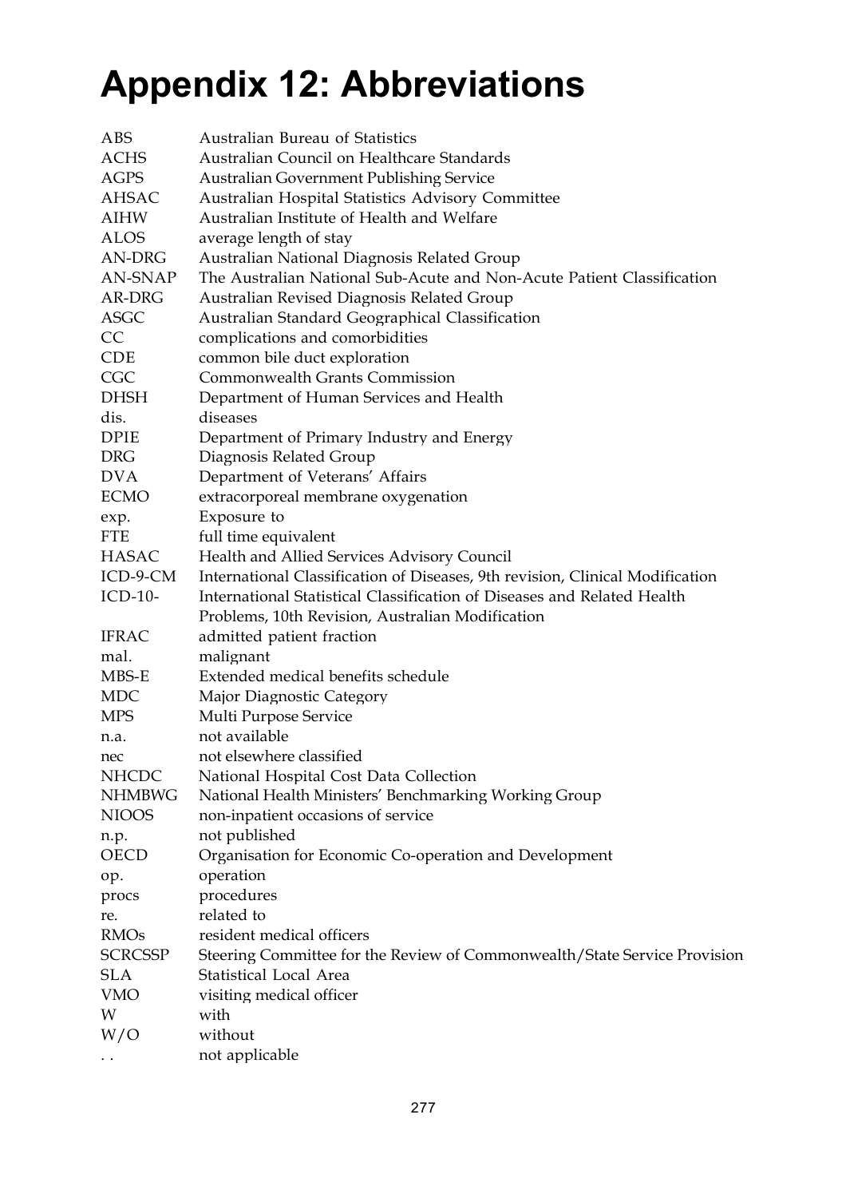# Appendix 12: Abbreviations

| | |
|---|---|
| ABS | Australian Bureau of Statistics |
| ACHS | Australian Council on Healthcare Standards |
| AGPS | Australian Government Publishing Service |
| AHSAC | Australian Hospital Statistics Advisory Committee |
| AIHW | Australian Institute of Health and Welfare |
| ALOS | average length of stay |
| AN-DRG | Australian National Diagnosis Related Group |
| AN-SNAP | The Australian National Sub-Acute and Non-Acute Patient Classification |
| AR-DRG | Australian Revised Diagnosis Related Group |
| ASGC | Australian Standard Geographical Classification |
| CC | complications and comorbidities |
| CDE | common bile duct exploration |
| CGC | Commonwealth Grants Commission |
| DHSH | Department of Human Services and Health |
| dis. | diseases |
| DPIE | Department of Primary Industry and Energy |
| DRG | Diagnosis Related Group |
| DVA | Department of Veterans' Affairs |
| ECMO | extracorporeal membrane oxygenation |
| exp. | Exposure to |
| FTE | full time equivalent |
| HASAC | Health and Allied Services Advisory Council |
| ICD-9-CM | International Classification of Diseases, 9th revision, Clinical Modification |
| ICD-10- | International Statistical Classification of Diseases and Related Health Problems, 10th Revision, Australian Modification |
| IFRAC | admitted patient fraction |
| mal. | malignant |
| MBS-E | Extended medical benefits schedule |
| MDC | Major Diagnostic Category |
| MPS | Multi Purpose Service |
| n.a. | not available |
| nec | not elsewhere classified |
| NHCDC | National Hospital Cost Data Collection |
| NHMBWG | National Health Ministers' Benchmarking Working Group |
| NIOOS | non-inpatient occasions of service |
| n.p. | not published |
| OECD | Organisation for Economic Co-operation and Development |
| op. | operation |
| procs | procedures |
| re. | related to |
| RMOs | resident medical officers |
| SCRCSSP | Steering Committee for the Review of Commonwealth/State Service Provision |
| SLA | Statistical Local Area |
| VMO | visiting medical officer |
| W | with |
| W/O | without |
| . . | not applicable |